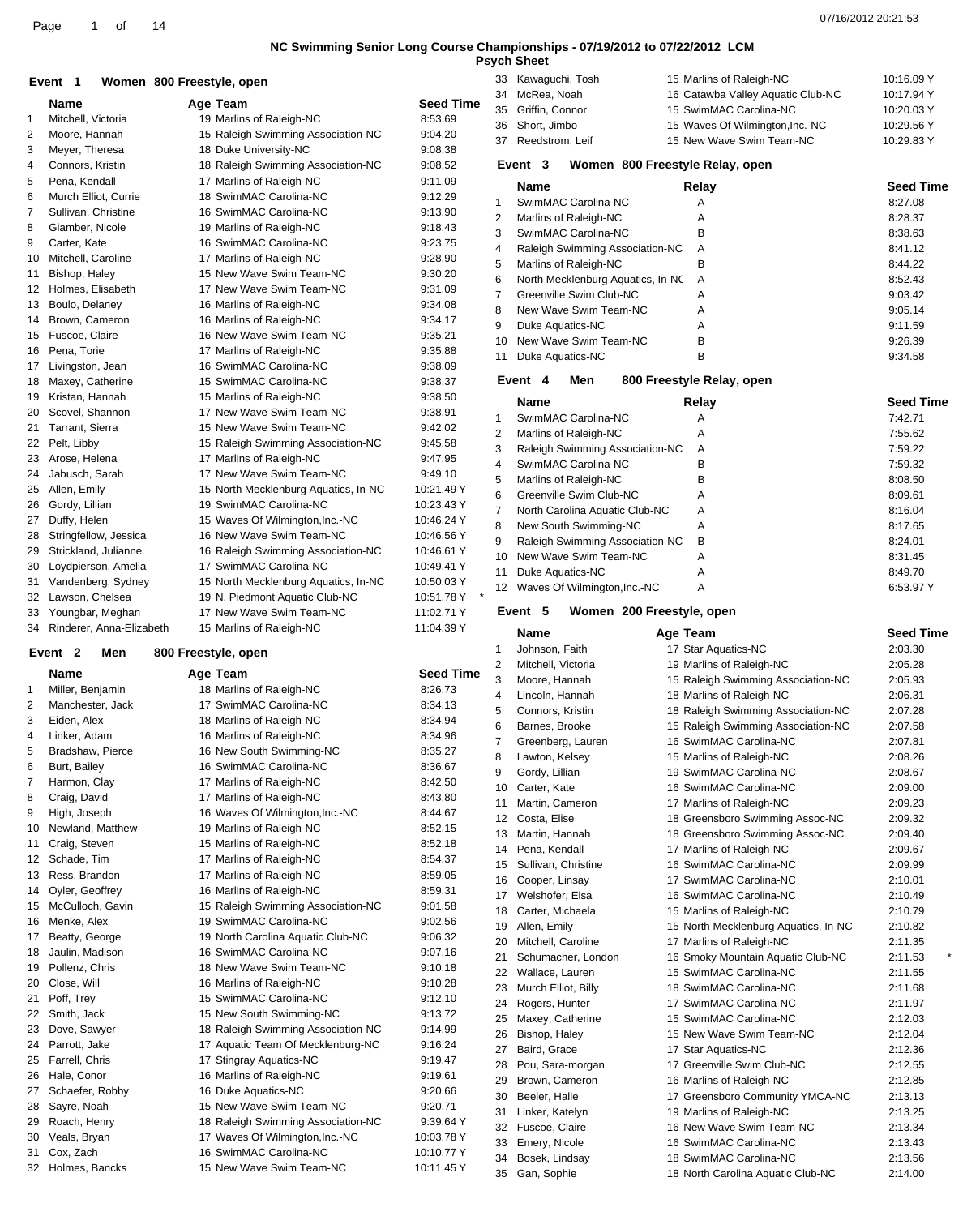# NC Swimming Senior Long Course Championships - 07/19/2012 to 07/22/2012 LCM

## Psych Sheet

### Event 1 Women 800 Freestyle, open

| | Name | Age | Team | Seed Time |
|---|---|---|---|---|
| 1 | Mitchell, Victoria | 19 | Marlins of Raleigh-NC | 8:53.69 |
| 2 | Moore, Hannah | 15 | Raleigh Swimming Association-NC | 9:04.20 |
| 3 | Meyer, Theresa | 18 | Duke University-NC | 9:08.38 |
| 4 | Connors, Kristin | 18 | Raleigh Swimming Association-NC | 9:08.52 |
| 5 | Pena, Kendall | 17 | Marlins of Raleigh-NC | 9:11.09 |
| 6 | Murch Elliot, Currie | 18 | SwimMAC Carolina-NC | 9:12.29 |
| 7 | Sullivan, Christine | 16 | SwimMAC Carolina-NC | 9:13.90 |
| 8 | Giamber, Nicole | 19 | Marlins of Raleigh-NC | 9:18.43 |
| 9 | Carter, Kate | 16 | SwimMAC Carolina-NC | 9:23.75 |
| 10 | Mitchell, Caroline | 17 | Marlins of Raleigh-NC | 9:28.90 |
| 11 | Bishop, Haley | 15 | New Wave Swim Team-NC | 9:30.20 |
| 12 | Holmes, Elisabeth | 17 | New Wave Swim Team-NC | 9:31.09 |
| 13 | Boulo, Delaney | 16 | Marlins of Raleigh-NC | 9:34.08 |
| 14 | Brown, Cameron | 16 | Marlins of Raleigh-NC | 9:34.17 |
| 15 | Fuscoe, Claire | 16 | New Wave Swim Team-NC | 9:35.21 |
| 16 | Pena, Torie | 17 | Marlins of Raleigh-NC | 9:35.88 |
| 17 | Livingston, Jean | 16 | SwimMAC Carolina-NC | 9:38.09 |
| 18 | Maxey, Catherine | 15 | SwimMAC Carolina-NC | 9:38.37 |
| 19 | Kristan, Hannah | 15 | Marlins of Raleigh-NC | 9:38.50 |
| 20 | Scovel, Shannon | 17 | New Wave Swim Team-NC | 9:38.91 |
| 21 | Tarrant, Sierra | 15 | New Wave Swim Team-NC | 9:42.02 |
| 22 | Pelt, Libby | 15 | Raleigh Swimming Association-NC | 9:45.58 |
| 23 | Arose, Helena | 17 | Marlins of Raleigh-NC | 9:47.95 |
| 24 | Jabusch, Sarah | 17 | New Wave Swim Team-NC | 9:49.10 |
| 25 | Allen, Emily | 15 | North Mecklenburg Aquatics, In-NC | 10:21.49 Y |
| 26 | Gordy, Lillian | 19 | SwimMAC Carolina-NC | 10:23.43 Y |
| 27 | Duffy, Helen | 15 | Waves Of Wilmington,Inc.-NC | 10:46.24 Y |
| 28 | Stringfellow, Jessica | 16 | New Wave Swim Team-NC | 10:46.56 Y |
| 29 | Strickland, Julianne | 16 | Raleigh Swimming Association-NC | 10:46.61 Y |
| 30 | Loydpierson, Amelia | 17 | SwimMAC Carolina-NC | 10:49.41 Y |
| 31 | Vandenberg, Sydney | 15 | North Mecklenburg Aquatics, In-NC | 10:50.03 Y |
| 32 | Lawson, Chelsea | 19 | N. Piedmont Aquatic Club-NC | 10:51.78 Y * |
| 33 | Youngbar, Meghan | 17 | New Wave Swim Team-NC | 11:02.71 Y |
| 34 | Rinderer, Anna-Elizabeth | 15 | Marlins of Raleigh-NC | 11:04.39 Y |

### Event 2 Men 800 Freestyle, open

| | Name | Age | Team | Seed Time |
|---|---|---|---|---|
| 1 | Miller, Benjamin | 18 | Marlins of Raleigh-NC | 8:26.73 |
| 2 | Manchester, Jack | 17 | SwimMAC Carolina-NC | 8:34.13 |
| 3 | Eiden, Alex | 18 | Marlins of Raleigh-NC | 8:34.94 |
| 4 | Linker, Adam | 16 | Marlins of Raleigh-NC | 8:34.96 |
| 5 | Bradshaw, Pierce | 16 | New South Swimming-NC | 8:35.27 |
| 6 | Burt, Bailey | 16 | SwimMAC Carolina-NC | 8:36.67 |
| 7 | Harmon, Clay | 17 | Marlins of Raleigh-NC | 8:42.50 |
| 8 | Craig, David | 17 | Marlins of Raleigh-NC | 8:43.80 |
| 9 | High, Joseph | 16 | Waves Of Wilmington,Inc.-NC | 8:44.67 |
| 10 | Newland, Matthew | 19 | Marlins of Raleigh-NC | 8:52.15 |
| 11 | Craig, Steven | 15 | Marlins of Raleigh-NC | 8:52.18 |
| 12 | Schade, Tim | 17 | Marlins of Raleigh-NC | 8:54.37 |
| 13 | Ress, Brandon | 17 | Marlins of Raleigh-NC | 8:59.05 |
| 14 | Oyler, Geoffrey | 16 | Marlins of Raleigh-NC | 8:59.31 |
| 15 | McCulloch, Gavin | 15 | Raleigh Swimming Association-NC | 9:01.58 |
| 16 | Menke, Alex | 19 | SwimMAC Carolina-NC | 9:02.56 |
| 17 | Beatty, George | 19 | North Carolina Aquatic Club-NC | 9:06.32 |
| 18 | Jaulin, Madison | 16 | SwimMAC Carolina-NC | 9:07.16 |
| 19 | Pollenz, Chris | 18 | New Wave Swim Team-NC | 9:10.18 |
| 20 | Close, Will | 16 | Marlins of Raleigh-NC | 9:10.28 |
| 21 | Poff, Trey | 15 | SwimMAC Carolina-NC | 9:12.10 |
| 22 | Smith, Jack | 15 | New South Swimming-NC | 9:13.72 |
| 23 | Dove, Sawyer | 18 | Raleigh Swimming Association-NC | 9:14.99 |
| 24 | Parrott, Jake | 17 | Aquatic Team Of Mecklenburg-NC | 9:16.24 |
| 25 | Farrell, Chris | 17 | Stingray Aquatics-NC | 9:19.47 |
| 26 | Hale, Conor | 16 | Marlins of Raleigh-NC | 9:19.61 |
| 27 | Schaefer, Robby | 16 | Duke Aquatics-NC | 9:20.66 |
| 28 | Sayre, Noah | 15 | New Wave Swim Team-NC | 9:20.71 |
| 29 | Roach, Henry | 18 | Raleigh Swimming Association-NC | 9:39.64 Y |
| 30 | Veals, Bryan | 17 | Waves Of Wilmington,Inc.-NC | 10:03.78 Y |
| 31 | Cox, Zach | 16 | SwimMAC Carolina-NC | 10:10.77 Y |
| 32 | Holmes, Bancks | 15 | New Wave Swim Team-NC | 10:11.45 Y |
| 33 | Kawaguchi, Tosh | 15 | Marlins of Raleigh-NC | 10:16.09 Y |
| 34 | McRea, Noah | 16 | Catawba Valley Aquatic Club-NC | 10:17.94 Y |
| 35 | Griffin, Connor | 15 | SwimMAC Carolina-NC | 10:20.03 Y |
| 36 | Short, Jimbo | 15 | Waves Of Wilmington,Inc.-NC | 10:29.56 Y |
| 37 | Reedstrom, Leif | 15 | New Wave Swim Team-NC | 10:29.83 Y |

### Event 3 Women 800 Freestyle Relay, open

| | Name | Relay | Seed Time |
|---|---|---|---|
| 1 | SwimMAC Carolina-NC | A | 8:27.08 |
| 2 | Marlins of Raleigh-NC | A | 8:28.37 |
| 3 | SwimMAC Carolina-NC | B | 8:38.63 |
| 4 | Raleigh Swimming Association-NC | A | 8:41.12 |
| 5 | Marlins of Raleigh-NC | B | 8:44.22 |
| 6 | North Mecklenburg Aquatics, In-NC | A | 8:52.43 |
| 7 | Greenville Swim Club-NC | A | 9:03.42 |
| 8 | New Wave Swim Team-NC | A | 9:05.14 |
| 9 | Duke Aquatics-NC | A | 9:11.59 |
| 10 | New Wave Swim Team-NC | B | 9:26.39 |
| 11 | Duke Aquatics-NC | B | 9:34.58 |

### Event 4 Men 800 Freestyle Relay, open

| | Name | Relay | Seed Time |
|---|---|---|---|
| 1 | SwimMAC Carolina-NC | A | 7:42.71 |
| 2 | Marlins of Raleigh-NC | A | 7:55.62 |
| 3 | Raleigh Swimming Association-NC | A | 7:59.22 |
| 4 | SwimMAC Carolina-NC | B | 7:59.32 |
| 5 | Marlins of Raleigh-NC | B | 8:08.50 |
| 6 | Greenville Swim Club-NC | A | 8:09.61 |
| 7 | North Carolina Aquatic Club-NC | A | 8:16.04 |
| 8 | New South Swimming-NC | A | 8:17.65 |
| 9 | Raleigh Swimming Association-NC | B | 8:24.01 |
| 10 | New Wave Swim Team-NC | A | 8:31.45 |
| 11 | Duke Aquatics-NC | A | 8:49.70 |
| 12 | Waves Of Wilmington,Inc.-NC | A | 6:53.97 Y |

### Event 5 Women 200 Freestyle, open

| | Name | Age | Team | Seed Time |
|---|---|---|---|---|
| 1 | Johnson, Faith | 17 | Star Aquatics-NC | 2:03.30 |
| 2 | Mitchell, Victoria | 19 | Marlins of Raleigh-NC | 2:05.28 |
| 3 | Moore, Hannah | 15 | Raleigh Swimming Association-NC | 2:05.93 |
| 4 | Lincoln, Hannah | 18 | Marlins of Raleigh-NC | 2:06.31 |
| 5 | Connors, Kristin | 18 | Raleigh Swimming Association-NC | 2:07.28 |
| 6 | Barnes, Brooke | 15 | Raleigh Swimming Association-NC | 2:07.58 |
| 7 | Greenberg, Lauren | 16 | SwimMAC Carolina-NC | 2:07.81 |
| 8 | Lawton, Kelsey | 15 | Marlins of Raleigh-NC | 2:08.26 |
| 9 | Gordy, Lillian | 19 | SwimMAC Carolina-NC | 2:08.67 |
| 10 | Carter, Kate | 16 | SwimMAC Carolina-NC | 2:09.00 |
| 11 | Martin, Cameron | 17 | Marlins of Raleigh-NC | 2:09.23 |
| 12 | Costa, Elise | 18 | Greensboro Swimming Assoc-NC | 2:09.32 |
| 13 | Martin, Hannah | 18 | Greensboro Swimming Assoc-NC | 2:09.40 |
| 14 | Pena, Kendall | 17 | Marlins of Raleigh-NC | 2:09.67 |
| 15 | Sullivan, Christine | 16 | SwimMAC Carolina-NC | 2:09.99 |
| 16 | Cooper, Linsay | 17 | SwimMAC Carolina-NC | 2:10.01 |
| 17 | Welshofer, Elsa | 16 | SwimMAC Carolina-NC | 2:10.49 |
| 18 | Carter, Michaela | 15 | Marlins of Raleigh-NC | 2:10.79 |
| 19 | Allen, Emily | 15 | North Mecklenburg Aquatics, In-NC | 2:10.82 |
| 20 | Mitchell, Caroline | 17 | Marlins of Raleigh-NC | 2:11.35 |
| 21 | Schumacher, London | 16 | Smoky Mountain Aquatic Club-NC | 2:11.53 * |
| 22 | Wallace, Lauren | 15 | SwimMAC Carolina-NC | 2:11.55 |
| 23 | Murch Elliot, Billy | 18 | SwimMAC Carolina-NC | 2:11.68 |
| 24 | Rogers, Hunter | 17 | SwimMAC Carolina-NC | 2:11.97 |
| 25 | Maxey, Catherine | 15 | SwimMAC Carolina-NC | 2:12.03 |
| 26 | Bishop, Haley | 15 | New Wave Swim Team-NC | 2:12.04 |
| 27 | Baird, Grace | 17 | Star Aquatics-NC | 2:12.36 |
| 28 | Pou, Sara-morgan | 17 | Greenville Swim Club-NC | 2:12.55 |
| 29 | Brown, Cameron | 16 | Marlins of Raleigh-NC | 2:12.85 |
| 30 | Beeler, Halle | 17 | Greensboro Community YMCA-NC | 2:13.13 |
| 31 | Linker, Katelyn | 19 | Marlins of Raleigh-NC | 2:13.25 |
| 32 | Fuscoe, Claire | 16 | New Wave Swim Team-NC | 2:13.34 |
| 33 | Emery, Nicole | 16 | SwimMAC Carolina-NC | 2:13.43 |
| 34 | Bosek, Lindsay | 18 | SwimMAC Carolina-NC | 2:13.56 |
| 35 | Gan, Sophie | 18 | North Carolina Aquatic Club-NC | 2:14.00 |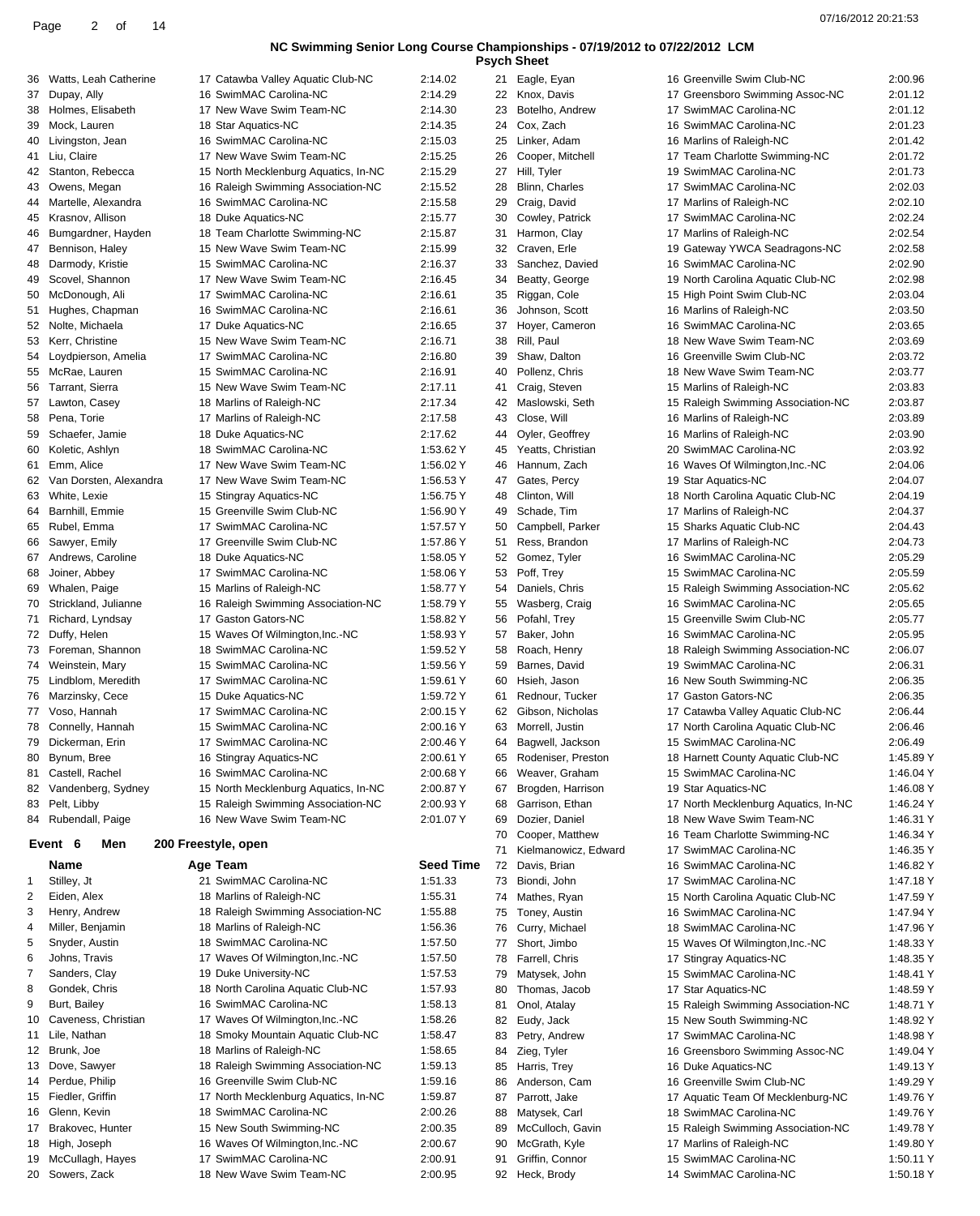## NC Swimming Senior Long Course Championships - 07/19/2012 to 07/22/2012 LCM

### Psych Sheet

| # | Name | Age | Team | Seed Time |
|---|---|---|---|---|
| 36 | Watts, Leah Catherine | 17 | Catawba Valley Aquatic Club-NC | 2:14.02 |
| 37 | Dupay, Ally | 16 | SwimMAC Carolina-NC | 2:14.29 |
| 38 | Holmes, Elisabeth | 17 | New Wave Swim Team-NC | 2:14.30 |
| 39 | Mock, Lauren | 18 | Star Aquatics-NC | 2:14.35 |
| 40 | Livingston, Jean | 16 | SwimMAC Carolina-NC | 2:15.03 |
| 41 | Liu, Claire | 17 | New Wave Swim Team-NC | 2:15.25 |
| 42 | Stanton, Rebecca | 15 | North Mecklenburg Aquatics, In-NC | 2:15.29 |
| 43 | Owens, Megan | 16 | Raleigh Swimming Association-NC | 2:15.52 |
| 44 | Martelle, Alexandra | 16 | SwimMAC Carolina-NC | 2:15.58 |
| 45 | Krasnov, Allison | 18 | Duke Aquatics-NC | 2:15.77 |
| 46 | Bumgardner, Hayden | 18 | Team Charlotte Swimming-NC | 2:15.87 |
| 47 | Bennison, Haley | 15 | New Wave Swim Team-NC | 2:15.99 |
| 48 | Darmody, Kristie | 15 | SwimMAC Carolina-NC | 2:16.37 |
| 49 | Scovel, Shannon | 17 | New Wave Swim Team-NC | 2:16.45 |
| 50 | McDonough, Ali | 17 | SwimMAC Carolina-NC | 2:16.61 |
| 51 | Hughes, Chapman | 16 | SwimMAC Carolina-NC | 2:16.61 |
| 52 | Nolte, Michaela | 17 | Duke Aquatics-NC | 2:16.65 |
| 53 | Kerr, Christine | 15 | New Wave Swim Team-NC | 2:16.71 |
| 54 | Loydpierson, Amelia | 17 | SwimMAC Carolina-NC | 2:16.80 |
| 55 | McRae, Lauren | 15 | SwimMAC Carolina-NC | 2:16.91 |
| 56 | Tarrant, Sierra | 15 | New Wave Swim Team-NC | 2:17.11 |
| 57 | Lawton, Casey | 18 | Marlins of Raleigh-NC | 2:17.34 |
| 58 | Pena, Torie | 17 | Marlins of Raleigh-NC | 2:17.58 |
| 59 | Schaefer, Jamie | 18 | Duke Aquatics-NC | 2:17.62 |
| 60 | Koletic, Ashlyn | 18 | SwimMAC Carolina-NC | 1:53.62 Y |
| 61 | Emm, Alice | 17 | New Wave Swim Team-NC | 1:56.02 Y |
| 62 | Van Dorsten, Alexandra | 17 | New Wave Swim Team-NC | 1:56.53 Y |
| 63 | White, Lexie | 15 | Stingray Aquatics-NC | 1:56.75 Y |
| 64 | Barnhill, Emmie | 15 | Greenville Swim Club-NC | 1:56.90 Y |
| 65 | Rubel, Emma | 17 | SwimMAC Carolina-NC | 1:57.57 Y |
| 66 | Sawyer, Emily | 17 | Greenville Swim Club-NC | 1:57.86 Y |
| 67 | Andrews, Caroline | 18 | Duke Aquatics-NC | 1:58.05 Y |
| 68 | Joiner, Abbey | 17 | SwimMAC Carolina-NC | 1:58.06 Y |
| 69 | Whalen, Paige | 15 | Marlins of Raleigh-NC | 1:58.77 Y |
| 70 | Strickland, Julianne | 16 | Raleigh Swimming Association-NC | 1:58.79 Y |
| 71 | Richard, Lyndsay | 17 | Gaston Gators-NC | 1:58.82 Y |
| 72 | Duffy, Helen | 15 | Waves Of Wilmington,Inc.-NC | 1:58.93 Y |
| 73 | Foreman, Shannon | 18 | SwimMAC Carolina-NC | 1:59.52 Y |
| 74 | Weinstein, Mary | 15 | SwimMAC Carolina-NC | 1:59.56 Y |
| 75 | Lindblom, Meredith | 17 | SwimMAC Carolina-NC | 1:59.61 Y |
| 76 | Marzinsky, Cece | 15 | Duke Aquatics-NC | 1:59.72 Y |
| 77 | Voso, Hannah | 17 | SwimMAC Carolina-NC | 2:00.15 Y |
| 78 | Connelly, Hannah | 15 | SwimMAC Carolina-NC | 2:00.16 Y |
| 79 | Dickerman, Erin | 17 | SwimMAC Carolina-NC | 2:00.46 Y |
| 80 | Bynum, Bree | 16 | Stingray Aquatics-NC | 2:00.61 Y |
| 81 | Castell, Rachel | 16 | SwimMAC Carolina-NC | 2:00.68 Y |
| 82 | Vandenberg, Sydney | 15 | North Mecklenburg Aquatics, In-NC | 2:00.87 Y |
| 83 | Pelt, Libby | 15 | Raleigh Swimming Association-NC | 2:00.93 Y |
| 84 | Rubendall, Paige | 16 | New Wave Swim Team-NC | 2:01.07 Y |

### Event 6 Men 200 Freestyle, open

| # | Name | Age | Team | Seed Time |
|---|---|---|---|---|
| 1 | Stilley, Jt | 21 | SwimMAC Carolina-NC | 1:51.33 |
| 2 | Eiden, Alex | 18 | Marlins of Raleigh-NC | 1:55.31 |
| 3 | Henry, Andrew | 18 | Raleigh Swimming Association-NC | 1:55.88 |
| 4 | Miller, Benjamin | 18 | Marlins of Raleigh-NC | 1:56.36 |
| 5 | Snyder, Austin | 18 | SwimMAC Carolina-NC | 1:57.50 |
| 6 | Johns, Travis | 17 | Waves Of Wilmington,Inc.-NC | 1:57.50 |
| 7 | Sanders, Clay | 19 | Duke University-NC | 1:57.53 |
| 8 | Gondek, Chris | 18 | North Carolina Aquatic Club-NC | 1:57.93 |
| 9 | Burt, Bailey | 16 | SwimMAC Carolina-NC | 1:58.13 |
| 10 | Caveness, Christian | 17 | Waves Of Wilmington,Inc.-NC | 1:58.26 |
| 11 | Lile, Nathan | 18 | Smoky Mountain Aquatic Club-NC | 1:58.47 |
| 12 | Brunk, Joe | 18 | Marlins of Raleigh-NC | 1:58.65 |
| 13 | Dove, Sawyer | 18 | Raleigh Swimming Association-NC | 1:59.13 |
| 14 | Perdue, Philip | 16 | Greenville Swim Club-NC | 1:59.16 |
| 15 | Fiedler, Griffin | 17 | North Mecklenburg Aquatics, In-NC | 1:59.87 |
| 16 | Glenn, Kevin | 18 | SwimMAC Carolina-NC | 2:00.26 |
| 17 | Brakovec, Hunter | 15 | New South Swimming-NC | 2:00.35 |
| 18 | High, Joseph | 16 | Waves Of Wilmington,Inc.-NC | 2:00.67 |
| 19 | McCullagh, Hayes | 17 | SwimMAC Carolina-NC | 2:00.91 |
| 20 | Sowers, Zack | 18 | New Wave Swim Team-NC | 2:00.95 |
| 21 | Eagle, Eyan | 16 | Greenville Swim Club-NC | 2:00.96 |
| 22 | Knox, Davis | 17 | Greensboro Swimming Assoc-NC | 2:01.12 |
| 23 | Botelho, Andrew | 17 | SwimMAC Carolina-NC | 2:01.12 |
| 24 | Cox, Zach | 16 | SwimMAC Carolina-NC | 2:01.23 |
| 25 | Linker, Adam | 16 | Marlins of Raleigh-NC | 2:01.42 |
| 26 | Cooper, Mitchell | 17 | Team Charlotte Swimming-NC | 2:01.72 |
| 27 | Hill, Tyler | 19 | SwimMAC Carolina-NC | 2:01.73 |
| 28 | Blinn, Charles | 17 | SwimMAC Carolina-NC | 2:02.03 |
| 29 | Craig, David | 17 | Marlins of Raleigh-NC | 2:02.10 |
| 30 | Cowley, Patrick | 17 | SwimMAC Carolina-NC | 2:02.24 |
| 31 | Harmon, Clay | 17 | Marlins of Raleigh-NC | 2:02.54 |
| 32 | Craven, Erle | 19 | Gateway YWCA Seadragons-NC | 2:02.58 |
| 33 | Sanchez, Davied | 16 | SwimMAC Carolina-NC | 2:02.90 |
| 34 | Beatty, George | 19 | North Carolina Aquatic Club-NC | 2:02.98 |
| 35 | Riggan, Cole | 15 | High Point Swim Club-NC | 2:03.04 |
| 36 | Johnson, Scott | 16 | Marlins of Raleigh-NC | 2:03.50 |
| 37 | Hoyer, Cameron | 16 | SwimMAC Carolina-NC | 2:03.65 |
| 38 | Rill, Paul | 18 | New Wave Swim Team-NC | 2:03.69 |
| 39 | Shaw, Dalton | 16 | Greenville Swim Club-NC | 2:03.72 |
| 40 | Pollenz, Chris | 18 | New Wave Swim Team-NC | 2:03.77 |
| 41 | Craig, Steven | 15 | Marlins of Raleigh-NC | 2:03.83 |
| 42 | Maslowski, Seth | 15 | Raleigh Swimming Association-NC | 2:03.87 |
| 43 | Close, Will | 16 | Marlins of Raleigh-NC | 2:03.89 |
| 44 | Oyler, Geoffrey | 16 | Marlins of Raleigh-NC | 2:03.90 |
| 45 | Yeatts, Christian | 20 | SwimMAC Carolina-NC | 2:03.92 |
| 46 | Hannum, Zach | 16 | Waves Of Wilmington,Inc.-NC | 2:04.06 |
| 47 | Gates, Percy | 19 | Star Aquatics-NC | 2:04.07 |
| 48 | Clinton, Will | 18 | North Carolina Aquatic Club-NC | 2:04.19 |
| 49 | Schade, Tim | 17 | Marlins of Raleigh-NC | 2:04.37 |
| 50 | Campbell, Parker | 15 | Sharks Aquatic Club-NC | 2:04.43 |
| 51 | Ress, Brandon | 17 | Marlins of Raleigh-NC | 2:04.73 |
| 52 | Gomez, Tyler | 16 | SwimMAC Carolina-NC | 2:05.29 |
| 53 | Poff, Trey | 15 | SwimMAC Carolina-NC | 2:05.59 |
| 54 | Daniels, Chris | 15 | Raleigh Swimming Association-NC | 2:05.62 |
| 55 | Wasberg, Craig | 16 | SwimMAC Carolina-NC | 2:05.65 |
| 56 | Pofahl, Trey | 15 | Greenville Swim Club-NC | 2:05.77 |
| 57 | Baker, John | 16 | SwimMAC Carolina-NC | 2:05.95 |
| 58 | Roach, Henry | 18 | Raleigh Swimming Association-NC | 2:06.07 |
| 59 | Barnes, David | 19 | SwimMAC Carolina-NC | 2:06.31 |
| 60 | Hsieh, Jason | 16 | New South Swimming-NC | 2:06.35 |
| 61 | Rednour, Tucker | 17 | Gaston Gators-NC | 2:06.35 |
| 62 | Gibson, Nicholas | 17 | Catawba Valley Aquatic Club-NC | 2:06.44 |
| 63 | Morrell, Justin | 17 | North Carolina Aquatic Club-NC | 2:06.46 |
| 64 | Bagwell, Jackson | 15 | SwimMAC Carolina-NC | 2:06.49 |
| 65 | Rodeniser, Preston | 18 | Harnett County Aquatic Club-NC | 1:45.89 Y |
| 66 | Weaver, Graham | 15 | SwimMAC Carolina-NC | 1:46.04 Y |
| 67 | Brogden, Harrison | 19 | Star Aquatics-NC | 1:46.08 Y |
| 68 | Garrison, Ethan | 17 | North Mecklenburg Aquatics, In-NC | 1:46.24 Y |
| 69 | Dozier, Daniel | 18 | New Wave Swim Team-NC | 1:46.31 Y |
| 70 | Cooper, Matthew | 16 | Team Charlotte Swimming-NC | 1:46.34 Y |
| 71 | Kielmanowicz, Edward | 17 | SwimMAC Carolina-NC | 1:46.35 Y |
| 72 | Davis, Brian | 16 | SwimMAC Carolina-NC | 1:46.82 Y |
| 73 | Biondi, John | 17 | SwimMAC Carolina-NC | 1:47.18 Y |
| 74 | Mathes, Ryan | 15 | North Carolina Aquatic Club-NC | 1:47.59 Y |
| 75 | Toney, Austin | 16 | SwimMAC Carolina-NC | 1:47.94 Y |
| 76 | Curry, Michael | 18 | SwimMAC Carolina-NC | 1:47.96 Y |
| 77 | Short, Jimbo | 15 | Waves Of Wilmington,Inc.-NC | 1:48.33 Y |
| 78 | Farrell, Chris | 17 | Stingray Aquatics-NC | 1:48.35 Y |
| 79 | Matysek, John | 15 | SwimMAC Carolina-NC | 1:48.41 Y |
| 80 | Thomas, Jacob | 17 | Star Aquatics-NC | 1:48.59 Y |
| 81 | Onol, Atalay | 15 | Raleigh Swimming Association-NC | 1:48.71 Y |
| 82 | Eudy, Jack | 15 | New South Swimming-NC | 1:48.92 Y |
| 83 | Petry, Andrew | 17 | SwimMAC Carolina-NC | 1:48.98 Y |
| 84 | Zieg, Tyler | 16 | Greensboro Swimming Assoc-NC | 1:49.04 Y |
| 85 | Harris, Trey | 16 | Duke Aquatics-NC | 1:49.13 Y |
| 86 | Anderson, Cam | 16 | Greenville Swim Club-NC | 1:49.29 Y |
| 87 | Parrott, Jake | 17 | Aquatic Team Of Mecklenburg-NC | 1:49.76 Y |
| 88 | Matysek, Carl | 18 | SwimMAC Carolina-NC | 1:49.76 Y |
| 89 | McCulloch, Gavin | 15 | Raleigh Swimming Association-NC | 1:49.78 Y |
| 90 | McGrath, Kyle | 17 | Marlins of Raleigh-NC | 1:49.80 Y |
| 91 | Griffin, Connor | 15 | SwimMAC Carolina-NC | 1:50.11 Y |
| 92 | Heck, Brody | 14 | SwimMAC Carolina-NC | 1:50.18 Y |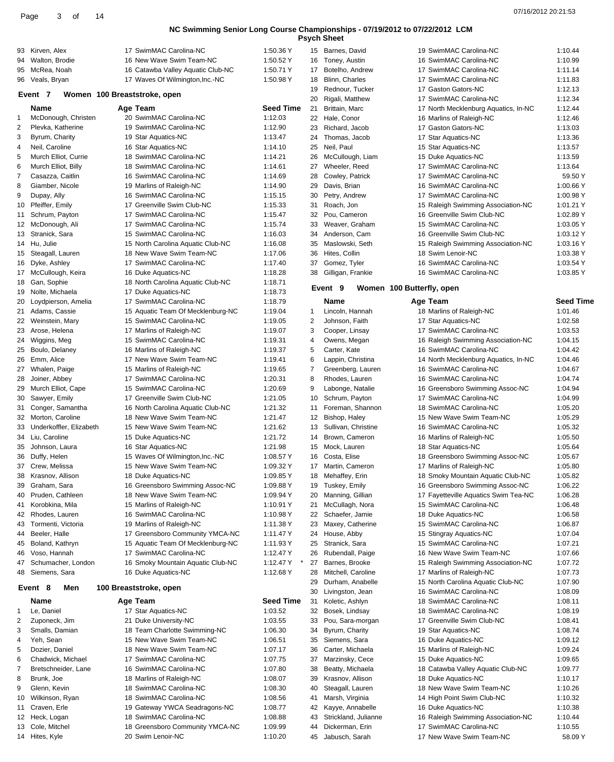## NC Swimming Senior Long Course Championships - 07/19/2012 to 07/22/2012 LCM

### Psych Sheet

| | Name | Age | Team | Seed Time |
|---|---|---|---|---|
| 93 | Kirven, Alex | 17 | SwimMAC Carolina-NC | 1:50.36 Y |
| 94 | Walton, Brodie | 16 | New Wave Swim Team-NC | 1:50.52 Y |
| 95 | McRea, Noah | 16 | Catawba Valley Aquatic Club-NC | 1:50.71 Y |
| 96 | Veals, Bryan | 17 | Waves Of Wilmington,Inc.-NC | 1:50.98 Y |

### Event 7 Women 100 Breaststroke, open

| | Name | Age | Team | Seed Time |
|---|---|---|---|---|
| 1 | McDonough, Christen | 20 | SwimMAC Carolina-NC | 1:12.03 |
| 2 | Plevka, Katherine | 19 | SwimMAC Carolina-NC | 1:12.90 |
| 3 | Byrum, Charity | 19 | Star Aquatics-NC | 1:13.47 |
| 4 | Neil, Caroline | 16 | Star Aquatics-NC | 1:14.10 |
| 5 | Murch Elliot, Currie | 18 | SwimMAC Carolina-NC | 1:14.21 |
| 6 | Murch Elliot, Billy | 18 | SwimMAC Carolina-NC | 1:14.61 |
| 7 | Casazza, Caitlin | 16 | SwimMAC Carolina-NC | 1:14.69 |
| 8 | Giamber, Nicole | 19 | Marlins of Raleigh-NC | 1:14.90 |
| 9 | Dupay, Ally | 16 | SwimMAC Carolina-NC | 1:15.15 |
| 10 | Pfeiffer, Emily | 17 | Greenville Swim Club-NC | 1:15.33 |
| 11 | Schrum, Payton | 17 | SwimMAC Carolina-NC | 1:15.47 |
| 12 | McDonough, Ali | 17 | SwimMAC Carolina-NC | 1:15.74 |
| 13 | Stranick, Sara | 15 | SwimMAC Carolina-NC | 1:16.03 |
| 14 | Hu, Julie | 15 | North Carolina Aquatic Club-NC | 1:16.08 |
| 15 | Steagall, Lauren | 18 | New Wave Swim Team-NC | 1:17.06 |
| 16 | Dyke, Ashley | 17 | SwimMAC Carolina-NC | 1:17.40 |
| 17 | McCullough, Keira | 16 | Duke Aquatics-NC | 1:18.28 |
| 18 | Gan, Sophie | 18 | North Carolina Aquatic Club-NC | 1:18.71 |
| 19 | Nolte, Michaela | 17 | Duke Aquatics-NC | 1:18.73 |
| 20 | Loydpierson, Amelia | 17 | SwimMAC Carolina-NC | 1:18.79 |
| 21 | Adams, Cassie | 15 | Aquatic Team Of Mecklenburg-NC | 1:19.04 |
| 22 | Weinstein, Mary | 15 | SwimMAC Carolina-NC | 1:19.05 |
| 23 | Arose, Helena | 17 | Marlins of Raleigh-NC | 1:19.07 |
| 24 | Wiggins, Meg | 15 | SwimMAC Carolina-NC | 1:19.31 |
| 25 | Boulo, Delaney | 16 | Marlins of Raleigh-NC | 1:19.37 |
| 26 | Emm, Alice | 17 | New Wave Swim Team-NC | 1:19.41 |
| 27 | Whalen, Paige | 15 | Marlins of Raleigh-NC | 1:19.65 |
| 28 | Joiner, Abbey | 17 | SwimMAC Carolina-NC | 1:20.31 |
| 29 | Murch Elliot, Cape | 15 | SwimMAC Carolina-NC | 1:20.69 |
| 30 | Sawyer, Emily | 17 | Greenville Swim Club-NC | 1:21.05 |
| 31 | Conger, Samantha | 16 | North Carolina Aquatic Club-NC | 1:21.32 |
| 32 | Morton, Caroline | 18 | New Wave Swim Team-NC | 1:21.47 |
| 33 | Underkoffler, Elizabeth | 15 | New Wave Swim Team-NC | 1:21.62 |
| 34 | Liu, Caroline | 15 | Duke Aquatics-NC | 1:21.72 |
| 35 | Johnson, Laura | 16 | Star Aquatics-NC | 1:21.98 |
| 36 | Duffy, Helen | 15 | Waves Of Wilmington,Inc.-NC | 1:08.57 Y |
| 37 | Crew, Melissa | 15 | New Wave Swim Team-NC | 1:09.32 Y |
| 38 | Krasnov, Allison | 18 | Duke Aquatics-NC | 1:09.85 Y |
| 39 | Graham, Sara | 16 | Greensboro Swimming Assoc-NC | 1:09.88 Y |
| 40 | Pruden, Cathleen | 18 | New Wave Swim Team-NC | 1:09.94 Y |
| 41 | Korobkina, Mila | 15 | Marlins of Raleigh-NC | 1:10.91 Y |
| 42 | Rhodes, Lauren | 16 | SwimMAC Carolina-NC | 1:10.98 Y |
| 43 | Tormenti, Victoria | 19 | Marlins of Raleigh-NC | 1:11.38 Y |
| 44 | Beeler, Halle | 17 | Greensboro Community YMCA-NC | 1:11.47 Y |
| 45 | Boland, Kathryn | 15 | Aquatic Team Of Mecklenburg-NC | 1:11.93 Y |
| 46 | Voso, Hannah | 17 | SwimMAC Carolina-NC | 1:12.47 Y |
| 47 | Schumacher, London | 16 | Smoky Mountain Aquatic Club-NC | 1:12.47 Y * |
| 48 | Siemens, Sara | 16 | Duke Aquatics-NC | 1:12.68 Y |

### Event 8 Men 100 Breaststroke, open

| | Name | Age | Team | Seed Time |
|---|---|---|---|---|
| 1 | Le, Daniel | 17 | Star Aquatics-NC | 1:03.52 |
| 2 | Zuponeck, Jim | 21 | Duke University-NC | 1:03.55 |
| 3 | Smalls, Damian | 18 | Team Charlotte Swimming-NC | 1:06.30 |
| 4 | Yeh, Sean | 15 | New Wave Swim Team-NC | 1:06.51 |
| 5 | Dozier, Daniel | 18 | New Wave Swim Team-NC | 1:07.17 |
| 6 | Chadwick, Michael | 17 | SwimMAC Carolina-NC | 1:07.75 |
| 7 | Bretschneider, Lane | 16 | SwimMAC Carolina-NC | 1:07.80 |
| 8 | Brunk, Joe | 18 | Marlins of Raleigh-NC | 1:08.07 |
| 9 | Glenn, Kevin | 18 | SwimMAC Carolina-NC | 1:08.30 |
| 10 | Wilkinson, Ryan | 18 | SwimMAC Carolina-NC | 1:08.56 |
| 11 | Craven, Erle | 19 | Gateway YWCA Seadragons-NC | 1:08.77 |
| 12 | Heck, Logan | 18 | SwimMAC Carolina-NC | 1:08.88 |
| 13 | Cole, Mitchel | 18 | Greensboro Community YMCA-NC | 1:09.99 |
| 14 | Hites, Kyle | 20 | Swim Lenoir-NC | 1:10.20 |
| 15 | Barnes, David | 19 | SwimMAC Carolina-NC | 1:10.44 |
| 16 | Toney, Austin | 16 | SwimMAC Carolina-NC | 1:10.99 |
| 17 | Botelho, Andrew | 17 | SwimMAC Carolina-NC | 1:11.14 |
| 18 | Blinn, Charles | 17 | SwimMAC Carolina-NC | 1:11.83 |
| 19 | Rednour, Tucker | 17 | Gaston Gators-NC | 1:12.13 |
| 20 | Rigali, Matthew | 17 | SwimMAC Carolina-NC | 1:12.34 |
| 21 | Brittain, Marc | 17 | North Mecklenburg Aquatics, In-NC | 1:12.44 |
| 22 | Hale, Conor | 16 | Marlins of Raleigh-NC | 1:12.46 |
| 23 | Richard, Jacob | 17 | Gaston Gators-NC | 1:13.03 |
| 24 | Thomas, Jacob | 17 | Star Aquatics-NC | 1:13.36 |
| 25 | Neil, Paul | 15 | Star Aquatics-NC | 1:13.57 |
| 26 | McCullough, Liam | 15 | Duke Aquatics-NC | 1:13.59 |
| 27 | Wheeler, Reed | 17 | SwimMAC Carolina-NC | 1:13.64 |
| 28 | Cowley, Patrick | 17 | SwimMAC Carolina-NC | 59.50 Y |
| 29 | Davis, Brian | 16 | SwimMAC Carolina-NC | 1:00.66 Y |
| 30 | Petry, Andrew | 17 | SwimMAC Carolina-NC | 1:00.98 Y |
| 31 | Roach, Jon | 15 | Raleigh Swimming Association-NC | 1:01.21 Y |
| 32 | Pou, Cameron | 16 | Greenville Swim Club-NC | 1:02.89 Y |
| 33 | Weaver, Graham | 15 | SwimMAC Carolina-NC | 1:03.05 Y |
| 34 | Anderson, Cam | 16 | Greenville Swim Club-NC | 1:03.12 Y |
| 35 | Maslowski, Seth | 15 | Raleigh Swimming Association-NC | 1:03.16 Y |
| 36 | Hites, Collin | 18 | Swim Lenoir-NC | 1:03.38 Y |
| 37 | Gomez, Tyler | 16 | SwimMAC Carolina-NC | 1:03.54 Y |
| 38 | Gilligan, Frankie | 16 | SwimMAC Carolina-NC | 1:03.85 Y |

### Event 9 Women 100 Butterfly, open

| | Name | Age | Team | Seed Time |
|---|---|---|---|---|
| 1 | Lincoln, Hannah | 18 | Marlins of Raleigh-NC | 1:01.46 |
| 2 | Johnson, Faith | 17 | Star Aquatics-NC | 1:02.58 |
| 3 | Cooper, Linsay | 17 | SwimMAC Carolina-NC | 1:03.53 |
| 4 | Owens, Megan | 16 | Raleigh Swimming Association-NC | 1:04.15 |
| 5 | Carter, Kate | 16 | SwimMAC Carolina-NC | 1:04.42 |
| 6 | Lappin, Christina | 14 | North Mecklenburg Aquatics, In-NC | 1:04.46 |
| 7 | Greenberg, Lauren | 16 | SwimMAC Carolina-NC | 1:04.67 |
| 8 | Rhodes, Lauren | 16 | SwimMAC Carolina-NC | 1:04.74 |
| 9 | Labonge, Natalie | 16 | Greensboro Swimming Assoc-NC | 1:04.94 |
| 10 | Schrum, Payton | 17 | SwimMAC Carolina-NC | 1:04.99 |
| 11 | Foreman, Shannon | 18 | SwimMAC Carolina-NC | 1:05.20 |
| 12 | Bishop, Haley | 15 | New Wave Swim Team-NC | 1:05.29 |
| 13 | Sullivan, Christine | 16 | SwimMAC Carolina-NC | 1:05.32 |
| 14 | Brown, Cameron | 16 | Marlins of Raleigh-NC | 1:05.50 |
| 15 | Mock, Lauren | 18 | Star Aquatics-NC | 1:05.64 |
| 16 | Costa, Elise | 18 | Greensboro Swimming Assoc-NC | 1:05.67 |
| 17 | Martin, Cameron | 17 | Marlins of Raleigh-NC | 1:05.80 |
| 18 | Mehaffey, Erin | 18 | Smoky Mountain Aquatic Club-NC | 1:05.82 |
| 19 | Tuskey, Emily | 16 | Greensboro Swimming Assoc-NC | 1:06.22 |
| 20 | Manning, Gillian | 17 | Fayetteville Aquatics Swim Tea-NC | 1:06.28 |
| 21 | McCullagh, Nora | 15 | SwimMAC Carolina-NC | 1:06.48 |
| 22 | Schaefer, Jamie | 18 | Duke Aquatics-NC | 1:06.58 |
| 23 | Maxey, Catherine | 15 | SwimMAC Carolina-NC | 1:06.87 |
| 24 | House, Abby | 15 | Stingray Aquatics-NC | 1:07.04 |
| 25 | Stranick, Sara | 15 | SwimMAC Carolina-NC | 1:07.21 |
| 26 | Rubendall, Paige | 16 | New Wave Swim Team-NC | 1:07.66 |
| 27 | Barnes, Brooke | 15 | Raleigh Swimming Association-NC | 1:07.72 |
| 28 | Mitchell, Caroline | 17 | Marlins of Raleigh-NC | 1:07.73 |
| 29 | Durham, Anabelle | 15 | North Carolina Aquatic Club-NC | 1:07.90 |
| 30 | Livingston, Jean | 16 | SwimMAC Carolina-NC | 1:08.09 |
| 31 | Koletic, Ashlyn | 18 | SwimMAC Carolina-NC | 1:08.11 |
| 32 | Bosek, Lindsay | 18 | SwimMAC Carolina-NC | 1:08.19 |
| 33 | Pou, Sara-morgan | 17 | Greenville Swim Club-NC | 1:08.41 |
| 34 | Byrum, Charity | 19 | Star Aquatics-NC | 1:08.74 |
| 35 | Siemens, Sara | 16 | Duke Aquatics-NC | 1:09.12 |
| 36 | Carter, Michaela | 15 | Marlins of Raleigh-NC | 1:09.24 |
| 37 | Marzinsky, Cece | 15 | Duke Aquatics-NC | 1:09.65 |
| 38 | Beatty, Michaela | 18 | Catawba Valley Aquatic Club-NC | 1:09.77 |
| 39 | Krasnov, Allison | 18 | Duke Aquatics-NC | 1:10.17 |
| 40 | Steagall, Lauren | 18 | New Wave Swim Team-NC | 1:10.26 |
| 41 | Marsh, Virginia | 14 | High Point Swim Club-NC | 1:10.32 |
| 42 | Kayye, Annabelle | 16 | Duke Aquatics-NC | 1:10.38 |
| 43 | Strickland, Julianne | 16 | Raleigh Swimming Association-NC | 1:10.44 |
| 44 | Dickerman, Erin | 17 | SwimMAC Carolina-NC | 1:10.55 |
| 45 | Jabusch, Sarah | 17 | New Wave Swim Team-NC | 58.09 Y |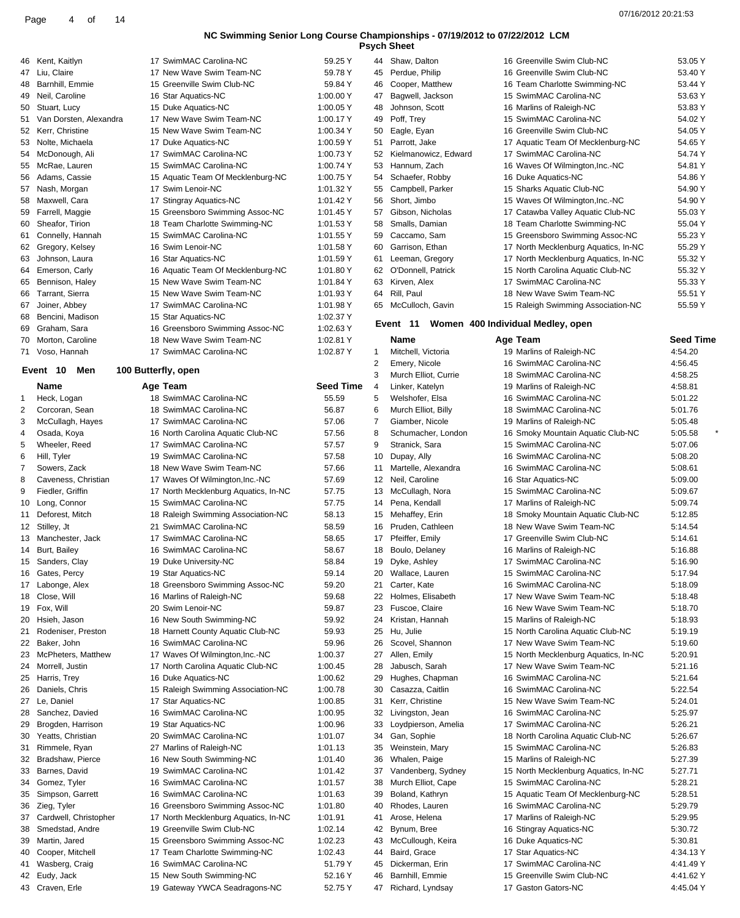# NC Swimming Senior Long Course Championships - 07/19/2012 to 07/22/2012 LCM

## Psych Sheet

| # | Name | Age | Team | Seed Time |
|---|---|---|---|---|
| 46 | Kent, Kaitlyn | 17 | SwimMAC Carolina-NC | 59.25 Y |
| 47 | Liu, Claire | 17 | New Wave Swim Team-NC | 59.78 Y |
| 48 | Barnhill, Emmie | 15 | Greenville Swim Club-NC | 59.84 Y |
| 49 | Neil, Caroline | 16 | Star Aquatics-NC | 1:00.00 Y |
| 50 | Stuart, Lucy | 15 | Duke Aquatics-NC | 1:00.05 Y |
| 51 | Van Dorsten, Alexandra | 17 | New Wave Swim Team-NC | 1:00.17 Y |
| 52 | Kerr, Christine | 15 | New Wave Swim Team-NC | 1:00.34 Y |
| 53 | Nolte, Michaela | 17 | Duke Aquatics-NC | 1:00.59 Y |
| 54 | McDonough, Ali | 17 | SwimMAC Carolina-NC | 1:00.73 Y |
| 55 | McRae, Lauren | 15 | SwimMAC Carolina-NC | 1:00.74 Y |
| 56 | Adams, Cassie | 15 | Aquatic Team Of Mecklenburg-NC | 1:00.75 Y |
| 57 | Nash, Morgan | 17 | Swim Lenoir-NC | 1:01.32 Y |
| 58 | Maxwell, Cara | 17 | Stingray Aquatics-NC | 1:01.42 Y |
| 59 | Farrell, Maggie | 15 | Greensboro Swimming Assoc-NC | 1:01.45 Y |
| 60 | Sheafor, Tirion | 18 | Team Charlotte Swimming-NC | 1:01.53 Y |
| 61 | Connelly, Hannah | 15 | SwimMAC Carolina-NC | 1:01.55 Y |
| 62 | Gregory, Kelsey | 16 | Swim Lenoir-NC | 1:01.58 Y |
| 63 | Johnson, Laura | 16 | Star Aquatics-NC | 1:01.59 Y |
| 64 | Emerson, Carly | 16 | Aquatic Team Of Mecklenburg-NC | 1:01.80 Y |
| 65 | Bennison, Haley | 15 | New Wave Swim Team-NC | 1:01.84 Y |
| 66 | Tarrant, Sierra | 15 | New Wave Swim Team-NC | 1:01.93 Y |
| 67 | Joiner, Abbey | 17 | SwimMAC Carolina-NC | 1:01.98 Y |
| 68 | Bencini, Madison | 15 | Star Aquatics-NC | 1:02.37 Y |
| 69 | Graham, Sara | 16 | Greensboro Swimming Assoc-NC | 1:02.63 Y |
| 70 | Morton, Caroline | 18 | New Wave Swim Team-NC | 1:02.81 Y |
| 71 | Voso, Hannah | 17 | SwimMAC Carolina-NC | 1:02.87 Y |

### Event 10 Men 100 Butterfly, open

| # | Name | Age | Team | Seed Time |
|---|---|---|---|---|
| 1 | Heck, Logan | 18 | SwimMAC Carolina-NC | 55.59 |
| 2 | Corcoran, Sean | 18 | SwimMAC Carolina-NC | 56.87 |
| 3 | McCullagh, Hayes | 17 | SwimMAC Carolina-NC | 57.06 |
| 4 | Osada, Koya | 16 | North Carolina Aquatic Club-NC | 57.56 |
| 5 | Wheeler, Reed | 17 | SwimMAC Carolina-NC | 57.57 |
| 6 | Hill, Tyler | 19 | SwimMAC Carolina-NC | 57.58 |
| 7 | Sowers, Zack | 18 | New Wave Swim Team-NC | 57.66 |
| 8 | Caveness, Christian | 17 | Waves Of Wilmington,Inc.-NC | 57.69 |
| 9 | Fiedler, Griffin | 17 | North Mecklenburg Aquatics, In-NC | 57.75 |
| 10 | Long, Connor | 15 | SwimMAC Carolina-NC | 57.75 |
| 11 | Deforest, Mitch | 18 | Raleigh Swimming Association-NC | 58.13 |
| 12 | Stilley, Jt | 21 | SwimMAC Carolina-NC | 58.59 |
| 13 | Manchester, Jack | 17 | SwimMAC Carolina-NC | 58.65 |
| 14 | Burt, Bailey | 16 | SwimMAC Carolina-NC | 58.67 |
| 15 | Sanders, Clay | 19 | Duke University-NC | 58.84 |
| 16 | Gates, Percy | 19 | Star Aquatics-NC | 59.14 |
| 17 | Labonge, Alex | 18 | Greensboro Swimming Assoc-NC | 59.20 |
| 18 | Close, Will | 16 | Marlins of Raleigh-NC | 59.68 |
| 19 | Fox, Will | 20 | Swim Lenoir-NC | 59.87 |
| 20 | Hsieh, Jason | 16 | New South Swimming-NC | 59.92 |
| 21 | Rodeniser, Preston | 18 | Harnett County Aquatic Club-NC | 59.93 |
| 22 | Baker, John | 16 | SwimMAC Carolina-NC | 59.96 |
| 23 | McPheters, Matthew | 17 | Waves Of Wilmington,Inc.-NC | 1:00.37 |
| 24 | Morrell, Justin | 17 | North Carolina Aquatic Club-NC | 1:00.45 |
| 25 | Harris, Trey | 16 | Duke Aquatics-NC | 1:00.62 |
| 26 | Daniels, Chris | 15 | Raleigh Swimming Association-NC | 1:00.78 |
| 27 | Le, Daniel | 17 | Star Aquatics-NC | 1:00.85 |
| 28 | Sanchez, Davied | 16 | SwimMAC Carolina-NC | 1:00.95 |
| 29 | Brogden, Harrison | 19 | Star Aquatics-NC | 1:00.96 |
| 30 | Yeatts, Christian | 20 | SwimMAC Carolina-NC | 1:01.07 |
| 31 | Rimmele, Ryan | 27 | Marlins of Raleigh-NC | 1:01.13 |
| 32 | Bradshaw, Pierce | 16 | New South Swimming-NC | 1:01.40 |
| 33 | Barnes, David | 19 | SwimMAC Carolina-NC | 1:01.42 |
| 34 | Gomez, Tyler | 16 | SwimMAC Carolina-NC | 1:01.57 |
| 35 | Simpson, Garrett | 16 | SwimMAC Carolina-NC | 1:01.63 |
| 36 | Zieg, Tyler | 16 | Greensboro Swimming Assoc-NC | 1:01.80 |
| 37 | Cardwell, Christopher | 17 | North Mecklenburg Aquatics, In-NC | 1:01.91 |
| 38 | Smedstad, Andre | 19 | Greenville Swim Club-NC | 1:02.14 |
| 39 | Martin, Jared | 15 | Greensboro Swimming Assoc-NC | 1:02.23 |
| 40 | Cooper, Mitchell | 17 | Team Charlotte Swimming-NC | 1:02.43 |
| 41 | Wasberg, Craig | 16 | SwimMAC Carolina-NC | 51.79 Y |
| 42 | Eudy, Jack | 15 | New South Swimming-NC | 52.16 Y |
| 43 | Craven, Erle | 19 | Gateway YWCA Seadragons-NC | 52.75 Y |
| 44 | Shaw, Dalton | 16 | Greenville Swim Club-NC | 53.05 Y |
| 45 | Perdue, Philip | 16 | Greenville Swim Club-NC | 53.40 Y |
| 46 | Cooper, Matthew | 16 | Team Charlotte Swimming-NC | 53.44 Y |
| 47 | Bagwell, Jackson | 15 | SwimMAC Carolina-NC | 53.63 Y |
| 48 | Johnson, Scott | 16 | Marlins of Raleigh-NC | 53.83 Y |
| 49 | Poff, Trey | 15 | SwimMAC Carolina-NC | 54.02 Y |
| 50 | Eagle, Eyan | 16 | Greenville Swim Club-NC | 54.05 Y |
| 51 | Parrott, Jake | 17 | Aquatic Team Of Mecklenburg-NC | 54.65 Y |
| 52 | Kielmanowicz, Edward | 17 | SwimMAC Carolina-NC | 54.74 Y |
| 53 | Hannum, Zach | 16 | Waves Of Wilmington,Inc.-NC | 54.81 Y |
| 54 | Schaefer, Robby | 16 | Duke Aquatics-NC | 54.86 Y |
| 55 | Campbell, Parker | 15 | Sharks Aquatic Club-NC | 54.90 Y |
| 56 | Short, Jimbo | 15 | Waves Of Wilmington,Inc.-NC | 54.90 Y |
| 57 | Gibson, Nicholas | 17 | Catawba Valley Aquatic Club-NC | 55.03 Y |
| 58 | Smalls, Damian | 18 | Team Charlotte Swimming-NC | 55.04 Y |
| 59 | Caccamo, Sam | 15 | Greensboro Swimming Assoc-NC | 55.23 Y |
| 60 | Garrison, Ethan | 17 | North Mecklenburg Aquatics, In-NC | 55.29 Y |
| 61 | Leeman, Gregory | 17 | North Mecklenburg Aquatics, In-NC | 55.32 Y |
| 62 | O'Donnell, Patrick | 15 | North Carolina Aquatic Club-NC | 55.32 Y |
| 63 | Kirven, Alex | 17 | SwimMAC Carolina-NC | 55.33 Y |
| 64 | Rill, Paul | 18 | New Wave Swim Team-NC | 55.51 Y |
| 65 | McCulloch, Gavin | 15 | Raleigh Swimming Association-NC | 55.59 Y |

### Event 11 Women 400 Individual Medley, open

| # | Name | Age | Team | Seed Time |
|---|---|---|---|---|
| 1 | Mitchell, Victoria | 19 | Marlins of Raleigh-NC | 4:54.20 |
| 2 | Emery, Nicole | 16 | SwimMAC Carolina-NC | 4:56.45 |
| 3 | Murch Elliot, Currie | 18 | SwimMAC Carolina-NC | 4:58.25 |
| 4 | Linker, Katelyn | 19 | Marlins of Raleigh-NC | 4:58.81 |
| 5 | Welshofer, Elsa | 16 | SwimMAC Carolina-NC | 5:01.22 |
| 6 | Murch Elliot, Billy | 18 | SwimMAC Carolina-NC | 5:01.76 |
| 7 | Giamber, Nicole | 19 | Marlins of Raleigh-NC | 5:05.48 |
| 8 | Schumacher, London | 16 | Smoky Mountain Aquatic Club-NC | 5:05.58 * |
| 9 | Stranick, Sara | 15 | SwimMAC Carolina-NC | 5:07.06 |
| 10 | Dupay, Ally | 16 | SwimMAC Carolina-NC | 5:08.20 |
| 11 | Martelle, Alexandra | 16 | SwimMAC Carolina-NC | 5:08.61 |
| 12 | Neil, Caroline | 16 | Star Aquatics-NC | 5:09.00 |
| 13 | McCullagh, Nora | 15 | SwimMAC Carolina-NC | 5:09.67 |
| 14 | Pena, Kendall | 17 | Marlins of Raleigh-NC | 5:09.74 |
| 15 | Mehaffey, Erin | 18 | Smoky Mountain Aquatic Club-NC | 5:12.85 |
| 16 | Pruden, Cathleen | 18 | New Wave Swim Team-NC | 5:14.54 |
| 17 | Pfeiffer, Emily | 17 | Greenville Swim Club-NC | 5:14.61 |
| 18 | Boulo, Delaney | 16 | Marlins of Raleigh-NC | 5:16.88 |
| 19 | Dyke, Ashley | 17 | SwimMAC Carolina-NC | 5:16.90 |
| 20 | Wallace, Lauren | 15 | SwimMAC Carolina-NC | 5:17.94 |
| 21 | Carter, Kate | 16 | SwimMAC Carolina-NC | 5:18.09 |
| 22 | Holmes, Elisabeth | 17 | New Wave Swim Team-NC | 5:18.48 |
| 23 | Fuscoe, Claire | 16 | New Wave Swim Team-NC | 5:18.70 |
| 24 | Kristan, Hannah | 15 | Marlins of Raleigh-NC | 5:18.93 |
| 25 | Hu, Julie | 15 | North Carolina Aquatic Club-NC | 5:19.19 |
| 26 | Scovel, Shannon | 17 | New Wave Swim Team-NC | 5:19.60 |
| 27 | Allen, Emily | 15 | North Mecklenburg Aquatics, In-NC | 5:20.91 |
| 28 | Jabusch, Sarah | 17 | New Wave Swim Team-NC | 5:21.16 |
| 29 | Hughes, Chapman | 16 | SwimMAC Carolina-NC | 5:21.64 |
| 30 | Casazza, Caitlin | 16 | SwimMAC Carolina-NC | 5:22.54 |
| 31 | Kerr, Christine | 15 | New Wave Swim Team-NC | 5:24.01 |
| 32 | Livingston, Jean | 16 | SwimMAC Carolina-NC | 5:25.97 |
| 33 | Loydpierson, Amelia | 17 | SwimMAC Carolina-NC | 5:26.21 |
| 34 | Gan, Sophie | 18 | North Carolina Aquatic Club-NC | 5:26.67 |
| 35 | Weinstein, Mary | 15 | SwimMAC Carolina-NC | 5:26.83 |
| 36 | Whalen, Paige | 15 | Marlins of Raleigh-NC | 5:27.39 |
| 37 | Vandenberg, Sydney | 15 | North Mecklenburg Aquatics, In-NC | 5:27.71 |
| 38 | Murch Elliot, Cape | 15 | SwimMAC Carolina-NC | 5:28.21 |
| 39 | Boland, Kathryn | 15 | Aquatic Team Of Mecklenburg-NC | 5:28.51 |
| 40 | Rhodes, Lauren | 16 | SwimMAC Carolina-NC | 5:29.79 |
| 41 | Arose, Helena | 17 | Marlins of Raleigh-NC | 5:29.95 |
| 42 | Bynum, Bree | 16 | Stingray Aquatics-NC | 5:30.72 |
| 43 | McCullough, Keira | 16 | Duke Aquatics-NC | 5:30.81 |
| 44 | Baird, Grace | 17 | Star Aquatics-NC | 4:34.13 Y |
| 45 | Dickerman, Erin | 17 | SwimMAC Carolina-NC | 4:41.49 Y |
| 46 | Barnhill, Emmie | 15 | Greenville Swim Club-NC | 4:41.62 Y |
| 47 | Richard, Lyndsay | 17 | Gaston Gators-NC | 4:45.04 Y |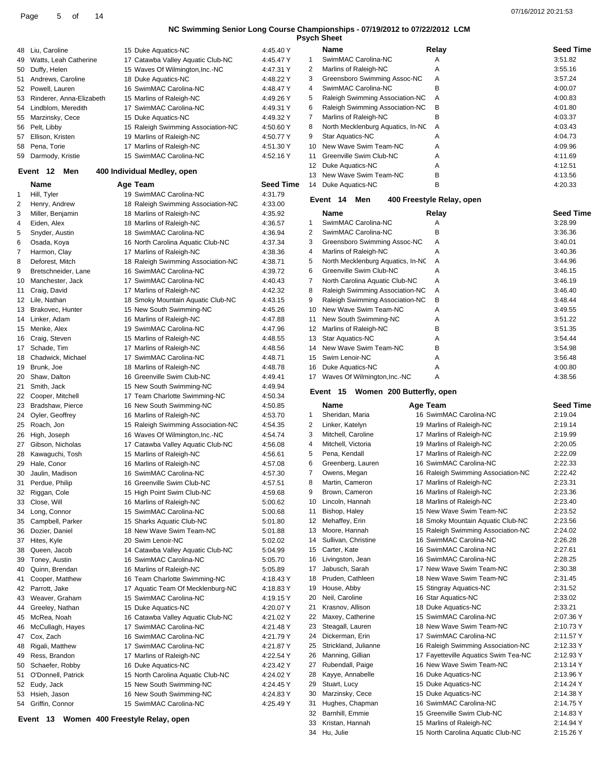## NC Swimming Senior Long Course Championships - 07/19/2012 to 07/22/2012 LCM

### Psych Sheet

| # | Name | Age | Team | Seed Time |
|---|---|---|---|---|
| 48 | Liu, Caroline | 15 | Duke Aquatics-NC | 4:45.40 Y |
| 49 | Watts, Leah Catherine | 17 | Catawba Valley Aquatic Club-NC | 4:45.47 Y |
| 50 | Duffy, Helen | 15 | Waves Of Wilmington,Inc.-NC | 4:47.31 Y |
| 51 | Andrews, Caroline | 18 | Duke Aquatics-NC | 4:48.22 Y |
| 52 | Powell, Lauren | 16 | SwimMAC Carolina-NC | 4:48.47 Y |
| 53 | Rinderer, Anna-Elizabeth | 15 | Marlins of Raleigh-NC | 4:49.26 Y |
| 54 | Lindblom, Meredith | 17 | SwimMAC Carolina-NC | 4:49.31 Y |
| 55 | Marzinsky, Cece | 15 | Duke Aquatics-NC | 4:49.32 Y |
| 56 | Pelt, Libby | 15 | Raleigh Swimming Association-NC | 4:50.60 Y |
| 57 | Ellison, Kristen | 19 | Marlins of Raleigh-NC | 4:50.77 Y |
| 58 | Pena, Torie | 17 | Marlins of Raleigh-NC | 4:51.30 Y |
| 59 | Darmody, Kristie | 15 | SwimMAC Carolina-NC | 4:52.16 Y |

### Event 12 Men 400 Individual Medley, open

| # | Name | Age | Team | Seed Time |
|---|---|---|---|---|
| 1 | Hill, Tyler | 19 | SwimMAC Carolina-NC | 4:31.79 |
| 2 | Henry, Andrew | 18 | Raleigh Swimming Association-NC | 4:33.00 |
| 3 | Miller, Benjamin | 18 | Marlins of Raleigh-NC | 4:35.92 |
| 4 | Eiden, Alex | 18 | Marlins of Raleigh-NC | 4:36.57 |
| 5 | Snyder, Austin | 18 | SwimMAC Carolina-NC | 4:36.94 |
| 6 | Osada, Koya | 16 | North Carolina Aquatic Club-NC | 4:37.34 |
| 7 | Harmon, Clay | 17 | Marlins of Raleigh-NC | 4:38.36 |
| 8 | Deforest, Mitch | 18 | Raleigh Swimming Association-NC | 4:38.71 |
| 9 | Bretschneider, Lane | 16 | SwimMAC Carolina-NC | 4:39.72 |
| 10 | Manchester, Jack | 17 | SwimMAC Carolina-NC | 4:40.43 |
| 11 | Craig, David | 17 | Marlins of Raleigh-NC | 4:42.32 |
| 12 | Lile, Nathan | 18 | Smoky Mountain Aquatic Club-NC | 4:43.15 |
| 13 | Brakovec, Hunter | 15 | New South Swimming-NC | 4:45.26 |
| 14 | Linker, Adam | 16 | Marlins of Raleigh-NC | 4:47.88 |
| 15 | Menke, Alex | 19 | SwimMAC Carolina-NC | 4:47.96 |
| 16 | Craig, Steven | 15 | Marlins of Raleigh-NC | 4:48.55 |
| 17 | Schade, Tim | 17 | Marlins of Raleigh-NC | 4:48.56 |
| 18 | Chadwick, Michael | 17 | SwimMAC Carolina-NC | 4:48.71 |
| 19 | Brunk, Joe | 18 | Marlins of Raleigh-NC | 4:48.78 |
| 20 | Shaw, Dalton | 16 | Greenville Swim Club-NC | 4:49.41 |
| 21 | Smith, Jack | 15 | New South Swimming-NC | 4:49.94 |
| 22 | Cooper, Mitchell | 17 | Team Charlotte Swimming-NC | 4:50.34 |
| 23 | Bradshaw, Pierce | 16 | New South Swimming-NC | 4:50.85 |
| 24 | Oyler, Geoffrey | 16 | Marlins of Raleigh-NC | 4:53.70 |
| 25 | Roach, Jon | 15 | Raleigh Swimming Association-NC | 4:54.35 |
| 26 | High, Joseph | 16 | Waves Of Wilmington,Inc.-NC | 4:54.74 |
| 27 | Gibson, Nicholas | 17 | Catawba Valley Aquatic Club-NC | 4:56.08 |
| 28 | Kawaguchi, Tosh | 15 | Marlins of Raleigh-NC | 4:56.61 |
| 29 | Hale, Conor | 16 | Marlins of Raleigh-NC | 4:57.08 |
| 30 | Jaulin, Madison | 16 | SwimMAC Carolina-NC | 4:57.30 |
| 31 | Perdue, Philip | 16 | Greenville Swim Club-NC | 4:57.51 |
| 32 | Riggan, Cole | 15 | High Point Swim Club-NC | 4:59.68 |
| 33 | Close, Will | 16 | Marlins of Raleigh-NC | 5:00.62 |
| 34 | Long, Connor | 15 | SwimMAC Carolina-NC | 5:00.68 |
| 35 | Campbell, Parker | 15 | Sharks Aquatic Club-NC | 5:01.80 |
| 36 | Dozier, Daniel | 18 | New Wave Swim Team-NC | 5:01.88 |
| 37 | Hites, Kyle | 20 | Swim Lenoir-NC | 5:02.02 |
| 38 | Queen, Jacob | 14 | Catawba Valley Aquatic Club-NC | 5:04.99 |
| 39 | Toney, Austin | 16 | SwimMAC Carolina-NC | 5:05.70 |
| 40 | Quinn, Brendan | 16 | Marlins of Raleigh-NC | 5:05.89 |
| 41 | Cooper, Matthew | 16 | Team Charlotte Swimming-NC | 4:18.43 Y |
| 42 | Parrott, Jake | 17 | Aquatic Team Of Mecklenburg-NC | 4:18.83 Y |
| 43 | Weaver, Graham | 15 | SwimMAC Carolina-NC | 4:19.15 Y |
| 44 | Greeley, Nathan | 15 | Duke Aquatics-NC | 4:20.07 Y |
| 45 | McRea, Noah | 16 | Catawba Valley Aquatic Club-NC | 4:21.02 Y |
| 46 | McCullagh, Hayes | 17 | SwimMAC Carolina-NC | 4:21.48 Y |
| 47 | Cox, Zach | 16 | SwimMAC Carolina-NC | 4:21.79 Y |
| 48 | Rigali, Matthew | 17 | SwimMAC Carolina-NC | 4:21.87 Y |
| 49 | Ress, Brandon | 17 | Marlins of Raleigh-NC | 4:22.54 Y |
| 50 | Schaefer, Robby | 16 | Duke Aquatics-NC | 4:23.42 Y |
| 51 | O'Donnell, Patrick | 15 | North Carolina Aquatic Club-NC | 4:24.02 Y |
| 52 | Eudy, Jack | 15 | New South Swimming-NC | 4:24.45 Y |
| 53 | Hsieh, Jason | 16 | New South Swimming-NC | 4:24.83 Y |
| 54 | Griffin, Connor | 15 | SwimMAC Carolina-NC | 4:25.49 Y |

### Event 13 Women 400 Freestyle Relay, open

| # | Name | Relay | Seed Time |
|---|---|---|---|
| 1 | SwimMAC Carolina-NC | A | 3:51.82 |
| 2 | Marlins of Raleigh-NC | A | 3:55.16 |
| 3 | Greensboro Swimming Assoc-NC | A | 3:57.24 |
| 4 | SwimMAC Carolina-NC | B | 4:00.07 |
| 5 | Raleigh Swimming Association-NC | A | 4:00.83 |
| 6 | Raleigh Swimming Association-NC | B | 4:01.80 |
| 7 | Marlins of Raleigh-NC | B | 4:03.37 |
| 8 | North Mecklenburg Aquatics, In-NC | A | 4:03.43 |
| 9 | Star Aquatics-NC | A | 4:04.73 |
| 10 | New Wave Swim Team-NC | A | 4:09.96 |
| 11 | Greenville Swim Club-NC | A | 4:11.69 |
| 12 | Duke Aquatics-NC | A | 4:12.51 |
| 13 | New Wave Swim Team-NC | B | 4:13.56 |
| 14 | Duke Aquatics-NC | B | 4:20.33 |

### Event 14 Men 400 Freestyle Relay, open

| # | Name | Relay | Seed Time |
|---|---|---|---|
| 1 | SwimMAC Carolina-NC | A | 3:28.99 |
| 2 | SwimMAC Carolina-NC | B | 3:36.36 |
| 3 | Greensboro Swimming Assoc-NC | A | 3:40.01 |
| 4 | Marlins of Raleigh-NC | A | 3:40.36 |
| 5 | North Mecklenburg Aquatics, In-NC | A | 3:44.96 |
| 6 | Greenville Swim Club-NC | A | 3:46.15 |
| 7 | North Carolina Aquatic Club-NC | A | 3:46.19 |
| 8 | Raleigh Swimming Association-NC | A | 3:46.40 |
| 9 | Raleigh Swimming Association-NC | B | 3:48.44 |
| 10 | New Wave Swim Team-NC | A | 3:49.55 |
| 11 | New South Swimming-NC | A | 3:51.22 |
| 12 | Marlins of Raleigh-NC | B | 3:51.35 |
| 13 | Star Aquatics-NC | A | 3:54.44 |
| 14 | New Wave Swim Team-NC | B | 3:54.98 |
| 15 | Swim Lenoir-NC | A | 3:56.48 |
| 16 | Duke Aquatics-NC | A | 4:00.80 |
| 17 | Waves Of Wilmington,Inc.-NC | A | 4:38.56 |

### Event 15 Women 200 Butterfly, open

| # | Name | Age | Team | Seed Time |
|---|---|---|---|---|
| 1 | Sheridan, Maria | 16 | SwimMAC Carolina-NC | 2:19.04 |
| 2 | Linker, Katelyn | 19 | Marlins of Raleigh-NC | 2:19.14 |
| 3 | Mitchell, Caroline | 17 | Marlins of Raleigh-NC | 2:19.99 |
| 4 | Mitchell, Victoria | 19 | Marlins of Raleigh-NC | 2:20.05 |
| 5 | Pena, Kendall | 17 | Marlins of Raleigh-NC | 2:22.09 |
| 6 | Greenberg, Lauren | 16 | SwimMAC Carolina-NC | 2:22.33 |
| 7 | Owens, Megan | 16 | Raleigh Swimming Association-NC | 2:22.42 |
| 8 | Martin, Cameron | 17 | Marlins of Raleigh-NC | 2:23.31 |
| 9 | Brown, Cameron | 16 | Marlins of Raleigh-NC | 2:23.36 |
| 10 | Lincoln, Hannah | 18 | Marlins of Raleigh-NC | 2:23.40 |
| 11 | Bishop, Haley | 15 | New Wave Swim Team-NC | 2:23.52 |
| 12 | Mehaffey, Erin | 18 | Smoky Mountain Aquatic Club-NC | 2:23.56 |
| 13 | Moore, Hannah | 15 | Raleigh Swimming Association-NC | 2:24.02 |
| 14 | Sullivan, Christine | 16 | SwimMAC Carolina-NC | 2:26.28 |
| 15 | Carter, Kate | 16 | SwimMAC Carolina-NC | 2:27.61 |
| 16 | Livingston, Jean | 16 | SwimMAC Carolina-NC | 2:28.25 |
| 17 | Jabusch, Sarah | 17 | New Wave Swim Team-NC | 2:30.38 |
| 18 | Pruden, Cathleen | 18 | New Wave Swim Team-NC | 2:31.45 |
| 19 | House, Abby | 15 | Stingray Aquatics-NC | 2:31.52 |
| 20 | Neil, Caroline | 16 | Star Aquatics-NC | 2:33.02 |
| 21 | Krasnov, Allison | 18 | Duke Aquatics-NC | 2:33.21 |
| 22 | Maxey, Catherine | 15 | SwimMAC Carolina-NC | 2:07.36 Y |
| 23 | Steagall, Lauren | 18 | New Wave Swim Team-NC | 2:10.73 Y |
| 24 | Dickerman, Erin | 17 | SwimMAC Carolina-NC | 2:11.57 Y |
| 25 | Strickland, Julianne | 16 | Raleigh Swimming Association-NC | 2:12.33 Y |
| 26 | Manning, Gillian | 17 | Fayetteville Aquatics Swim Tea-NC | 2:12.93 Y |
| 27 | Rubendall, Paige | 16 | New Wave Swim Team-NC | 2:13.14 Y |
| 28 | Kayye, Annabelle | 16 | Duke Aquatics-NC | 2:13.96 Y |
| 29 | Stuart, Lucy | 15 | Duke Aquatics-NC | 2:14.24 Y |
| 30 | Marzinsky, Cece | 15 | Duke Aquatics-NC | 2:14.38 Y |
| 31 | Hughes, Chapman | 16 | SwimMAC Carolina-NC | 2:14.75 Y |
| 32 | Barnhill, Emmie | 15 | Greenville Swim Club-NC | 2:14.83 Y |
| 33 | Kristan, Hannah | 15 | Marlins of Raleigh-NC | 2:14.94 Y |
| 34 | Hu, Julie | 15 | North Carolina Aquatic Club-NC | 2:15.26 Y |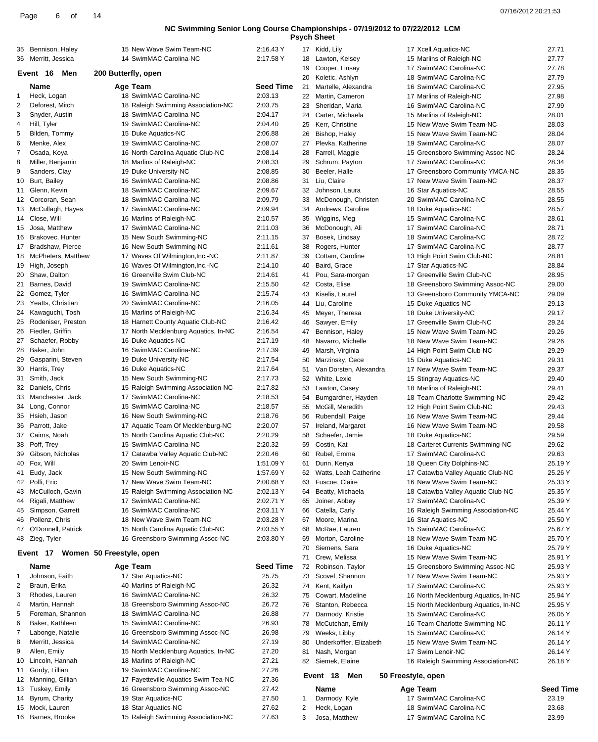## NC Swimming Senior Long Course Championships - 07/19/2012 to 07/22/2012 LCM

### Psych Sheet

| | Name | Age | Team | Seed Time |
|---|---|---|---|---|
| 35 | Bennison, Haley | 15 | New Wave Swim Team-NC | 2:16.43 Y |
| 36 | Merritt, Jessica | 14 | SwimMAC Carolina-NC | 2:17.58 Y |

### Event 16 Men 200 Butterfly, open

| | Name | Age | Team | Seed Time |
|---|---|---|---|---|
| 1 | Heck, Logan | 18 | SwimMAC Carolina-NC | 2:03.13 |
| 2 | Deforest, Mitch | 18 | Raleigh Swimming Association-NC | 2:03.75 |
| 3 | Snyder, Austin | 18 | SwimMAC Carolina-NC | 2:04.17 |
| 4 | Hill, Tyler | 19 | SwimMAC Carolina-NC | 2:04.40 |
| 5 | Bilden, Tommy | 15 | Duke Aquatics-NC | 2:06.88 |
| 6 | Menke, Alex | 19 | SwimMAC Carolina-NC | 2:08.07 |
| 7 | Osada, Koya | 16 | North Carolina Aquatic Club-NC | 2:08.14 |
| 8 | Miller, Benjamin | 18 | Marlins of Raleigh-NC | 2:08.33 |
| 9 | Sanders, Clay | 19 | Duke University-NC | 2:08.85 |
| 10 | Burt, Bailey | 16 | SwimMAC Carolina-NC | 2:08.86 |
| 11 | Glenn, Kevin | 18 | SwimMAC Carolina-NC | 2:09.67 |
| 12 | Corcoran, Sean | 18 | SwimMAC Carolina-NC | 2:09.79 |
| 13 | McCullagh, Hayes | 17 | SwimMAC Carolina-NC | 2:09.94 |
| 14 | Close, Will | 16 | Marlins of Raleigh-NC | 2:10.57 |
| 15 | Josa, Matthew | 17 | SwimMAC Carolina-NC | 2:11.03 |
| 16 | Brakovec, Hunter | 15 | New South Swimming-NC | 2:11.15 |
| 17 | Bradshaw, Pierce | 16 | New South Swimming-NC | 2:11.61 |
| 18 | McPheters, Matthew | 17 | Waves Of Wilmington,Inc.-NC | 2:11.87 |
| 19 | High, Joseph | 16 | Waves Of Wilmington,Inc.-NC | 2:14.10 |
| 20 | Shaw, Dalton | 16 | Greenville Swim Club-NC | 2:14.61 |
| 21 | Barnes, David | 19 | SwimMAC Carolina-NC | 2:15.50 |
| 22 | Gomez, Tyler | 16 | SwimMAC Carolina-NC | 2:15.74 |
| 23 | Yeatts, Christian | 20 | SwimMAC Carolina-NC | 2:16.05 |
| 24 | Kawaguchi, Tosh | 15 | Marlins of Raleigh-NC | 2:16.34 |
| 25 | Rodeniser, Preston | 18 | Harnett County Aquatic Club-NC | 2:16.42 |
| 26 | Fiedler, Griffin | 17 | North Mecklenburg Aquatics, In-NC | 2:16.54 |
| 27 | Schaefer, Robby | 16 | Duke Aquatics-NC | 2:17.19 |
| 28 | Baker, John | 16 | SwimMAC Carolina-NC | 2:17.39 |
| 29 | Gasparini, Steven | 19 | Duke University-NC | 2:17.54 |
| 30 | Harris, Trey | 16 | Duke Aquatics-NC | 2:17.64 |
| 31 | Smith, Jack | 15 | New South Swimming-NC | 2:17.73 |
| 32 | Daniels, Chris | 15 | Raleigh Swimming Association-NC | 2:17.82 |
| 33 | Manchester, Jack | 17 | SwimMAC Carolina-NC | 2:18.53 |
| 34 | Long, Connor | 15 | SwimMAC Carolina-NC | 2:18.57 |
| 35 | Hsieh, Jason | 16 | New South Swimming-NC | 2:18.76 |
| 36 | Parrott, Jake | 17 | Aquatic Team Of Mecklenburg-NC | 2:20.07 |
| 37 | Cairns, Noah | 15 | North Carolina Aquatic Club-NC | 2:20.29 |
| 38 | Poff, Trey | 15 | SwimMAC Carolina-NC | 2:20.32 |
| 39 | Gibson, Nicholas | 17 | Catawba Valley Aquatic Club-NC | 2:20.46 |
| 40 | Fox, Will | 20 | Swim Lenoir-NC | 1:51.09 Y |
| 41 | Eudy, Jack | 15 | New South Swimming-NC | 1:57.69 Y |
| 42 | Polli, Eric | 17 | New Wave Swim Team-NC | 2:00.68 Y |
| 43 | McCulloch, Gavin | 15 | Raleigh Swimming Association-NC | 2:02.13 Y |
| 44 | Rigali, Matthew | 17 | SwimMAC Carolina-NC | 2:02.71 Y |
| 45 | Simpson, Garrett | 16 | SwimMAC Carolina-NC | 2:03.11 Y |
| 46 | Pollenz, Chris | 18 | New Wave Swim Team-NC | 2:03.28 Y |
| 47 | O'Donnell, Patrick | 15 | North Carolina Aquatic Club-NC | 2:03.55 Y |
| 48 | Zieg, Tyler | 16 | Greensboro Swimming Assoc-NC | 2:03.80 Y |

### Event 17 Women 50 Freestyle, open

| | Name | Age | Team | Seed Time |
|---|---|---|---|---|
| 1 | Johnson, Faith | 17 | Star Aquatics-NC | 25.75 |
| 2 | Braun, Erika | 40 | Marlins of Raleigh-NC | 26.32 |
| 3 | Rhodes, Lauren | 16 | SwimMAC Carolina-NC | 26.32 |
| 4 | Martin, Hannah | 18 | Greensboro Swimming Assoc-NC | 26.72 |
| 5 | Foreman, Shannon | 18 | SwimMAC Carolina-NC | 26.88 |
| 6 | Baker, Kathleen | 15 | SwimMAC Carolina-NC | 26.93 |
| 7 | Labonge, Natalie | 16 | Greensboro Swimming Assoc-NC | 26.98 |
| 8 | Merritt, Jessica | 14 | SwimMAC Carolina-NC | 27.19 |
| 9 | Allen, Emily | 15 | North Mecklenburg Aquatics, In-NC | 27.20 |
| 10 | Lincoln, Hannah | 18 | Marlins of Raleigh-NC | 27.21 |
| 11 | Gordy, Lillian | 19 | SwimMAC Carolina-NC | 27.26 |
| 12 | Manning, Gillian | 17 | Fayetteville Aquatics Swim Tea-NC | 27.36 |
| 13 | Tuskey, Emily | 16 | Greensboro Swimming Assoc-NC | 27.42 |
| 14 | Byrum, Charity | 19 | Star Aquatics-NC | 27.50 |
| 15 | Mock, Lauren | 18 | Star Aquatics-NC | 27.62 |
| 16 | Barnes, Brooke | 15 | Raleigh Swimming Association-NC | 27.63 |
| 17 | Kidd, Lily | 17 | Xcell Aquatics-NC | 27.71 |
| 18 | Lawton, Kelsey | 15 | Marlins of Raleigh-NC | 27.77 |
| 19 | Cooper, Linsay | 17 | SwimMAC Carolina-NC | 27.78 |
| 20 | Koletic, Ashlyn | 18 | SwimMAC Carolina-NC | 27.79 |
| 21 | Martelle, Alexandra | 16 | SwimMAC Carolina-NC | 27.95 |
| 22 | Martin, Cameron | 17 | Marlins of Raleigh-NC | 27.98 |
| 23 | Sheridan, Maria | 16 | SwimMAC Carolina-NC | 27.99 |
| 24 | Carter, Michaela | 15 | Marlins of Raleigh-NC | 28.01 |
| 25 | Kerr, Christine | 15 | New Wave Swim Team-NC | 28.03 |
| 26 | Bishop, Haley | 15 | New Wave Swim Team-NC | 28.04 |
| 27 | Plevka, Katherine | 19 | SwimMAC Carolina-NC | 28.07 |
| 28 | Farrell, Maggie | 15 | Greensboro Swimming Assoc-NC | 28.24 |
| 29 | Schrum, Payton | 17 | SwimMAC Carolina-NC | 28.34 |
| 30 | Beeler, Halle | 17 | Greensboro Community YMCA-NC | 28.35 |
| 31 | Liu, Claire | 17 | New Wave Swim Team-NC | 28.37 |
| 32 | Johnson, Laura | 16 | Star Aquatics-NC | 28.55 |
| 33 | McDonough, Christen | 20 | SwimMAC Carolina-NC | 28.55 |
| 34 | Andrews, Caroline | 18 | Duke Aquatics-NC | 28.57 |
| 35 | Wiggins, Meg | 15 | SwimMAC Carolina-NC | 28.61 |
| 36 | McDonough, Ali | 17 | SwimMAC Carolina-NC | 28.71 |
| 37 | Bosek, Lindsay | 18 | SwimMAC Carolina-NC | 28.72 |
| 38 | Rogers, Hunter | 17 | SwimMAC Carolina-NC | 28.77 |
| 39 | Cottam, Caroline | 13 | High Point Swim Club-NC | 28.81 |
| 40 | Baird, Grace | 17 | Star Aquatics-NC | 28.84 |
| 41 | Pou, Sara-morgan | 17 | Greenville Swim Club-NC | 28.95 |
| 42 | Costa, Elise | 18 | Greensboro Swimming Assoc-NC | 29.00 |
| 43 | Kiselis, Laurel | 13 | Greensboro Community YMCA-NC | 29.09 |
| 44 | Liu, Caroline | 15 | Duke Aquatics-NC | 29.13 |
| 45 | Meyer, Theresa | 18 | Duke University-NC | 29.17 |
| 46 | Sawyer, Emily | 17 | Greenville Swim Club-NC | 29.24 |
| 47 | Bennison, Haley | 15 | New Wave Swim Team-NC | 29.26 |
| 48 | Navarro, Michelle | 18 | New Wave Swim Team-NC | 29.26 |
| 49 | Marsh, Virginia | 14 | High Point Swim Club-NC | 29.29 |
| 50 | Marzinsky, Cece | 15 | Duke Aquatics-NC | 29.31 |
| 51 | Van Dorsten, Alexandra | 17 | New Wave Swim Team-NC | 29.37 |
| 52 | White, Lexie | 15 | Stingray Aquatics-NC | 29.40 |
| 53 | Lawton, Casey | 18 | Marlins of Raleigh-NC | 29.41 |
| 54 | Bumgardner, Hayden | 18 | Team Charlotte Swimming-NC | 29.42 |
| 55 | McGill, Meredith | 12 | High Point Swim Club-NC | 29.43 |
| 56 | Rubendall, Paige | 16 | New Wave Swim Team-NC | 29.44 |
| 57 | Ireland, Margaret | 16 | New Wave Swim Team-NC | 29.58 |
| 58 | Schaefer, Jamie | 18 | Duke Aquatics-NC | 29.59 |
| 59 | Costin, Kat | 18 | Carteret Currents Swimming-NC | 29.62 |
| 60 | Rubel, Emma | 17 | SwimMAC Carolina-NC | 29.63 |
| 61 | Dunn, Kenya | 18 | Queen City Dolphins-NC | 25.19 Y |
| 62 | Watts, Leah Catherine | 17 | Catawba Valley Aquatic Club-NC | 25.26 Y |
| 63 | Fuscoe, Claire | 16 | New Wave Swim Team-NC | 25.33 Y |
| 64 | Beatty, Michaela | 18 | Catawba Valley Aquatic Club-NC | 25.35 Y |
| 65 | Joiner, Abbey | 17 | SwimMAC Carolina-NC | 25.39 Y |
| 66 | Catella, Carly | 16 | Raleigh Swimming Association-NC | 25.44 Y |
| 67 | Moore, Marina | 16 | Star Aquatics-NC | 25.50 Y |
| 68 | McRae, Lauren | 15 | SwimMAC Carolina-NC | 25.67 Y |
| 69 | Morton, Caroline | 18 | New Wave Swim Team-NC | 25.70 Y |
| 70 | Siemens, Sara | 16 | Duke Aquatics-NC | 25.79 Y |
| 71 | Crew, Melissa | 15 | New Wave Swim Team-NC | 25.91 Y |
| 72 | Robinson, Taylor | 15 | Greensboro Swimming Assoc-NC | 25.93 Y |
| 73 | Scovel, Shannon | 17 | New Wave Swim Team-NC | 25.93 Y |
| 74 | Kent, Kaitlyn | 17 | SwimMAC Carolina-NC | 25.93 Y |
| 75 | Cowart, Madeline | 16 | North Mecklenburg Aquatics, In-NC | 25.94 Y |
| 76 | Stanton, Rebecca | 15 | North Mecklenburg Aquatics, In-NC | 25.95 Y |
| 77 | Darmody, Kristie | 15 | SwimMAC Carolina-NC | 26.05 Y |
| 78 | McCutchan, Emily | 16 | Team Charlotte Swimming-NC | 26.11 Y |
| 79 | Weeks, Libby | 15 | SwimMAC Carolina-NC | 26.14 Y |
| 80 | Underkoffler, Elizabeth | 15 | New Wave Swim Team-NC | 26.14 Y |
| 81 | Nash, Morgan | 17 | Swim Lenoir-NC | 26.14 Y |
| 82 | Siemek, Elaine | 16 | Raleigh Swimming Association-NC | 26.18 Y |

### Event 18 Men 50 Freestyle, open

| | Name | Age | Team | Seed Time |
|---|---|---|---|---|
| 1 | Darmody, Kyle | 17 | SwimMAC Carolina-NC | 23.19 |
| 2 | Heck, Logan | 18 | SwimMAC Carolina-NC | 23.68 |
| 3 | Josa, Matthew | 17 | SwimMAC Carolina-NC | 23.99 |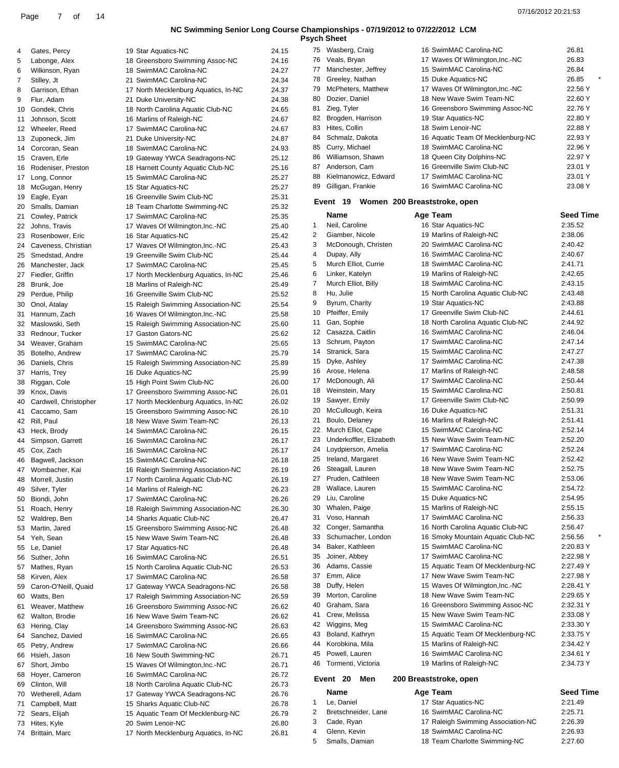## NC Swimming Senior Long Course Championships - 07/19/2012 to 07/22/2012 LCM

### Psych Sheet

| # | Name | Age | Team | Seed Time |
|---|---|---|---|---|
| 4 | Gates, Percy | 19 | Star Aquatics-NC | 24.15 |
| 5 | Labonge, Alex | 18 | Greensboro Swimming Assoc-NC | 24.16 |
| 6 | Wilkinson, Ryan | 18 | SwimMAC Carolina-NC | 24.27 |
| 7 | Stilley, Jt | 21 | SwimMAC Carolina-NC | 24.34 |
| 8 | Garrison, Ethan | 17 | North Mecklenburg Aquatics, In-NC | 24.37 |
| 9 | Flur, Adam | 21 | Duke University-NC | 24.38 |
| 10 | Gondek, Chris | 18 | North Carolina Aquatic Club-NC | 24.65 |
| 11 | Johnson, Scott | 16 | Marlins of Raleigh-NC | 24.67 |
| 12 | Wheeler, Reed | 17 | SwimMAC Carolina-NC | 24.67 |
| 13 | Zuponeck, Jim | 21 | Duke University-NC | 24.87 |
| 14 | Corcoran, Sean | 18 | SwimMAC Carolina-NC | 24.93 |
| 15 | Craven, Erle | 19 | Gateway YWCA Seadragons-NC | 25.12 |
| 16 | Rodeniser, Preston | 18 | Harnett County Aquatic Club-NC | 25.16 |
| 17 | Long, Connor | 15 | SwimMAC Carolina-NC | 25.27 |
| 18 | McGugan, Henry | 15 | Star Aquatics-NC | 25.27 |
| 19 | Eagle, Eyan | 16 | Greenville Swim Club-NC | 25.31 |
| 20 | Smalls, Damian | 18 | Team Charlotte Swimming-NC | 25.32 |
| 21 | Cowley, Patrick | 17 | SwimMAC Carolina-NC | 25.35 |
| 22 | Johns, Travis | 17 | Waves Of Wilmington,Inc.-NC | 25.40 |
| 23 | Rosenbower, Eric | 16 | Star Aquatics-NC | 25.42 |
| 24 | Caveness, Christian | 17 | Waves Of Wilmington,Inc.-NC | 25.43 |
| 25 | Smedstad, Andre | 19 | Greenville Swim Club-NC | 25.44 |
| 26 | Manchester, Jack | 17 | SwimMAC Carolina-NC | 25.45 |
| 27 | Fiedler, Griffin | 17 | North Mecklenburg Aquatics, In-NC | 25.46 |
| 28 | Brunk, Joe | 18 | Marlins of Raleigh-NC | 25.49 |
| 29 | Perdue, Philip | 16 | Greenville Swim Club-NC | 25.52 |
| 30 | Onol, Atalay | 15 | Raleigh Swimming Association-NC | 25.54 |
| 31 | Hannum, Zach | 16 | Waves Of Wilmington,Inc.-NC | 25.58 |
| 32 | Maslowski, Seth | 15 | Raleigh Swimming Association-NC | 25.60 |
| 33 | Rednour, Tucker | 17 | Gaston Gators-NC | 25.62 |
| 34 | Weaver, Graham | 15 | SwimMAC Carolina-NC | 25.65 |
| 35 | Botelho, Andrew | 17 | SwimMAC Carolina-NC | 25.79 |
| 36 | Daniels, Chris | 15 | Raleigh Swimming Association-NC | 25.89 |
| 37 | Harris, Trey | 16 | Duke Aquatics-NC | 25.99 |
| 38 | Riggan, Cole | 15 | High Point Swim Club-NC | 26.00 |
| 39 | Knox, Davis | 17 | Greensboro Swimming Assoc-NC | 26.01 |
| 40 | Cardwell, Christopher | 17 | North Mecklenburg Aquatics, In-NC | 26.02 |
| 41 | Caccamo, Sam | 15 | Greensboro Swimming Assoc-NC | 26.10 |
| 42 | Rill, Paul | 18 | New Wave Swim Team-NC | 26.13 |
| 43 | Heck, Brody | 14 | SwimMAC Carolina-NC | 26.15 |
| 44 | Simpson, Garrett | 16 | SwimMAC Carolina-NC | 26.17 |
| 45 | Cox, Zach | 16 | SwimMAC Carolina-NC | 26.17 |
| 46 | Bagwell, Jackson | 15 | SwimMAC Carolina-NC | 26.18 |
| 47 | Wombacher, Kai | 16 | Raleigh Swimming Association-NC | 26.19 |
| 48 | Morrell, Justin | 17 | North Carolina Aquatic Club-NC | 26.19 |
| 49 | Silver, Tyler | 14 | Marlins of Raleigh-NC | 26.23 |
| 50 | Biondi, John | 17 | SwimMAC Carolina-NC | 26.26 |
| 51 | Roach, Henry | 18 | Raleigh Swimming Association-NC | 26.30 |
| 52 | Waldrep, Ben | 14 | Sharks Aquatic Club-NC | 26.47 |
| 53 | Martin, Jared | 15 | Greensboro Swimming Assoc-NC | 26.48 |
| 54 | Yeh, Sean | 15 | New Wave Swim Team-NC | 26.48 |
| 55 | Le, Daniel | 17 | Star Aquatics-NC | 26.48 |
| 56 | Suther, John | 16 | SwimMAC Carolina-NC | 26.51 |
| 57 | Mathes, Ryan | 15 | North Carolina Aquatic Club-NC | 26.53 |
| 58 | Kirven, Alex | 17 | SwimMAC Carolina-NC | 26.58 |
| 59 | Caron-O'Neill, Quaid | 17 | Gateway YWCA Seadragons-NC | 26.58 |
| 60 | Watts, Ben | 17 | Raleigh Swimming Association-NC | 26.59 |
| 61 | Weaver, Matthew | 16 | Greensboro Swimming Assoc-NC | 26.62 |
| 62 | Walton, Brodie | 16 | New Wave Swim Team-NC | 26.62 |
| 63 | Hering, Clay | 14 | Greensboro Swimming Assoc-NC | 26.63 |
| 64 | Sanchez, Davied | 16 | SwimMAC Carolina-NC | 26.65 |
| 65 | Petry, Andrew | 17 | SwimMAC Carolina-NC | 26.66 |
| 66 | Hsieh, Jason | 16 | New South Swimming-NC | 26.71 |
| 67 | Short, Jimbo | 15 | Waves Of Wilmington,Inc.-NC | 26.71 |
| 68 | Hoyer, Cameron | 16 | SwimMAC Carolina-NC | 26.72 |
| 69 | Clinton, Will | 18 | North Carolina Aquatic Club-NC | 26.73 |
| 70 | Wetherell, Adam | 17 | Gateway YWCA Seadragons-NC | 26.76 |
| 71 | Campbell, Matt | 15 | Sharks Aquatic Club-NC | 26.78 |
| 72 | Sears, Elijah | 15 | Aquatic Team Of Mecklenburg-NC | 26.79 |
| 73 | Hites, Kyle | 20 | Swim Lenoir-NC | 26.80 |
| 74 | Brittain, Marc | 17 | North Mecklenburg Aquatics, In-NC | 26.81 |
| 75 | Wasberg, Craig | 16 | SwimMAC Carolina-NC | 26.81 |
| 76 | Veals, Bryan | 17 | Waves Of Wilmington,Inc.-NC | 26.83 |
| 77 | Manchester, Jeffrey | 15 | SwimMAC Carolina-NC | 26.84 |
| 78 | Greeley, Nathan | 15 | Duke Aquatics-NC | 26.85 * |
| 79 | McPheters, Matthew | 17 | Waves Of Wilmington,Inc.-NC | 22.56 Y |
| 80 | Dozier, Daniel | 18 | New Wave Swim Team-NC | 22.60 Y |
| 81 | Zieg, Tyler | 16 | Greensboro Swimming Assoc-NC | 22.76 Y |
| 82 | Brogden, Harrison | 19 | Star Aquatics-NC | 22.80 Y |
| 83 | Hites, Collin | 18 | Swim Lenoir-NC | 22.88 Y |
| 84 | Schmalz, Dakota | 16 | Aquatic Team Of Mecklenburg-NC | 22.93 Y |
| 85 | Curry, Michael | 18 | SwimMAC Carolina-NC | 22.96 Y |
| 86 | Williamson, Shawn | 18 | Queen City Dolphins-NC | 22.97 Y |
| 87 | Anderson, Cam | 16 | Greenville Swim Club-NC | 23.01 Y |
| 88 | Kielmanowicz, Edward | 17 | SwimMAC Carolina-NC | 23.01 Y |
| 89 | Gilligan, Frankie | 16 | SwimMAC Carolina-NC | 23.08 Y |

### Event 19 Women 200 Breaststroke, open

| # | Name | Age | Team | Seed Time |
|---|---|---|---|---|
| 1 | Neil, Caroline | 16 | Star Aquatics-NC | 2:35.52 |
| 2 | Giamber, Nicole | 19 | Marlins of Raleigh-NC | 2:38.06 |
| 3 | McDonough, Christen | 20 | SwimMAC Carolina-NC | 2:40.42 |
| 4 | Dupay, Ally | 16 | SwimMAC Carolina-NC | 2:40.67 |
| 5 | Murch Elliot, Currie | 18 | SwimMAC Carolina-NC | 2:41.71 |
| 6 | Linker, Katelyn | 19 | Marlins of Raleigh-NC | 2:42.65 |
| 7 | Murch Elliot, Billy | 18 | SwimMAC Carolina-NC | 2:43.15 |
| 8 | Hu, Julie | 15 | North Carolina Aquatic Club-NC | 2:43.48 |
| 9 | Byrum, Charity | 19 | Star Aquatics-NC | 2:43.88 |
| 10 | Pfeiffer, Emily | 17 | Greenville Swim Club-NC | 2:44.61 |
| 11 | Gan, Sophie | 18 | North Carolina Aquatic Club-NC | 2:44.92 |
| 12 | Casazza, Caitlin | 16 | SwimMAC Carolina-NC | 2:46.04 |
| 13 | Schrum, Payton | 17 | SwimMAC Carolina-NC | 2:47.14 |
| 14 | Stranick, Sara | 15 | SwimMAC Carolina-NC | 2:47.27 |
| 15 | Dyke, Ashley | 17 | SwimMAC Carolina-NC | 2:47.38 |
| 16 | Arose, Helena | 17 | Marlins of Raleigh-NC | 2:48.58 |
| 17 | McDonough, Ali | 17 | SwimMAC Carolina-NC | 2:50.44 |
| 18 | Weinstein, Mary | 15 | SwimMAC Carolina-NC | 2:50.81 |
| 19 | Sawyer, Emily | 17 | Greenville Swim Club-NC | 2:50.99 |
| 20 | McCullough, Keira | 16 | Duke Aquatics-NC | 2:51.31 |
| 21 | Boulo, Delaney | 16 | Marlins of Raleigh-NC | 2:51.41 |
| 22 | Murch Elliot, Cape | 15 | SwimMAC Carolina-NC | 2:52.14 |
| 23 | Underkoffler, Elizabeth | 15 | New Wave Swim Team-NC | 2:52.20 |
| 24 | Loydpierson, Amelia | 17 | SwimMAC Carolina-NC | 2:52.24 |
| 25 | Ireland, Margaret | 16 | New Wave Swim Team-NC | 2:52.42 |
| 26 | Steagall, Lauren | 18 | New Wave Swim Team-NC | 2:52.75 |
| 27 | Pruden, Cathleen | 18 | New Wave Swim Team-NC | 2:53.06 |
| 28 | Wallace, Lauren | 15 | SwimMAC Carolina-NC | 2:54.72 |
| 29 | Liu, Caroline | 15 | Duke Aquatics-NC | 2:54.95 |
| 30 | Whalen, Paige | 15 | Marlins of Raleigh-NC | 2:55.15 |
| 31 | Voso, Hannah | 17 | SwimMAC Carolina-NC | 2:56.33 |
| 32 | Conger, Samantha | 16 | North Carolina Aquatic Club-NC | 2:56.47 |
| 33 | Schumacher, London | 16 | Smoky Mountain Aquatic Club-NC | 2:56.56 * |
| 34 | Baker, Kathleen | 15 | SwimMAC Carolina-NC | 2:20.83 Y |
| 35 | Joiner, Abbey | 17 | SwimMAC Carolina-NC | 2:22.98 Y |
| 36 | Adams, Cassie | 15 | Aquatic Team Of Mecklenburg-NC | 2:27.49 Y |
| 37 | Emm, Alice | 17 | New Wave Swim Team-NC | 2:27.98 Y |
| 38 | Duffy, Helen | 15 | Waves Of Wilmington,Inc.-NC | 2:28.41 Y |
| 39 | Morton, Caroline | 18 | New Wave Swim Team-NC | 2:29.65 Y |
| 40 | Graham, Sara | 16 | Greensboro Swimming Assoc-NC | 2:32.31 Y |
| 41 | Crew, Melissa | 15 | New Wave Swim Team-NC | 2:33.08 Y |
| 42 | Wiggins, Meg | 15 | SwimMAC Carolina-NC | 2:33.30 Y |
| 43 | Boland, Kathryn | 15 | Aquatic Team Of Mecklenburg-NC | 2:33.75 Y |
| 44 | Korobkina, Mila | 15 | Marlins of Raleigh-NC | 2:34.42 Y |
| 45 | Powell, Lauren | 16 | SwimMAC Carolina-NC | 2:34.61 Y |
| 46 | Tormenti, Victoria | 19 | Marlins of Raleigh-NC | 2:34.73 Y |

### Event 20 Men 200 Breaststroke, open

| # | Name | Age | Team | Seed Time |
|---|---|---|---|---|
| 1 | Le, Daniel | 17 | Star Aquatics-NC | 2:21.49 |
| 2 | Bretschneider, Lane | 16 | SwimMAC Carolina-NC | 2:25.71 |
| 3 | Cade, Ryan | 17 | Raleigh Swimming Association-NC | 2:26.39 |
| 4 | Glenn, Kevin | 18 | SwimMAC Carolina-NC | 2:26.93 |
| 5 | Smalls, Damian | 18 | Team Charlotte Swimming-NC | 2:27.60 |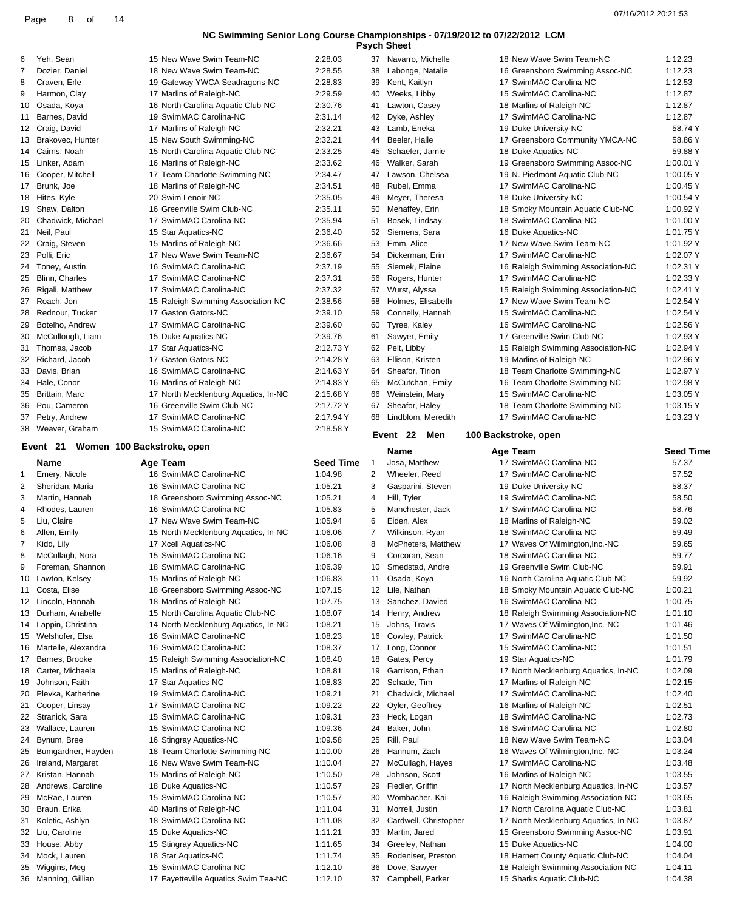## NC Swimming Senior Long Course Championships - 07/19/2012 to 07/22/2012 LCM

### Psych Sheet

| | Name | Age | Team | Seed Time |
|---|---|---|---|---|
| 6 | Yeh, Sean | 15 | New Wave Swim Team-NC | 2:28.03 |
| 7 | Dozier, Daniel | 18 | New Wave Swim Team-NC | 2:28.55 |
| 8 | Craven, Erle | 19 | Gateway YWCA Seadragons-NC | 2:28.83 |
| 9 | Harmon, Clay | 17 | Marlins of Raleigh-NC | 2:29.59 |
| 10 | Osada, Koya | 16 | North Carolina Aquatic Club-NC | 2:30.76 |
| 11 | Barnes, David | 19 | SwimMAC Carolina-NC | 2:31.14 |
| 12 | Craig, David | 17 | Marlins of Raleigh-NC | 2:32.21 |
| 13 | Brakovec, Hunter | 15 | New South Swimming-NC | 2:32.21 |
| 14 | Cairns, Noah | 15 | North Carolina Aquatic Club-NC | 2:33.25 |
| 15 | Linker, Adam | 16 | Marlins of Raleigh-NC | 2:33.62 |
| 16 | Cooper, Mitchell | 17 | Team Charlotte Swimming-NC | 2:34.47 |
| 17 | Brunk, Joe | 18 | Marlins of Raleigh-NC | 2:34.51 |
| 18 | Hites, Kyle | 20 | Swim Lenoir-NC | 2:35.05 |
| 19 | Shaw, Dalton | 16 | Greenville Swim Club-NC | 2:35.11 |
| 20 | Chadwick, Michael | 17 | SwimMAC Carolina-NC | 2:35.94 |
| 21 | Neil, Paul | 15 | Star Aquatics-NC | 2:36.40 |
| 22 | Craig, Steven | 15 | Marlins of Raleigh-NC | 2:36.66 |
| 23 | Polli, Eric | 17 | New Wave Swim Team-NC | 2:36.67 |
| 24 | Toney, Austin | 16 | SwimMAC Carolina-NC | 2:37.19 |
| 25 | Blinn, Charles | 17 | SwimMAC Carolina-NC | 2:37.31 |
| 26 | Rigali, Matthew | 17 | SwimMAC Carolina-NC | 2:37.32 |
| 27 | Roach, Jon | 15 | Raleigh Swimming Association-NC | 2:38.56 |
| 28 | Rednour, Tucker | 17 | Gaston Gators-NC | 2:39.10 |
| 29 | Botelho, Andrew | 17 | SwimMAC Carolina-NC | 2:39.60 |
| 30 | McCullough, Liam | 15 | Duke Aquatics-NC | 2:39.76 |
| 31 | Thomas, Jacob | 17 | Star Aquatics-NC | 2:12.73 Y |
| 32 | Richard, Jacob | 17 | Gaston Gators-NC | 2:14.28 Y |
| 33 | Davis, Brian | 16 | SwimMAC Carolina-NC | 2:14.63 Y |
| 34 | Hale, Conor | 16 | Marlins of Raleigh-NC | 2:14.83 Y |
| 35 | Brittain, Marc | 17 | North Mecklenburg Aquatics, In-NC | 2:15.68 Y |
| 36 | Pou, Cameron | 16 | Greenville Swim Club-NC | 2:17.72 Y |
| 37 | Petry, Andrew | 17 | SwimMAC Carolina-NC | 2:17.94 Y |
| 38 | Weaver, Graham | 15 | SwimMAC Carolina-NC | 2:18.58 Y |

### Event 21 Women 100 Backstroke, open

| | Name | Age | Team | Seed Time |
|---|---|---|---|---|
| 1 | Emery, Nicole | 16 | SwimMAC Carolina-NC | 1:04.98 |
| 2 | Sheridan, Maria | 16 | SwimMAC Carolina-NC | 1:05.21 |
| 3 | Martin, Hannah | 18 | Greensboro Swimming Assoc-NC | 1:05.21 |
| 4 | Rhodes, Lauren | 16 | SwimMAC Carolina-NC | 1:05.83 |
| 5 | Liu, Claire | 17 | New Wave Swim Team-NC | 1:05.94 |
| 6 | Allen, Emily | 15 | North Mecklenburg Aquatics, In-NC | 1:06.06 |
| 7 | Kidd, Lily | 17 | Xcell Aquatics-NC | 1:06.08 |
| 8 | McCullagh, Nora | 15 | SwimMAC Carolina-NC | 1:06.16 |
| 9 | Foreman, Shannon | 18 | SwimMAC Carolina-NC | 1:06.39 |
| 10 | Lawton, Kelsey | 15 | Marlins of Raleigh-NC | 1:06.83 |
| 11 | Costa, Elise | 18 | Greensboro Swimming Assoc-NC | 1:07.15 |
| 12 | Lincoln, Hannah | 18 | Marlins of Raleigh-NC | 1:07.75 |
| 13 | Durham, Anabelle | 15 | North Carolina Aquatic Club-NC | 1:08.07 |
| 14 | Lappin, Christina | 14 | North Mecklenburg Aquatics, In-NC | 1:08.21 |
| 15 | Welshofer, Elsa | 16 | SwimMAC Carolina-NC | 1:08.23 |
| 16 | Martelle, Alexandra | 16 | SwimMAC Carolina-NC | 1:08.37 |
| 17 | Barnes, Brooke | 15 | Raleigh Swimming Association-NC | 1:08.40 |
| 18 | Carter, Michaela | 15 | Marlins of Raleigh-NC | 1:08.81 |
| 19 | Johnson, Faith | 17 | Star Aquatics-NC | 1:08.83 |
| 20 | Plevka, Katherine | 19 | SwimMAC Carolina-NC | 1:09.21 |
| 21 | Cooper, Linsay | 17 | SwimMAC Carolina-NC | 1:09.22 |
| 22 | Stranick, Sara | 15 | SwimMAC Carolina-NC | 1:09.31 |
| 23 | Wallace, Lauren | 15 | SwimMAC Carolina-NC | 1:09.36 |
| 24 | Bynum, Bree | 16 | Stingray Aquatics-NC | 1:09.58 |
| 25 | Bumgardner, Hayden | 18 | Team Charlotte Swimming-NC | 1:10.00 |
| 26 | Ireland, Margaret | 16 | New Wave Swim Team-NC | 1:10.04 |
| 27 | Kristan, Hannah | 15 | Marlins of Raleigh-NC | 1:10.50 |
| 28 | Andrews, Caroline | 18 | Duke Aquatics-NC | 1:10.57 |
| 29 | McRae, Lauren | 15 | SwimMAC Carolina-NC | 1:10.57 |
| 30 | Braun, Erika | 40 | Marlins of Raleigh-NC | 1:11.04 |
| 31 | Koletic, Ashlyn | 18 | SwimMAC Carolina-NC | 1:11.08 |
| 32 | Liu, Caroline | 15 | Duke Aquatics-NC | 1:11.21 |
| 33 | House, Abby | 15 | Stingray Aquatics-NC | 1:11.65 |
| 34 | Mock, Lauren | 18 | Star Aquatics-NC | 1:11.74 |
| 35 | Wiggins, Meg | 15 | SwimMAC Carolina-NC | 1:12.10 |
| 36 | Manning, Gillian | 17 | Fayetteville Aquatics Swim Tea-NC | 1:12.10 |
| 37 | Navarro, Michelle | 18 | New Wave Swim Team-NC | 1:12.23 |
| 38 | Labonge, Natalie | 16 | Greensboro Swimming Assoc-NC | 1:12.23 |
| 39 | Kent, Kaitlyn | 17 | SwimMAC Carolina-NC | 1:12.53 |
| 40 | Weeks, Libby | 15 | SwimMAC Carolina-NC | 1:12.87 |
| 41 | Lawton, Casey | 18 | Marlins of Raleigh-NC | 1:12.87 |
| 42 | Dyke, Ashley | 17 | SwimMAC Carolina-NC | 1:12.87 |
| 43 | Lamb, Eneka | 19 | Duke University-NC | 58.74 Y |
| 44 | Beeler, Halle | 17 | Greensboro Community YMCA-NC | 58.86 Y |
| 45 | Schaefer, Jamie | 18 | Duke Aquatics-NC | 59.88 Y |
| 46 | Walker, Sarah | 19 | Greensboro Swimming Assoc-NC | 1:00.01 Y |
| 47 | Lawson, Chelsea | 19 | N. Piedmont Aquatic Club-NC | 1:00.05 Y |
| 48 | Rubel, Emma | 17 | SwimMAC Carolina-NC | 1:00.45 Y |
| 49 | Meyer, Theresa | 18 | Duke University-NC | 1:00.54 Y |
| 50 | Mehaffey, Erin | 18 | Smoky Mountain Aquatic Club-NC | 1:00.92 Y |
| 51 | Bosek, Lindsay | 18 | SwimMAC Carolina-NC | 1:01.00 Y |
| 52 | Siemens, Sara | 16 | Duke Aquatics-NC | 1:01.75 Y |
| 53 | Emm, Alice | 17 | New Wave Swim Team-NC | 1:01.92 Y |
| 54 | Dickerman, Erin | 17 | SwimMAC Carolina-NC | 1:02.07 Y |
| 55 | Siemek, Elaine | 16 | Raleigh Swimming Association-NC | 1:02.31 Y |
| 56 | Rogers, Hunter | 17 | SwimMAC Carolina-NC | 1:02.33 Y |
| 57 | Wurst, Alyssa | 15 | Raleigh Swimming Association-NC | 1:02.41 Y |
| 58 | Holmes, Elisabeth | 17 | New Wave Swim Team-NC | 1:02.54 Y |
| 59 | Connelly, Hannah | 15 | SwimMAC Carolina-NC | 1:02.54 Y |
| 60 | Tyree, Kaley | 16 | SwimMAC Carolina-NC | 1:02.56 Y |
| 61 | Sawyer, Emily | 17 | Greenville Swim Club-NC | 1:02.93 Y |
| 62 | Pelt, Libby | 15 | Raleigh Swimming Association-NC | 1:02.94 Y |
| 63 | Ellison, Kristen | 19 | Marlins of Raleigh-NC | 1:02.96 Y |
| 64 | Sheafor, Tirion | 18 | Team Charlotte Swimming-NC | 1:02.97 Y |
| 65 | McCutchan, Emily | 16 | Team Charlotte Swimming-NC | 1:02.98 Y |
| 66 | Weinstein, Mary | 15 | SwimMAC Carolina-NC | 1:03.05 Y |
| 67 | Sheafor, Haley | 18 | Team Charlotte Swimming-NC | 1:03.15 Y |
| 68 | Lindblom, Meredith | 17 | SwimMAC Carolina-NC | 1:03.23 Y |

### Event 22 Men 100 Backstroke, open

| | Name | Age | Team | Seed Time |
|---|---|---|---|---|
| 1 | Josa, Matthew | 17 | SwimMAC Carolina-NC | 57.37 |
| 2 | Wheeler, Reed | 17 | SwimMAC Carolina-NC | 57.52 |
| 3 | Gasparini, Steven | 19 | Duke University-NC | 58.37 |
| 4 | Hill, Tyler | 19 | SwimMAC Carolina-NC | 58.50 |
| 5 | Manchester, Jack | 17 | SwimMAC Carolina-NC | 58.76 |
| 6 | Eiden, Alex | 18 | Marlins of Raleigh-NC | 59.02 |
| 7 | Wilkinson, Ryan | 18 | SwimMAC Carolina-NC | 59.49 |
| 8 | McPheters, Matthew | 17 | Waves Of Wilmington,Inc.-NC | 59.65 |
| 9 | Corcoran, Sean | 18 | SwimMAC Carolina-NC | 59.77 |
| 10 | Smedstad, Andre | 19 | Greenville Swim Club-NC | 59.91 |
| 11 | Osada, Koya | 16 | North Carolina Aquatic Club-NC | 59.92 |
| 12 | Lile, Nathan | 18 | Smoky Mountain Aquatic Club-NC | 1:00.21 |
| 13 | Sanchez, Davied | 16 | SwimMAC Carolina-NC | 1:00.75 |
| 14 | Henry, Andrew | 18 | Raleigh Swimming Association-NC | 1:01.10 |
| 15 | Johns, Travis | 17 | Waves Of Wilmington,Inc.-NC | 1:01.46 |
| 16 | Cowley, Patrick | 17 | SwimMAC Carolina-NC | 1:01.50 |
| 17 | Long, Connor | 15 | SwimMAC Carolina-NC | 1:01.51 |
| 18 | Gates, Percy | 19 | Star Aquatics-NC | 1:01.79 |
| 19 | Garrison, Ethan | 17 | North Mecklenburg Aquatics, In-NC | 1:02.09 |
| 20 | Schade, Tim | 17 | Marlins of Raleigh-NC | 1:02.15 |
| 21 | Chadwick, Michael | 17 | SwimMAC Carolina-NC | 1:02.40 |
| 22 | Oyler, Geoffrey | 16 | Marlins of Raleigh-NC | 1:02.51 |
| 23 | Heck, Logan | 18 | SwimMAC Carolina-NC | 1:02.73 |
| 24 | Baker, John | 16 | SwimMAC Carolina-NC | 1:02.80 |
| 25 | Rill, Paul | 18 | New Wave Swim Team-NC | 1:03.04 |
| 26 | Hannum, Zach | 16 | Waves Of Wilmington,Inc.-NC | 1:03.24 |
| 27 | McCullagh, Hayes | 17 | SwimMAC Carolina-NC | 1:03.48 |
| 28 | Johnson, Scott | 16 | Marlins of Raleigh-NC | 1:03.55 |
| 29 | Fiedler, Griffin | 17 | North Mecklenburg Aquatics, In-NC | 1:03.57 |
| 30 | Wombacher, Kai | 16 | Raleigh Swimming Association-NC | 1:03.65 |
| 31 | Morrell, Justin | 17 | North Carolina Aquatic Club-NC | 1:03.81 |
| 32 | Cardwell, Christopher | 17 | North Mecklenburg Aquatics, In-NC | 1:03.87 |
| 33 | Martin, Jared | 15 | Greensboro Swimming Assoc-NC | 1:03.91 |
| 34 | Greeley, Nathan | 15 | Duke Aquatics-NC | 1:04.00 |
| 35 | Rodeniser, Preston | 18 | Harnett County Aquatic Club-NC | 1:04.04 |
| 36 | Dove, Sawyer | 18 | Raleigh Swimming Association-NC | 1:04.11 |
| 37 | Campbell, Parker | 15 | Sharks Aquatic Club-NC | 1:04.38 |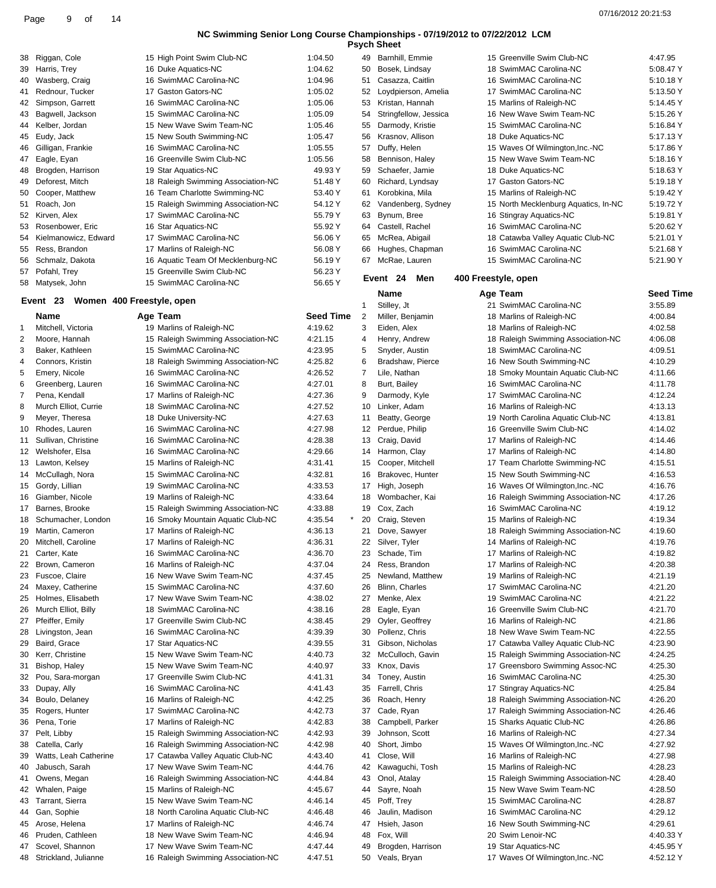## NC Swimming Senior Long Course Championships - 07/19/2012 to 07/22/2012 LCM

### Psych Sheet

| # | Name | Age | Team | Seed Time |
|---|---|---|---|---|
| 38 | Riggan, Cole | 15 | High Point Swim Club-NC | 1:04.50 |
| 39 | Harris, Trey | 16 | Duke Aquatics-NC | 1:04.62 |
| 40 | Wasberg, Craig | 16 | SwimMAC Carolina-NC | 1:04.96 |
| 41 | Rednour, Tucker | 17 | Gaston Gators-NC | 1:05.02 |
| 42 | Simpson, Garrett | 16 | SwimMAC Carolina-NC | 1:05.06 |
| 43 | Bagwell, Jackson | 15 | SwimMAC Carolina-NC | 1:05.09 |
| 44 | Kelber, Jordan | 15 | New Wave Swim Team-NC | 1:05.46 |
| 45 | Eudy, Jack | 15 | New South Swimming-NC | 1:05.47 |
| 46 | Gilligan, Frankie | 16 | SwimMAC Carolina-NC | 1:05.55 |
| 47 | Eagle, Eyan | 16 | Greenville Swim Club-NC | 1:05.56 |
| 48 | Brogden, Harrison | 19 | Star Aquatics-NC | 49.93 Y |
| 49 | Deforest, Mitch | 18 | Raleigh Swimming Association-NC | 51.48 Y |
| 50 | Cooper, Matthew | 16 | Team Charlotte Swimming-NC | 53.40 Y |
| 51 | Roach, Jon | 15 | Raleigh Swimming Association-NC | 54.12 Y |
| 52 | Kirven, Alex | 17 | SwimMAC Carolina-NC | 55.79 Y |
| 53 | Rosenbower, Eric | 16 | Star Aquatics-NC | 55.92 Y |
| 54 | Kielmanowicz, Edward | 17 | SwimMAC Carolina-NC | 56.06 Y |
| 55 | Ress, Brandon | 17 | Marlins of Raleigh-NC | 56.08 Y |
| 56 | Schmalz, Dakota | 16 | Aquatic Team Of Mecklenburg-NC | 56.19 Y |
| 57 | Pofahl, Trey | 15 | Greenville Swim Club-NC | 56.23 Y |
| 58 | Matysek, John | 15 | SwimMAC Carolina-NC | 56.65 Y |

### Event 23 Women 400 Freestyle, open

| # | Name | Age | Team | Seed Time |
|---|---|---|---|---|
| 1 | Mitchell, Victoria | 19 | Marlins of Raleigh-NC | 4:19.62 |
| 2 | Moore, Hannah | 15 | Raleigh Swimming Association-NC | 4:21.15 |
| 3 | Baker, Kathleen | 15 | SwimMAC Carolina-NC | 4:23.95 |
| 4 | Connors, Kristin | 18 | Raleigh Swimming Association-NC | 4:25.82 |
| 5 | Emery, Nicole | 16 | SwimMAC Carolina-NC | 4:26.52 |
| 6 | Greenberg, Lauren | 16 | SwimMAC Carolina-NC | 4:27.01 |
| 7 | Pena, Kendall | 17 | Marlins of Raleigh-NC | 4:27.36 |
| 8 | Murch Elliot, Currie | 18 | SwimMAC Carolina-NC | 4:27.52 |
| 9 | Meyer, Theresa | 18 | Duke University-NC | 4:27.63 |
| 10 | Rhodes, Lauren | 16 | SwimMAC Carolina-NC | 4:27.98 |
| 11 | Sullivan, Christine | 16 | SwimMAC Carolina-NC | 4:28.38 |
| 12 | Welshofer, Elsa | 16 | SwimMAC Carolina-NC | 4:29.66 |
| 13 | Lawton, Kelsey | 15 | Marlins of Raleigh-NC | 4:31.41 |
| 14 | McCullagh, Nora | 15 | SwimMAC Carolina-NC | 4:32.81 |
| 15 | Gordy, Lillian | 19 | SwimMAC Carolina-NC | 4:33.53 |
| 16 | Giamber, Nicole | 19 | Marlins of Raleigh-NC | 4:33.64 |
| 17 | Barnes, Brooke | 15 | Raleigh Swimming Association-NC | 4:33.88 |
| 18 | Schumacher, London | 16 | Smoky Mountain Aquatic Club-NC | 4:35.54 * |
| 19 | Martin, Cameron | 17 | Marlins of Raleigh-NC | 4:36.13 |
| 20 | Mitchell, Caroline | 17 | Marlins of Raleigh-NC | 4:36.31 |
| 21 | Carter, Kate | 16 | SwimMAC Carolina-NC | 4:36.70 |
| 22 | Brown, Cameron | 16 | Marlins of Raleigh-NC | 4:37.04 |
| 23 | Fuscoe, Claire | 16 | New Wave Swim Team-NC | 4:37.45 |
| 24 | Maxey, Catherine | 15 | SwimMAC Carolina-NC | 4:37.60 |
| 25 | Holmes, Elisabeth | 17 | New Wave Swim Team-NC | 4:38.02 |
| 26 | Murch Elliot, Billy | 18 | SwimMAC Carolina-NC | 4:38.16 |
| 27 | Pfeiffer, Emily | 17 | Greenville Swim Club-NC | 4:38.45 |
| 28 | Livingston, Jean | 16 | SwimMAC Carolina-NC | 4:39.39 |
| 29 | Baird, Grace | 17 | Star Aquatics-NC | 4:39.55 |
| 30 | Kerr, Christine | 15 | New Wave Swim Team-NC | 4:40.73 |
| 31 | Bishop, Haley | 15 | New Wave Swim Team-NC | 4:40.97 |
| 32 | Pou, Sara-morgan | 17 | Greenville Swim Club-NC | 4:41.31 |
| 33 | Dupay, Ally | 16 | SwimMAC Carolina-NC | 4:41.43 |
| 34 | Boulo, Delaney | 16 | Marlins of Raleigh-NC | 4:42.25 |
| 35 | Rogers, Hunter | 17 | SwimMAC Carolina-NC | 4:42.73 |
| 36 | Pena, Torie | 17 | Marlins of Raleigh-NC | 4:42.83 |
| 37 | Pelt, Libby | 15 | Raleigh Swimming Association-NC | 4:42.93 |
| 38 | Catella, Carly | 16 | Raleigh Swimming Association-NC | 4:42.98 |
| 39 | Watts, Leah Catherine | 17 | Catawba Valley Aquatic Club-NC | 4:43.40 |
| 40 | Jabusch, Sarah | 17 | New Wave Swim Team-NC | 4:44.76 |
| 41 | Owens, Megan | 16 | Raleigh Swimming Association-NC | 4:44.84 |
| 42 | Whalen, Paige | 15 | Marlins of Raleigh-NC | 4:45.67 |
| 43 | Tarrant, Sierra | 15 | New Wave Swim Team-NC | 4:46.14 |
| 44 | Gan, Sophie | 18 | North Carolina Aquatic Club-NC | 4:46.48 |
| 45 | Arose, Helena | 17 | Marlins of Raleigh-NC | 4:46.74 |
| 46 | Pruden, Cathleen | 18 | New Wave Swim Team-NC | 4:46.94 |
| 47 | Scovel, Shannon | 17 | New Wave Swim Team-NC | 4:47.44 |
| 48 | Strickland, Julianne | 16 | Raleigh Swimming Association-NC | 4:47.51 |
| 49 | Barnhill, Emmie | 15 | Greenville Swim Club-NC | 4:47.95 |
| 50 | Bosek, Lindsay | 18 | SwimMAC Carolina-NC | 5:08.47 Y |
| 51 | Casazza, Caitlin | 16 | SwimMAC Carolina-NC | 5:10.18 Y |
| 52 | Loydpierson, Amelia | 17 | SwimMAC Carolina-NC | 5:13.50 Y |
| 53 | Kristan, Hannah | 15 | Marlins of Raleigh-NC | 5:14.45 Y |
| 54 | Stringfellow, Jessica | 16 | New Wave Swim Team-NC | 5:15.26 Y |
| 55 | Darmody, Kristie | 15 | SwimMAC Carolina-NC | 5:16.84 Y |
| 56 | Krasnov, Allison | 18 | Duke Aquatics-NC | 5:17.13 Y |
| 57 | Duffy, Helen | 15 | Waves Of Wilmington,Inc.-NC | 5:17.86 Y |
| 58 | Bennison, Haley | 15 | New Wave Swim Team-NC | 5:18.16 Y |
| 59 | Schaefer, Jamie | 18 | Duke Aquatics-NC | 5:18.63 Y |
| 60 | Richard, Lyndsay | 17 | Gaston Gators-NC | 5:19.18 Y |
| 61 | Korobkina, Mila | 15 | Marlins of Raleigh-NC | 5:19.42 Y |
| 62 | Vandenberg, Sydney | 15 | North Mecklenburg Aquatics, In-NC | 5:19.72 Y |
| 63 | Bynum, Bree | 16 | Stingray Aquatics-NC | 5:19.81 Y |
| 64 | Castell, Rachel | 16 | SwimMAC Carolina-NC | 5:20.62 Y |
| 65 | McRea, Abigail | 18 | Catawba Valley Aquatic Club-NC | 5:21.01 Y |
| 66 | Hughes, Chapman | 16 | SwimMAC Carolina-NC | 5:21.68 Y |
| 67 | McRae, Lauren | 15 | SwimMAC Carolina-NC | 5:21.90 Y |

### Event 24 Men 400 Freestyle, open

| # | Name | Age | Team | Seed Time |
|---|---|---|---|---|
| 1 | Stilley, Jt | 21 | SwimMAC Carolina-NC | 3:55.89 |
| 2 | Miller, Benjamin | 18 | Marlins of Raleigh-NC | 4:00.84 |
| 3 | Eiden, Alex | 18 | Marlins of Raleigh-NC | 4:02.58 |
| 4 | Henry, Andrew | 18 | Raleigh Swimming Association-NC | 4:06.08 |
| 5 | Snyder, Austin | 18 | SwimMAC Carolina-NC | 4:09.51 |
| 6 | Bradshaw, Pierce | 16 | New South Swimming-NC | 4:10.29 |
| 7 | Lile, Nathan | 18 | Smoky Mountain Aquatic Club-NC | 4:11.66 |
| 8 | Burt, Bailey | 16 | SwimMAC Carolina-NC | 4:11.78 |
| 9 | Darmody, Kyle | 17 | SwimMAC Carolina-NC | 4:12.24 |
| 10 | Linker, Adam | 16 | Marlins of Raleigh-NC | 4:13.13 |
| 11 | Beatty, George | 19 | North Carolina Aquatic Club-NC | 4:13.81 |
| 12 | Perdue, Philip | 16 | Greenville Swim Club-NC | 4:14.02 |
| 13 | Craig, David | 17 | Marlins of Raleigh-NC | 4:14.46 |
| 14 | Harmon, Clay | 17 | Marlins of Raleigh-NC | 4:14.80 |
| 15 | Cooper, Mitchell | 17 | Team Charlotte Swimming-NC | 4:15.51 |
| 16 | Brakovec, Hunter | 15 | New South Swimming-NC | 4:16.53 |
| 17 | High, Joseph | 16 | Waves Of Wilmington,Inc.-NC | 4:16.76 |
| 18 | Wombacher, Kai | 16 | Raleigh Swimming Association-NC | 4:17.26 |
| 19 | Cox, Zach | 16 | SwimMAC Carolina-NC | 4:19.12 |
| 20 | Craig, Steven | 15 | Marlins of Raleigh-NC | 4:19.34 |
| 21 | Dove, Sawyer | 18 | Raleigh Swimming Association-NC | 4:19.60 |
| 22 | Silver, Tyler | 14 | Marlins of Raleigh-NC | 4:19.76 |
| 23 | Schade, Tim | 17 | Marlins of Raleigh-NC | 4:19.82 |
| 24 | Ress, Brandon | 17 | Marlins of Raleigh-NC | 4:20.38 |
| 25 | Newland, Matthew | 19 | Marlins of Raleigh-NC | 4:21.19 |
| 26 | Blinn, Charles | 17 | SwimMAC Carolina-NC | 4:21.20 |
| 27 | Menke, Alex | 19 | SwimMAC Carolina-NC | 4:21.22 |
| 28 | Eagle, Eyan | 16 | Greenville Swim Club-NC | 4:21.70 |
| 29 | Oyler, Geoffrey | 16 | Marlins of Raleigh-NC | 4:21.86 |
| 30 | Pollenz, Chris | 18 | New Wave Swim Team-NC | 4:22.55 |
| 31 | Gibson, Nicholas | 17 | Catawba Valley Aquatic Club-NC | 4:23.90 |
| 32 | McCulloch, Gavin | 15 | Raleigh Swimming Association-NC | 4:24.25 |
| 33 | Knox, Davis | 17 | Greensboro Swimming Assoc-NC | 4:25.30 |
| 34 | Toney, Austin | 16 | SwimMAC Carolina-NC | 4:25.30 |
| 35 | Farrell, Chris | 17 | Stingray Aquatics-NC | 4:25.84 |
| 36 | Roach, Henry | 18 | Raleigh Swimming Association-NC | 4:26.20 |
| 37 | Cade, Ryan | 17 | Raleigh Swimming Association-NC | 4:26.46 |
| 38 | Campbell, Parker | 15 | Sharks Aquatic Club-NC | 4:26.86 |
| 39 | Johnson, Scott | 16 | Marlins of Raleigh-NC | 4:27.34 |
| 40 | Short, Jimbo | 15 | Waves Of Wilmington,Inc.-NC | 4:27.92 |
| 41 | Close, Will | 16 | Marlins of Raleigh-NC | 4:27.98 |
| 42 | Kawaguchi, Tosh | 15 | Marlins of Raleigh-NC | 4:28.23 |
| 43 | Onol, Atalay | 15 | Raleigh Swimming Association-NC | 4:28.40 |
| 44 | Sayre, Noah | 15 | New Wave Swim Team-NC | 4:28.50 |
| 45 | Poff, Trey | 15 | SwimMAC Carolina-NC | 4:28.87 |
| 46 | Jaulin, Madison | 16 | SwimMAC Carolina-NC | 4:29.12 |
| 47 | Hsieh, Jason | 16 | New South Swimming-NC | 4:29.61 |
| 48 | Fox, Will | 20 | Swim Lenoir-NC | 4:40.33 Y |
| 49 | Brogden, Harrison | 19 | Star Aquatics-NC | 4:45.95 Y |
| 50 | Veals, Bryan | 17 | Waves Of Wilmington,Inc.-NC | 4:52.12 Y |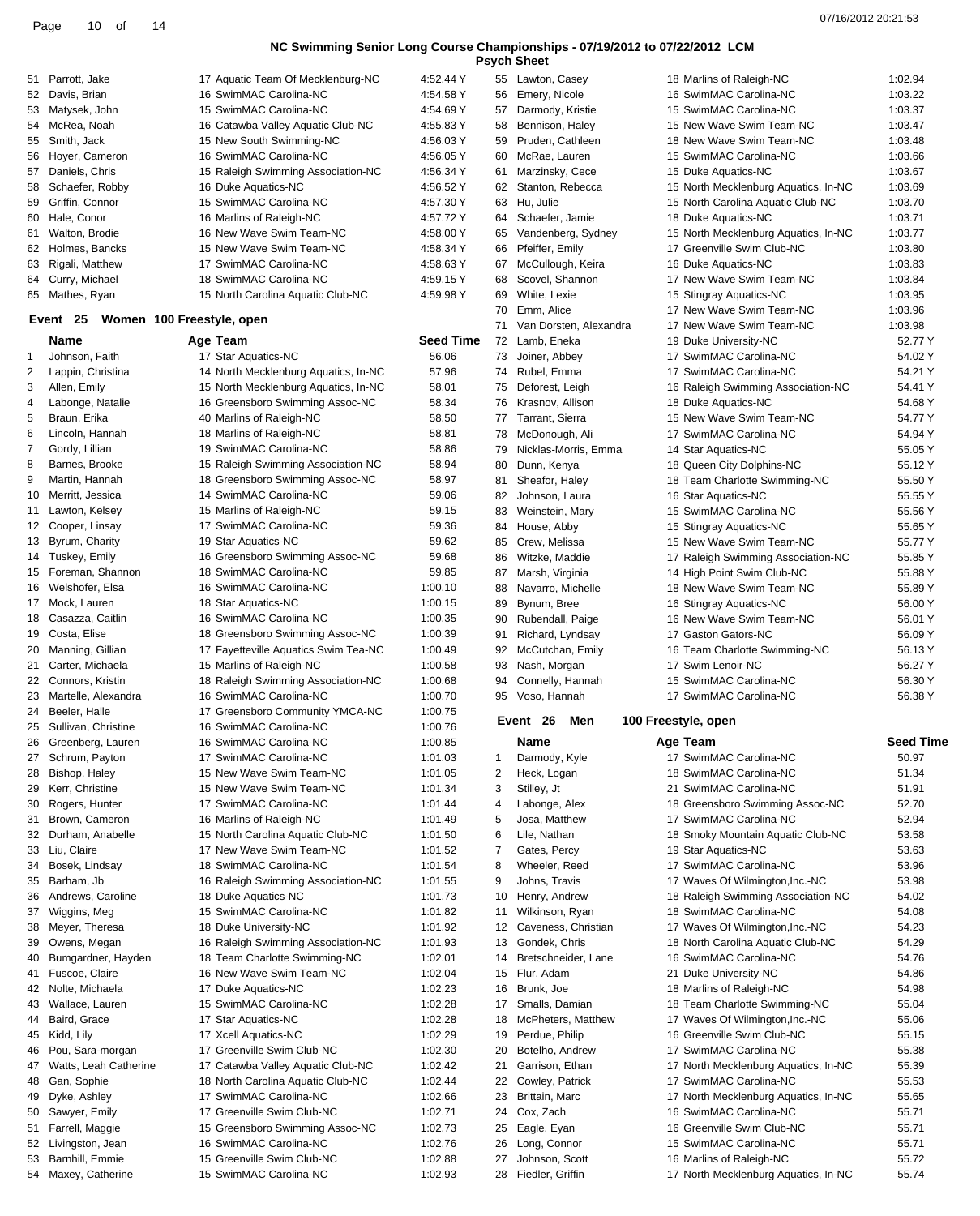## NC Swimming Senior Long Course Championships - 07/19/2012 to 07/22/2012 LCM

### Psych Sheet

| # | Name | Age | Team | Seed Time |
|---|---|---|---|---|
| 51 | Parrott, Jake | 17 | Aquatic Team Of Mecklenburg-NC | 4:52.44 Y |
| 52 | Davis, Brian | 16 | SwimMAC Carolina-NC | 4:54.58 Y |
| 53 | Matysek, John | 15 | SwimMAC Carolina-NC | 4:54.69 Y |
| 54 | McRea, Noah | 16 | Catawba Valley Aquatic Club-NC | 4:55.83 Y |
| 55 | Smith, Jack | 15 | New South Swimming-NC | 4:56.03 Y |
| 56 | Hoyer, Cameron | 16 | SwimMAC Carolina-NC | 4:56.05 Y |
| 57 | Daniels, Chris | 15 | Raleigh Swimming Association-NC | 4:56.34 Y |
| 58 | Schaefer, Robby | 16 | Duke Aquatics-NC | 4:56.52 Y |
| 59 | Griffin, Connor | 15 | SwimMAC Carolina-NC | 4:57.30 Y |
| 60 | Hale, Conor | 16 | Marlins of Raleigh-NC | 4:57.72 Y |
| 61 | Walton, Brodie | 16 | New Wave Swim Team-NC | 4:58.00 Y |
| 62 | Holmes, Bancks | 15 | New Wave Swim Team-NC | 4:58.34 Y |
| 63 | Rigali, Matthew | 17 | SwimMAC Carolina-NC | 4:58.63 Y |
| 64 | Curry, Michael | 18 | SwimMAC Carolina-NC | 4:59.15 Y |
| 65 | Mathes, Ryan | 15 | North Carolina Aquatic Club-NC | 4:59.98 Y |

### Event 25 Women 100 Freestyle, open

| # | Name | Age | Team | Seed Time |
|---|---|---|---|---|
| 1 | Johnson, Faith | 17 | Star Aquatics-NC | 56.06 |
| 2 | Lappin, Christina | 14 | North Mecklenburg Aquatics, In-NC | 57.96 |
| 3 | Allen, Emily | 15 | North Mecklenburg Aquatics, In-NC | 58.01 |
| 4 | Labonge, Natalie | 16 | Greensboro Swimming Assoc-NC | 58.34 |
| 5 | Braun, Erika | 40 | Marlins of Raleigh-NC | 58.50 |
| 6 | Lincoln, Hannah | 18 | Marlins of Raleigh-NC | 58.81 |
| 7 | Gordy, Lillian | 19 | SwimMAC Carolina-NC | 58.86 |
| 8 | Barnes, Brooke | 15 | Raleigh Swimming Association-NC | 58.94 |
| 9 | Martin, Hannah | 18 | Greensboro Swimming Assoc-NC | 58.97 |
| 10 | Merritt, Jessica | 14 | SwimMAC Carolina-NC | 59.06 |
| 11 | Lawton, Kelsey | 15 | Marlins of Raleigh-NC | 59.15 |
| 12 | Cooper, Linsay | 17 | SwimMAC Carolina-NC | 59.36 |
| 13 | Byrum, Charity | 19 | Star Aquatics-NC | 59.62 |
| 14 | Tuskey, Emily | 16 | Greensboro Swimming Assoc-NC | 59.68 |
| 15 | Foreman, Shannon | 18 | SwimMAC Carolina-NC | 59.85 |
| 16 | Welshofer, Elsa | 16 | SwimMAC Carolina-NC | 1:00.10 |
| 17 | Mock, Lauren | 18 | Star Aquatics-NC | 1:00.15 |
| 18 | Casazza, Caitlin | 16 | SwimMAC Carolina-NC | 1:00.35 |
| 19 | Costa, Elise | 18 | Greensboro Swimming Assoc-NC | 1:00.39 |
| 20 | Manning, Gillian | 17 | Fayetteville Aquatics Swim Tea-NC | 1:00.49 |
| 21 | Carter, Michaela | 15 | Marlins of Raleigh-NC | 1:00.58 |
| 22 | Connors, Kristin | 18 | Raleigh Swimming Association-NC | 1:00.68 |
| 23 | Martelle, Alexandra | 16 | SwimMAC Carolina-NC | 1:00.70 |
| 24 | Beeler, Halle | 17 | Greensboro Community YMCA-NC | 1:00.75 |
| 25 | Sullivan, Christine | 16 | SwimMAC Carolina-NC | 1:00.76 |
| 26 | Greenberg, Lauren | 16 | SwimMAC Carolina-NC | 1:00.85 |
| 27 | Schrum, Payton | 17 | SwimMAC Carolina-NC | 1:01.03 |
| 28 | Bishop, Haley | 15 | New Wave Swim Team-NC | 1:01.05 |
| 29 | Kerr, Christine | 15 | New Wave Swim Team-NC | 1:01.34 |
| 30 | Rogers, Hunter | 17 | SwimMAC Carolina-NC | 1:01.44 |
| 31 | Brown, Cameron | 16 | Marlins of Raleigh-NC | 1:01.49 |
| 32 | Durham, Anabelle | 15 | North Carolina Aquatic Club-NC | 1:01.50 |
| 33 | Liu, Claire | 17 | New Wave Swim Team-NC | 1:01.52 |
| 34 | Bosek, Lindsay | 18 | SwimMAC Carolina-NC | 1:01.54 |
| 35 | Barham, Jb | 16 | Raleigh Swimming Association-NC | 1:01.55 |
| 36 | Andrews, Caroline | 18 | Duke Aquatics-NC | 1:01.73 |
| 37 | Wiggins, Meg | 15 | SwimMAC Carolina-NC | 1:01.82 |
| 38 | Meyer, Theresa | 18 | Duke University-NC | 1:01.92 |
| 39 | Owens, Megan | 16 | Raleigh Swimming Association-NC | 1:01.93 |
| 40 | Bumgardner, Hayden | 18 | Team Charlotte Swimming-NC | 1:02.01 |
| 41 | Fuscoe, Claire | 16 | New Wave Swim Team-NC | 1:02.04 |
| 42 | Nolte, Michaela | 17 | Duke Aquatics-NC | 1:02.23 |
| 43 | Wallace, Lauren | 15 | SwimMAC Carolina-NC | 1:02.28 |
| 44 | Baird, Grace | 17 | Star Aquatics-NC | 1:02.28 |
| 45 | Kidd, Lily | 17 | Xcell Aquatics-NC | 1:02.29 |
| 46 | Pou, Sara-morgan | 17 | Greenville Swim Club-NC | 1:02.30 |
| 47 | Watts, Leah Catherine | 17 | Catawba Valley Aquatic Club-NC | 1:02.42 |
| 48 | Gan, Sophie | 18 | North Carolina Aquatic Club-NC | 1:02.44 |
| 49 | Dyke, Ashley | 17 | SwimMAC Carolina-NC | 1:02.66 |
| 50 | Sawyer, Emily | 17 | Greenville Swim Club-NC | 1:02.71 |
| 51 | Farrell, Maggie | 15 | Greensboro Swimming Assoc-NC | 1:02.73 |
| 52 | Livingston, Jean | 16 | SwimMAC Carolina-NC | 1:02.76 |
| 53 | Barnhill, Emmie | 15 | Greenville Swim Club-NC | 1:02.88 |
| 54 | Maxey, Catherine | 15 | SwimMAC Carolina-NC | 1:02.93 |
| 55 | Lawton, Casey | 18 | Marlins of Raleigh-NC | 1:02.94 |
| 56 | Emery, Nicole | 16 | SwimMAC Carolina-NC | 1:03.22 |
| 57 | Darmody, Kristie | 15 | SwimMAC Carolina-NC | 1:03.37 |
| 58 | Bennison, Haley | 15 | New Wave Swim Team-NC | 1:03.47 |
| 59 | Pruden, Cathleen | 18 | New Wave Swim Team-NC | 1:03.48 |
| 60 | McRae, Lauren | 15 | SwimMAC Carolina-NC | 1:03.66 |
| 61 | Marzinsky, Cece | 15 | Duke Aquatics-NC | 1:03.67 |
| 62 | Stanton, Rebecca | 15 | North Mecklenburg Aquatics, In-NC | 1:03.69 |
| 63 | Hu, Julie | 15 | North Carolina Aquatic Club-NC | 1:03.70 |
| 64 | Schaefer, Jamie | 18 | Duke Aquatics-NC | 1:03.71 |
| 65 | Vandenberg, Sydney | 15 | North Mecklenburg Aquatics, In-NC | 1:03.77 |
| 66 | Pfeiffer, Emily | 17 | Greenville Swim Club-NC | 1:03.80 |
| 67 | McCullough, Keira | 16 | Duke Aquatics-NC | 1:03.83 |
| 68 | Scovel, Shannon | 17 | New Wave Swim Team-NC | 1:03.84 |
| 69 | White, Lexie | 15 | Stingray Aquatics-NC | 1:03.95 |
| 70 | Emm, Alice | 17 | New Wave Swim Team-NC | 1:03.96 |
| 71 | Van Dorsten, Alexandra | 17 | New Wave Swim Team-NC | 1:03.98 |
| 72 | Lamb, Eneka | 19 | Duke University-NC | 52.77 Y |
| 73 | Joiner, Abbey | 17 | SwimMAC Carolina-NC | 54.02 Y |
| 74 | Rubel, Emma | 17 | SwimMAC Carolina-NC | 54.21 Y |
| 75 | Deforest, Leigh | 16 | Raleigh Swimming Association-NC | 54.41 Y |
| 76 | Krasnov, Allison | 18 | Duke Aquatics-NC | 54.68 Y |
| 77 | Tarrant, Sierra | 15 | New Wave Swim Team-NC | 54.77 Y |
| 78 | McDonough, Ali | 17 | SwimMAC Carolina-NC | 54.94 Y |
| 79 | Nicklas-Morris, Emma | 14 | Star Aquatics-NC | 55.05 Y |
| 80 | Dunn, Kenya | 18 | Queen City Dolphins-NC | 55.12 Y |
| 81 | Sheafor, Haley | 18 | Team Charlotte Swimming-NC | 55.50 Y |
| 82 | Johnson, Laura | 16 | Star Aquatics-NC | 55.55 Y |
| 83 | Weinstein, Mary | 15 | SwimMAC Carolina-NC | 55.56 Y |
| 84 | House, Abby | 15 | Stingray Aquatics-NC | 55.65 Y |
| 85 | Crew, Melissa | 15 | New Wave Swim Team-NC | 55.77 Y |
| 86 | Witzke, Maddie | 17 | Raleigh Swimming Association-NC | 55.85 Y |
| 87 | Marsh, Virginia | 14 | High Point Swim Club-NC | 55.88 Y |
| 88 | Navarro, Michelle | 18 | New Wave Swim Team-NC | 55.89 Y |
| 89 | Bynum, Bree | 16 | Stingray Aquatics-NC | 56.00 Y |
| 90 | Rubendall, Paige | 16 | New Wave Swim Team-NC | 56.01 Y |
| 91 | Richard, Lyndsay | 17 | Gaston Gators-NC | 56.09 Y |
| 92 | McCutchan, Emily | 16 | Team Charlotte Swimming-NC | 56.13 Y |
| 93 | Nash, Morgan | 17 | Swim Lenoir-NC | 56.27 Y |
| 94 | Connelly, Hannah | 15 | SwimMAC Carolina-NC | 56.30 Y |
| 95 | Voso, Hannah | 17 | SwimMAC Carolina-NC | 56.38 Y |

### Event 26 Men 100 Freestyle, open

| # | Name | Age | Team | Seed Time |
|---|---|---|---|---|
| 1 | Darmody, Kyle | 17 | SwimMAC Carolina-NC | 50.97 |
| 2 | Heck, Logan | 18 | SwimMAC Carolina-NC | 51.34 |
| 3 | Stilley, Jt | 21 | SwimMAC Carolina-NC | 51.91 |
| 4 | Labonge, Alex | 18 | Greensboro Swimming Assoc-NC | 52.70 |
| 5 | Josa, Matthew | 17 | SwimMAC Carolina-NC | 52.94 |
| 6 | Lile, Nathan | 18 | Smoky Mountain Aquatic Club-NC | 53.58 |
| 7 | Gates, Percy | 19 | Star Aquatics-NC | 53.63 |
| 8 | Wheeler, Reed | 17 | SwimMAC Carolina-NC | 53.96 |
| 9 | Johns, Travis | 17 | Waves Of Wilmington,Inc.-NC | 53.98 |
| 10 | Henry, Andrew | 18 | Raleigh Swimming Association-NC | 54.02 |
| 11 | Wilkinson, Ryan | 18 | SwimMAC Carolina-NC | 54.08 |
| 12 | Caveness, Christian | 17 | Waves Of Wilmington,Inc.-NC | 54.23 |
| 13 | Gondek, Chris | 18 | North Carolina Aquatic Club-NC | 54.29 |
| 14 | Bretschneider, Lane | 16 | SwimMAC Carolina-NC | 54.76 |
| 15 | Flur, Adam | 21 | Duke University-NC | 54.86 |
| 16 | Brunk, Joe | 18 | Marlins of Raleigh-NC | 54.98 |
| 17 | Smalls, Damian | 18 | Team Charlotte Swimming-NC | 55.04 |
| 18 | McPheters, Matthew | 17 | Waves Of Wilmington,Inc.-NC | 55.06 |
| 19 | Perdue, Philip | 16 | Greenville Swim Club-NC | 55.15 |
| 20 | Botelho, Andrew | 17 | SwimMAC Carolina-NC | 55.38 |
| 21 | Garrison, Ethan | 17 | North Mecklenburg Aquatics, In-NC | 55.39 |
| 22 | Cowley, Patrick | 17 | SwimMAC Carolina-NC | 55.53 |
| 23 | Brittain, Marc | 17 | North Mecklenburg Aquatics, In-NC | 55.65 |
| 24 | Cox, Zach | 16 | SwimMAC Carolina-NC | 55.71 |
| 25 | Eagle, Eyan | 16 | Greenville Swim Club-NC | 55.71 |
| 26 | Long, Connor | 15 | SwimMAC Carolina-NC | 55.71 |
| 27 | Johnson, Scott | 16 | Marlins of Raleigh-NC | 55.72 |
| 28 | Fiedler, Griffin | 17 | North Mecklenburg Aquatics, In-NC | 55.74 |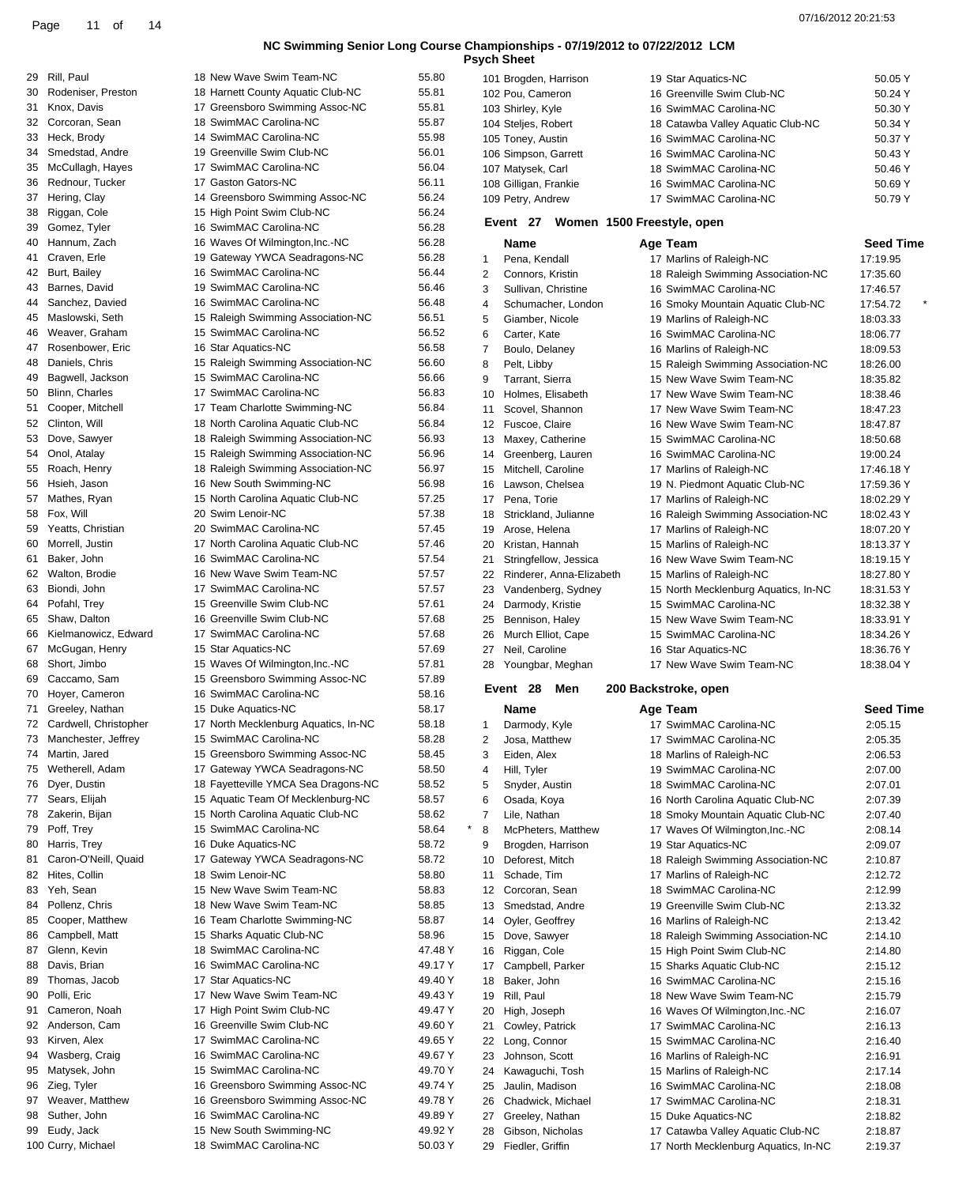## NC Swimming Senior Long Course Championships - 07/19/2012 to 07/22/2012 LCM

### Psych Sheet

| # | Name | Age | Team | Seed Time |
|---|---|---|---|---|
| 29 | Rill, Paul | 18 | New Wave Swim Team-NC | 55.80 |
| 30 | Rodeniser, Preston | 18 | Harnett County Aquatic Club-NC | 55.81 |
| 31 | Knox, Davis | 17 | Greensboro Swimming Assoc-NC | 55.81 |
| 32 | Corcoran, Sean | 18 | SwimMAC Carolina-NC | 55.87 |
| 33 | Heck, Brody | 14 | SwimMAC Carolina-NC | 55.98 |
| 34 | Smedstad, Andre | 19 | Greenville Swim Club-NC | 56.01 |
| 35 | McCullagh, Hayes | 17 | SwimMAC Carolina-NC | 56.04 |
| 36 | Rednour, Tucker | 17 | Gaston Gators-NC | 56.11 |
| 37 | Hering, Clay | 14 | Greensboro Swimming Assoc-NC | 56.24 |
| 38 | Riggan, Cole | 15 | High Point Swim Club-NC | 56.24 |
| 39 | Gomez, Tyler | 16 | SwimMAC Carolina-NC | 56.28 |
| 40 | Hannum, Zach | 16 | Waves Of Wilmington,Inc.-NC | 56.28 |
| 41 | Craven, Erle | 19 | Gateway YWCA Seadragons-NC | 56.28 |
| 42 | Burt, Bailey | 16 | SwimMAC Carolina-NC | 56.44 |
| 43 | Barnes, David | 19 | SwimMAC Carolina-NC | 56.46 |
| 44 | Sanchez, Davied | 16 | SwimMAC Carolina-NC | 56.48 |
| 45 | Maslowski, Seth | 15 | Raleigh Swimming Association-NC | 56.51 |
| 46 | Weaver, Graham | 15 | SwimMAC Carolina-NC | 56.52 |
| 47 | Rosenbower, Eric | 16 | Star Aquatics-NC | 56.58 |
| 48 | Daniels, Chris | 15 | Raleigh Swimming Association-NC | 56.60 |
| 49 | Bagwell, Jackson | 15 | SwimMAC Carolina-NC | 56.66 |
| 50 | Blinn, Charles | 17 | SwimMAC Carolina-NC | 56.83 |
| 51 | Cooper, Mitchell | 17 | Team Charlotte Swimming-NC | 56.84 |
| 52 | Clinton, Will | 18 | North Carolina Aquatic Club-NC | 56.84 |
| 53 | Dove, Sawyer | 18 | Raleigh Swimming Association-NC | 56.93 |
| 54 | Onol, Atalay | 15 | Raleigh Swimming Association-NC | 56.96 |
| 55 | Roach, Henry | 18 | Raleigh Swimming Association-NC | 56.97 |
| 56 | Hsieh, Jason | 16 | New South Swimming-NC | 56.98 |
| 57 | Mathes, Ryan | 15 | North Carolina Aquatic Club-NC | 57.25 |
| 58 | Fox, Will | 20 | Swim Lenoir-NC | 57.38 |
| 59 | Yeatts, Christian | 20 | SwimMAC Carolina-NC | 57.45 |
| 60 | Morrell, Justin | 17 | North Carolina Aquatic Club-NC | 57.46 |
| 61 | Baker, John | 16 | SwimMAC Carolina-NC | 57.54 |
| 62 | Walton, Brodie | 16 | New Wave Swim Team-NC | 57.57 |
| 63 | Biondi, John | 17 | SwimMAC Carolina-NC | 57.57 |
| 64 | Pofahl, Trey | 15 | Greenville Swim Club-NC | 57.61 |
| 65 | Shaw, Dalton | 16 | Greenville Swim Club-NC | 57.68 |
| 66 | Kielmanowicz, Edward | 17 | SwimMAC Carolina-NC | 57.68 |
| 67 | McGugan, Henry | 15 | Star Aquatics-NC | 57.69 |
| 68 | Short, Jimbo | 15 | Waves Of Wilmington,Inc.-NC | 57.81 |
| 69 | Caccamo, Sam | 15 | Greensboro Swimming Assoc-NC | 57.89 |
| 70 | Hoyer, Cameron | 16 | SwimMAC Carolina-NC | 58.16 |
| 71 | Greeley, Nathan | 15 | Duke Aquatics-NC | 58.17 |
| 72 | Cardwell, Christopher | 17 | North Mecklenburg Aquatics, In-NC | 58.18 |
| 73 | Manchester, Jeffrey | 15 | SwimMAC Carolina-NC | 58.28 |
| 74 | Martin, Jared | 15 | Greensboro Swimming Assoc-NC | 58.45 |
| 75 | Wetherell, Adam | 17 | Gateway YWCA Seadragons-NC | 58.50 |
| 76 | Dyer, Dustin | 18 | Fayetteville YMCA Sea Dragons-NC | 58.52 |
| 77 | Sears, Elijah | 15 | Aquatic Team Of Mecklenburg-NC | 58.57 |
| 78 | Zakerin, Bijan | 15 | North Carolina Aquatic Club-NC | 58.62 |
| 79 | Poff, Trey | 15 | SwimMAC Carolina-NC | 58.64 * |
| 80 | Harris, Trey | 16 | Duke Aquatics-NC | 58.72 |
| 81 | Caron-O'Neill, Quaid | 17 | Gateway YWCA Seadragons-NC | 58.72 |
| 82 | Hites, Collin | 18 | Swim Lenoir-NC | 58.80 |
| 83 | Yeh, Sean | 15 | New Wave Swim Team-NC | 58.83 |
| 84 | Pollenz, Chris | 18 | New Wave Swim Team-NC | 58.85 |
| 85 | Cooper, Matthew | 16 | Team Charlotte Swimming-NC | 58.87 |
| 86 | Campbell, Matt | 15 | Sharks Aquatic Club-NC | 58.96 |
| 87 | Glenn, Kevin | 18 | SwimMAC Carolina-NC | 47.48 Y |
| 88 | Davis, Brian | 16 | SwimMAC Carolina-NC | 49.17 Y |
| 89 | Thomas, Jacob | 17 | Star Aquatics-NC | 49.40 Y |
| 90 | Polli, Eric | 17 | New Wave Swim Team-NC | 49.43 Y |
| 91 | Cameron, Noah | 17 | High Point Swim Club-NC | 49.47 Y |
| 92 | Anderson, Cam | 16 | Greenville Swim Club-NC | 49.60 Y |
| 93 | Kirven, Alex | 17 | SwimMAC Carolina-NC | 49.65 Y |
| 94 | Wasberg, Craig | 16 | SwimMAC Carolina-NC | 49.67 Y |
| 95 | Matysek, John | 15 | SwimMAC Carolina-NC | 49.70 Y |
| 96 | Zieg, Tyler | 16 | Greensboro Swimming Assoc-NC | 49.74 Y |
| 97 | Weaver, Matthew | 16 | Greensboro Swimming Assoc-NC | 49.78 Y |
| 98 | Suther, John | 16 | SwimMAC Carolina-NC | 49.89 Y |
| 99 | Eudy, Jack | 15 | New South Swimming-NC | 49.92 Y |
| 100 | Curry, Michael | 18 | SwimMAC Carolina-NC | 50.03 Y |
| 101 | Brogden, Harrison | 19 | Star Aquatics-NC | 50.05 Y |
| 102 | Pou, Cameron | 16 | Greenville Swim Club-NC | 50.24 Y |
| 103 | Shirley, Kyle | 16 | SwimMAC Carolina-NC | 50.30 Y |
| 104 | Steljes, Robert | 18 | Catawba Valley Aquatic Club-NC | 50.34 Y |
| 105 | Toney, Austin | 16 | SwimMAC Carolina-NC | 50.37 Y |
| 106 | Simpson, Garrett | 16 | SwimMAC Carolina-NC | 50.43 Y |
| 107 | Matysek, Carl | 18 | SwimMAC Carolina-NC | 50.46 Y |
| 108 | Gilligan, Frankie | 16 | SwimMAC Carolina-NC | 50.69 Y |
| 109 | Petry, Andrew | 17 | SwimMAC Carolina-NC | 50.79 Y |

### Event 27 Women 1500 Freestyle, open

| # | Name | Age | Team | Seed Time |
|---|---|---|---|---|
| 1 | Pena, Kendall | 17 | Marlins of Raleigh-NC | 17:19.95 |
| 2 | Connors, Kristin | 18 | Raleigh Swimming Association-NC | 17:35.60 |
| 3 | Sullivan, Christine | 16 | SwimMAC Carolina-NC | 17:46.57 |
| 4 | Schumacher, London | 16 | Smoky Mountain Aquatic Club-NC | 17:54.72 * |
| 5 | Giamber, Nicole | 19 | Marlins of Raleigh-NC | 18:03.33 |
| 6 | Carter, Kate | 16 | SwimMAC Carolina-NC | 18:06.77 |
| 7 | Boulo, Delaney | 16 | Marlins of Raleigh-NC | 18:09.53 |
| 8 | Pelt, Libby | 15 | Raleigh Swimming Association-NC | 18:26.00 |
| 9 | Tarrant, Sierra | 15 | New Wave Swim Team-NC | 18:35.82 |
| 10 | Holmes, Elisabeth | 17 | New Wave Swim Team-NC | 18:38.46 |
| 11 | Scovel, Shannon | 17 | New Wave Swim Team-NC | 18:47.23 |
| 12 | Fuscoe, Claire | 16 | New Wave Swim Team-NC | 18:47.87 |
| 13 | Maxey, Catherine | 15 | SwimMAC Carolina-NC | 18:50.68 |
| 14 | Greenberg, Lauren | 16 | SwimMAC Carolina-NC | 19:00.24 |
| 15 | Mitchell, Caroline | 17 | Marlins of Raleigh-NC | 17:46.18 Y |
| 16 | Lawson, Chelsea | 19 | N. Piedmont Aquatic Club-NC | 17:59.36 Y |
| 17 | Pena, Torie | 17 | Marlins of Raleigh-NC | 18:02.29 Y |
| 18 | Strickland, Julianne | 16 | Raleigh Swimming Association-NC | 18:02.43 Y |
| 19 | Arose, Helena | 17 | Marlins of Raleigh-NC | 18:07.20 Y |
| 20 | Kristan, Hannah | 15 | Marlins of Raleigh-NC | 18:13.37 Y |
| 21 | Stringfellow, Jessica | 16 | New Wave Swim Team-NC | 18:19.15 Y |
| 22 | Rinderer, Anna-Elizabeth | 15 | Marlins of Raleigh-NC | 18:27.80 Y |
| 23 | Vandenberg, Sydney | 15 | North Mecklenburg Aquatics, In-NC | 18:31.53 Y |
| 24 | Darmody, Kristie | 15 | SwimMAC Carolina-NC | 18:32.38 Y |
| 25 | Bennison, Haley | 15 | New Wave Swim Team-NC | 18:33.91 Y |
| 26 | Murch Elliot, Cape | 15 | SwimMAC Carolina-NC | 18:34.26 Y |
| 27 | Neil, Caroline | 16 | Star Aquatics-NC | 18:36.76 Y |
| 28 | Youngbar, Meghan | 17 | New Wave Swim Team-NC | 18:38.04 Y |

### Event 28 Men 200 Backstroke, open

| # | Name | Age | Team | Seed Time |
|---|---|---|---|---|
| 1 | Darmody, Kyle | 17 | SwimMAC Carolina-NC | 2:05.15 |
| 2 | Josa, Matthew | 17 | SwimMAC Carolina-NC | 2:05.35 |
| 3 | Eiden, Alex | 18 | Marlins of Raleigh-NC | 2:06.53 |
| 4 | Hill, Tyler | 19 | SwimMAC Carolina-NC | 2:07.00 |
| 5 | Snyder, Austin | 18 | SwimMAC Carolina-NC | 2:07.01 |
| 6 | Osada, Koya | 16 | North Carolina Aquatic Club-NC | 2:07.39 |
| 7 | Lile, Nathan | 18 | Smoky Mountain Aquatic Club-NC | 2:07.40 |
| 8 | McPheters, Matthew | 17 | Waves Of Wilmington,Inc.-NC | 2:08.14 |
| 9 | Brogden, Harrison | 19 | Star Aquatics-NC | 2:09.07 |
| 10 | Deforest, Mitch | 18 | Raleigh Swimming Association-NC | 2:10.87 |
| 11 | Schade, Tim | 17 | Marlins of Raleigh-NC | 2:12.72 |
| 12 | Corcoran, Sean | 18 | SwimMAC Carolina-NC | 2:12.99 |
| 13 | Smedstad, Andre | 19 | Greenville Swim Club-NC | 2:13.32 |
| 14 | Oyler, Geoffrey | 16 | Marlins of Raleigh-NC | 2:13.42 |
| 15 | Dove, Sawyer | 18 | Raleigh Swimming Association-NC | 2:14.10 |
| 16 | Riggan, Cole | 15 | High Point Swim Club-NC | 2:14.80 |
| 17 | Campbell, Parker | 15 | Sharks Aquatic Club-NC | 2:15.12 |
| 18 | Baker, John | 16 | SwimMAC Carolina-NC | 2:15.16 |
| 19 | Rill, Paul | 18 | New Wave Swim Team-NC | 2:15.79 |
| 20 | High, Joseph | 16 | Waves Of Wilmington,Inc.-NC | 2:16.07 |
| 21 | Cowley, Patrick | 17 | SwimMAC Carolina-NC | 2:16.13 |
| 22 | Long, Connor | 15 | SwimMAC Carolina-NC | 2:16.40 |
| 23 | Johnson, Scott | 16 | Marlins of Raleigh-NC | 2:16.91 |
| 24 | Kawaguchi, Tosh | 15 | Marlins of Raleigh-NC | 2:17.14 |
| 25 | Jaulin, Madison | 16 | SwimMAC Carolina-NC | 2:18.08 |
| 26 | Chadwick, Michael | 17 | SwimMAC Carolina-NC | 2:18.31 |
| 27 | Greeley, Nathan | 15 | Duke Aquatics-NC | 2:18.82 |
| 28 | Gibson, Nicholas | 17 | Catawba Valley Aquatic Club-NC | 2:18.87 |
| 29 | Fiedler, Griffin | 17 | North Mecklenburg Aquatics, In-NC | 2:19.37 |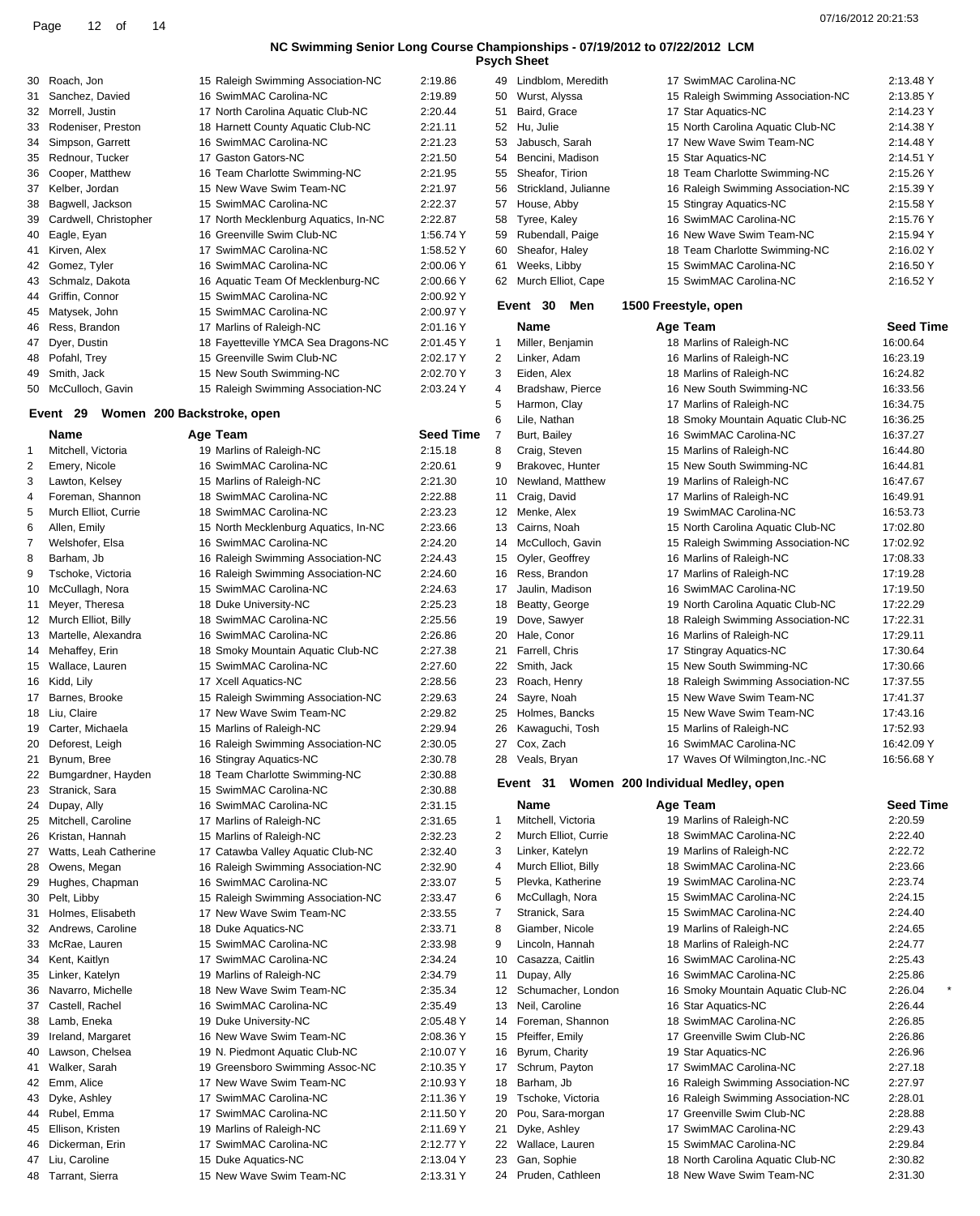# NC Swimming Senior Long Course Championships - 07/19/2012 to 07/22/2012 LCM

## Psych Sheet

| | Name | Age | Team | Seed Time |
|---|---|---|---|---|
| 30 | Roach, Jon | 15 | Raleigh Swimming Association-NC | 2:19.86 |
| 31 | Sanchez, Davied | 16 | SwimMAC Carolina-NC | 2:19.89 |
| 32 | Morrell, Justin | 17 | North Carolina Aquatic Club-NC | 2:20.44 |
| 33 | Rodeniser, Preston | 18 | Harnett County Aquatic Club-NC | 2:21.11 |
| 34 | Simpson, Garrett | 16 | SwimMAC Carolina-NC | 2:21.23 |
| 35 | Rednour, Tucker | 17 | Gaston Gators-NC | 2:21.50 |
| 36 | Cooper, Matthew | 16 | Team Charlotte Swimming-NC | 2:21.95 |
| 37 | Kelber, Jordan | 15 | New Wave Swim Team-NC | 2:21.97 |
| 38 | Bagwell, Jackson | 15 | SwimMAC Carolina-NC | 2:22.37 |
| 39 | Cardwell, Christopher | 17 | North Mecklenburg Aquatics, In-NC | 2:22.87 |
| 40 | Eagle, Eyan | 16 | Greenville Swim Club-NC | 1:56.74 Y |
| 41 | Kirven, Alex | 17 | SwimMAC Carolina-NC | 1:58.52 Y |
| 42 | Gomez, Tyler | 16 | SwimMAC Carolina-NC | 2:00.06 Y |
| 43 | Schmalz, Dakota | 16 | Aquatic Team Of Mecklenburg-NC | 2:00.66 Y |
| 44 | Griffin, Connor | 15 | SwimMAC Carolina-NC | 2:00.92 Y |
| 45 | Matysek, John | 15 | SwimMAC Carolina-NC | 2:00.97 Y |
| 46 | Ress, Brandon | 17 | Marlins of Raleigh-NC | 2:01.16 Y |
| 47 | Dyer, Dustin | 18 | Fayetteville YMCA Sea Dragons-NC | 2:01.45 Y |
| 48 | Pofahl, Trey | 15 | Greenville Swim Club-NC | 2:02.17 Y |
| 49 | Smith, Jack | 15 | New South Swimming-NC | 2:02.70 Y |
| 50 | McCulloch, Gavin | 15 | Raleigh Swimming Association-NC | 2:03.24 Y |

### Event 29 Women 200 Backstroke, open

| | Name | Age | Team | Seed Time |
|---|---|---|---|---|
| 1 | Mitchell, Victoria | 19 | Marlins of Raleigh-NC | 2:15.18 |
| 2 | Emery, Nicole | 16 | SwimMAC Carolina-NC | 2:20.61 |
| 3 | Lawton, Kelsey | 15 | Marlins of Raleigh-NC | 2:21.30 |
| 4 | Foreman, Shannon | 18 | SwimMAC Carolina-NC | 2:22.88 |
| 5 | Murch Elliot, Currie | 18 | SwimMAC Carolina-NC | 2:23.23 |
| 6 | Allen, Emily | 15 | North Mecklenburg Aquatics, In-NC | 2:23.66 |
| 7 | Welshofer, Elsa | 16 | SwimMAC Carolina-NC | 2:24.20 |
| 8 | Barham, Jb | 16 | Raleigh Swimming Association-NC | 2:24.43 |
| 9 | Tschoke, Victoria | 16 | Raleigh Swimming Association-NC | 2:24.60 |
| 10 | McCullagh, Nora | 15 | SwimMAC Carolina-NC | 2:24.63 |
| 11 | Meyer, Theresa | 18 | Duke University-NC | 2:25.23 |
| 12 | Murch Elliot, Billy | 18 | SwimMAC Carolina-NC | 2:25.56 |
| 13 | Martelle, Alexandra | 16 | SwimMAC Carolina-NC | 2:26.86 |
| 14 | Mehaffey, Erin | 18 | Smoky Mountain Aquatic Club-NC | 2:27.38 |
| 15 | Wallace, Lauren | 15 | SwimMAC Carolina-NC | 2:27.60 |
| 16 | Kidd, Lily | 17 | Xcell Aquatics-NC | 2:28.56 |
| 17 | Barnes, Brooke | 15 | Raleigh Swimming Association-NC | 2:29.63 |
| 18 | Liu, Claire | 17 | New Wave Swim Team-NC | 2:29.82 |
| 19 | Carter, Michaela | 15 | Marlins of Raleigh-NC | 2:29.94 |
| 20 | Deforest, Leigh | 16 | Raleigh Swimming Association-NC | 2:30.05 |
| 21 | Bynum, Bree | 16 | Stingray Aquatics-NC | 2:30.78 |
| 22 | Bumgardner, Hayden | 18 | Team Charlotte Swimming-NC | 2:30.88 |
| 23 | Stranick, Sara | 15 | SwimMAC Carolina-NC | 2:30.88 |
| 24 | Dupay, Ally | 16 | SwimMAC Carolina-NC | 2:31.15 |
| 25 | Mitchell, Caroline | 17 | Marlins of Raleigh-NC | 2:31.65 |
| 26 | Kristan, Hannah | 15 | Marlins of Raleigh-NC | 2:32.23 |
| 27 | Watts, Leah Catherine | 17 | Catawba Valley Aquatic Club-NC | 2:32.40 |
| 28 | Owens, Megan | 16 | Raleigh Swimming Association-NC | 2:32.90 |
| 29 | Hughes, Chapman | 16 | SwimMAC Carolina-NC | 2:33.07 |
| 30 | Pelt, Libby | 15 | Raleigh Swimming Association-NC | 2:33.47 |
| 31 | Holmes, Elisabeth | 17 | New Wave Swim Team-NC | 2:33.55 |
| 32 | Andrews, Caroline | 18 | Duke Aquatics-NC | 2:33.71 |
| 33 | McRae, Lauren | 15 | SwimMAC Carolina-NC | 2:33.98 |
| 34 | Kent, Kaitlyn | 17 | SwimMAC Carolina-NC | 2:34.24 |
| 35 | Linker, Katelyn | 19 | Marlins of Raleigh-NC | 2:34.79 |
| 36 | Navarro, Michelle | 18 | New Wave Swim Team-NC | 2:35.34 |
| 37 | Castell, Rachel | 16 | SwimMAC Carolina-NC | 2:35.49 |
| 38 | Lamb, Eneka | 19 | Duke University-NC | 2:05.48 Y |
| 39 | Ireland, Margaret | 16 | New Wave Swim Team-NC | 2:08.36 Y |
| 40 | Lawson, Chelsea | 19 | N. Piedmont Aquatic Club-NC | 2:10.07 Y |
| 41 | Walker, Sarah | 19 | Greensboro Swimming Assoc-NC | 2:10.35 Y |
| 42 | Emm, Alice | 17 | New Wave Swim Team-NC | 2:10.93 Y |
| 43 | Dyke, Ashley | 17 | SwimMAC Carolina-NC | 2:11.36 Y |
| 44 | Rubel, Emma | 17 | SwimMAC Carolina-NC | 2:11.50 Y |
| 45 | Ellison, Kristen | 19 | Marlins of Raleigh-NC | 2:11.69 Y |
| 46 | Dickerman, Erin | 17 | SwimMAC Carolina-NC | 2:12.77 Y |
| 47 | Liu, Caroline | 15 | Duke Aquatics-NC | 2:13.04 Y |
| 48 | Tarrant, Sierra | 15 | New Wave Swim Team-NC | 2:13.31 Y |
| 49 | Lindblom, Meredith | 17 | SwimMAC Carolina-NC | 2:13.48 Y |
| 50 | Wurst, Alyssa | 15 | Raleigh Swimming Association-NC | 2:13.85 Y |
| 51 | Baird, Grace | 17 | Star Aquatics-NC | 2:14.23 Y |
| 52 | Hu, Julie | 15 | North Carolina Aquatic Club-NC | 2:14.38 Y |
| 53 | Jabusch, Sarah | 17 | New Wave Swim Team-NC | 2:14.48 Y |
| 54 | Bencini, Madison | 15 | Star Aquatics-NC | 2:14.51 Y |
| 55 | Sheafor, Tirion | 18 | Team Charlotte Swimming-NC | 2:15.26 Y |
| 56 | Strickland, Julianne | 16 | Raleigh Swimming Association-NC | 2:15.39 Y |
| 57 | House, Abby | 15 | Stingray Aquatics-NC | 2:15.58 Y |
| 58 | Tyree, Kaley | 16 | SwimMAC Carolina-NC | 2:15.76 Y |
| 59 | Rubendall, Paige | 16 | New Wave Swim Team-NC | 2:15.94 Y |
| 60 | Sheafor, Haley | 18 | Team Charlotte Swimming-NC | 2:16.02 Y |
| 61 | Weeks, Libby | 15 | SwimMAC Carolina-NC | 2:16.50 Y |
| 62 | Murch Elliot, Cape | 15 | SwimMAC Carolina-NC | 2:16.52 Y |

### Event 30 Men 1500 Freestyle, open

| | Name | Age | Team | Seed Time |
|---|---|---|---|---|
| 1 | Miller, Benjamin | 18 | Marlins of Raleigh-NC | 16:00.64 |
| 2 | Linker, Adam | 16 | Marlins of Raleigh-NC | 16:23.19 |
| 3 | Eiden, Alex | 18 | Marlins of Raleigh-NC | 16:24.82 |
| 4 | Bradshaw, Pierce | 16 | New South Swimming-NC | 16:33.56 |
| 5 | Harmon, Clay | 17 | Marlins of Raleigh-NC | 16:34.75 |
| 6 | Lile, Nathan | 18 | Smoky Mountain Aquatic Club-NC | 16:36.25 |
| 7 | Burt, Bailey | 16 | SwimMAC Carolina-NC | 16:37.27 |
| 8 | Craig, Steven | 15 | Marlins of Raleigh-NC | 16:44.80 |
| 9 | Brakovec, Hunter | 15 | New South Swimming-NC | 16:44.81 |
| 10 | Newland, Matthew | 19 | Marlins of Raleigh-NC | 16:47.67 |
| 11 | Craig, David | 17 | Marlins of Raleigh-NC | 16:49.91 |
| 12 | Menke, Alex | 19 | SwimMAC Carolina-NC | 16:53.73 |
| 13 | Cairns, Noah | 15 | North Carolina Aquatic Club-NC | 17:02.80 |
| 14 | McCulloch, Gavin | 15 | Raleigh Swimming Association-NC | 17:02.92 |
| 15 | Oyler, Geoffrey | 16 | Marlins of Raleigh-NC | 17:08.33 |
| 16 | Ress, Brandon | 17 | Marlins of Raleigh-NC | 17:19.28 |
| 17 | Jaulin, Madison | 16 | SwimMAC Carolina-NC | 17:19.50 |
| 18 | Beatty, George | 19 | North Carolina Aquatic Club-NC | 17:22.29 |
| 19 | Dove, Sawyer | 18 | Raleigh Swimming Association-NC | 17:22.31 |
| 20 | Hale, Conor | 16 | Marlins of Raleigh-NC | 17:29.11 |
| 21 | Farrell, Chris | 17 | Stingray Aquatics-NC | 17:30.64 |
| 22 | Smith, Jack | 15 | New South Swimming-NC | 17:30.66 |
| 23 | Roach, Henry | 18 | Raleigh Swimming Association-NC | 17:37.55 |
| 24 | Sayre, Noah | 15 | New Wave Swim Team-NC | 17:41.37 |
| 25 | Holmes, Bancks | 15 | New Wave Swim Team-NC | 17:43.16 |
| 26 | Kawaguchi, Tosh | 15 | Marlins of Raleigh-NC | 17:52.93 |
| 27 | Cox, Zach | 16 | SwimMAC Carolina-NC | 16:42.09 Y |
| 28 | Veals, Bryan | 17 | Waves Of Wilmington,Inc.-NC | 16:56.68 Y |

### Event 31 Women 200 Individual Medley, open

| | Name | Age | Team | Seed Time |
|---|---|---|---|---|
| 1 | Mitchell, Victoria | 19 | Marlins of Raleigh-NC | 2:20.59 |
| 2 | Murch Elliot, Currie | 18 | SwimMAC Carolina-NC | 2:22.40 |
| 3 | Linker, Katelyn | 19 | Marlins of Raleigh-NC | 2:22.72 |
| 4 | Murch Elliot, Billy | 18 | SwimMAC Carolina-NC | 2:23.66 |
| 5 | Plevka, Katherine | 19 | SwimMAC Carolina-NC | 2:23.74 |
| 6 | McCullagh, Nora | 15 | SwimMAC Carolina-NC | 2:24.15 |
| 7 | Stranick, Sara | 15 | SwimMAC Carolina-NC | 2:24.40 |
| 8 | Giamber, Nicole | 19 | Marlins of Raleigh-NC | 2:24.65 |
| 9 | Lincoln, Hannah | 18 | Marlins of Raleigh-NC | 2:24.77 |
| 10 | Casazza, Caitlin | 16 | SwimMAC Carolina-NC | 2:25.43 |
| 11 | Dupay, Ally | 16 | SwimMAC Carolina-NC | 2:25.86 |
| 12 | Schumacher, London | 16 | Smoky Mountain Aquatic Club-NC | 2:26.04 * |
| 13 | Neil, Caroline | 16 | Star Aquatics-NC | 2:26.44 |
| 14 | Foreman, Shannon | 18 | SwimMAC Carolina-NC | 2:26.85 |
| 15 | Pfeiffer, Emily | 17 | Greenville Swim Club-NC | 2:26.86 |
| 16 | Byrum, Charity | 19 | Star Aquatics-NC | 2:26.96 |
| 17 | Schrum, Payton | 17 | SwimMAC Carolina-NC | 2:27.18 |
| 18 | Barham, Jb | 16 | Raleigh Swimming Association-NC | 2:27.97 |
| 19 | Tschoke, Victoria | 16 | Raleigh Swimming Association-NC | 2:28.01 |
| 20 | Pou, Sara-morgan | 17 | Greenville Swim Club-NC | 2:28.88 |
| 21 | Dyke, Ashley | 17 | SwimMAC Carolina-NC | 2:29.43 |
| 22 | Wallace, Lauren | 15 | SwimMAC Carolina-NC | 2:29.84 |
| 23 | Gan, Sophie | 18 | North Carolina Aquatic Club-NC | 2:30.82 |
| 24 | Pruden, Cathleen | 18 | New Wave Swim Team-NC | 2:31.30 |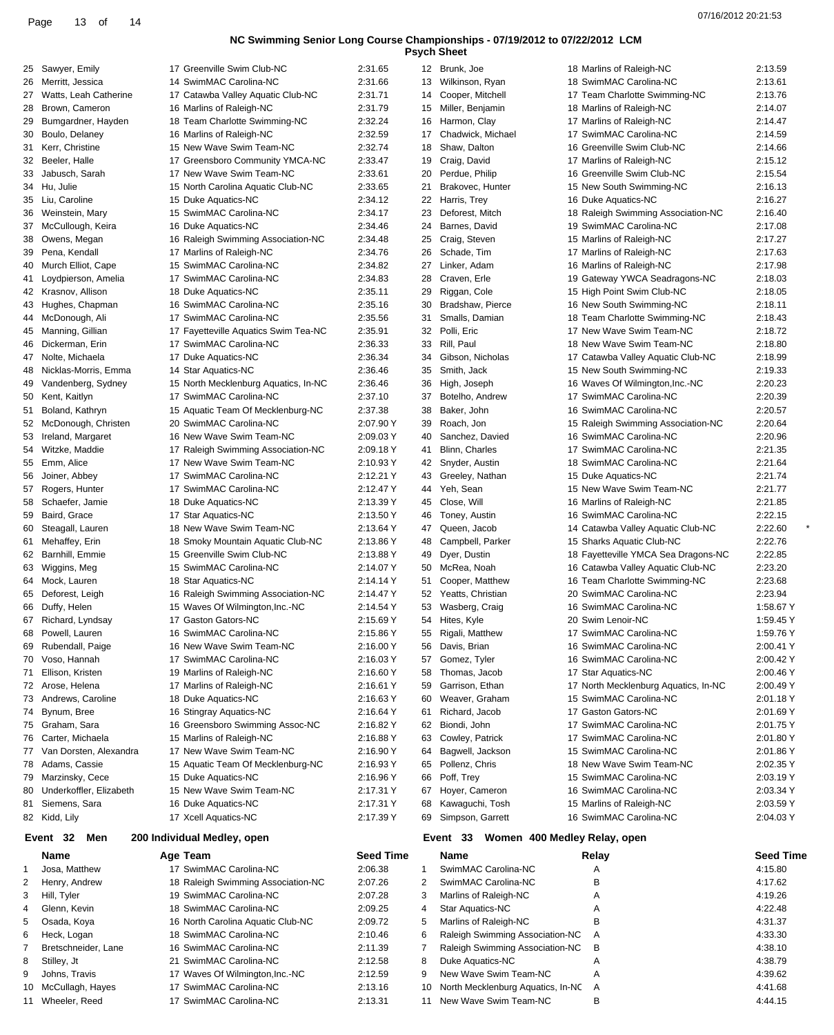## NC Swimming Senior Long Course Championships - 07/19/2012 to 07/22/2012 LCM

### Psych Sheet

| # | Name | Age | Team | Seed Time |
|---|---|---|---|---|
| 25 | Sawyer, Emily | 17 | Greenville Swim Club-NC | 2:31.65 |
| 26 | Merritt, Jessica | 14 | SwimMAC Carolina-NC | 2:31.66 |
| 27 | Watts, Leah Catherine | 17 | Catawba Valley Aquatic Club-NC | 2:31.71 |
| 28 | Brown, Cameron | 16 | Marlins of Raleigh-NC | 2:31.79 |
| 29 | Bumgardner, Hayden | 18 | Team Charlotte Swimming-NC | 2:32.24 |
| 30 | Boulo, Delaney | 16 | Marlins of Raleigh-NC | 2:32.59 |
| 31 | Kerr, Christine | 15 | New Wave Swim Team-NC | 2:32.74 |
| 32 | Beeler, Halle | 17 | Greensboro Community YMCA-NC | 2:33.47 |
| 33 | Jabusch, Sarah | 17 | New Wave Swim Team-NC | 2:33.61 |
| 34 | Hu, Julie | 15 | North Carolina Aquatic Club-NC | 2:33.65 |
| 35 | Liu, Caroline | 15 | Duke Aquatics-NC | 2:34.12 |
| 36 | Weinstein, Mary | 15 | SwimMAC Carolina-NC | 2:34.17 |
| 37 | McCullough, Keira | 16 | Duke Aquatics-NC | 2:34.46 |
| 38 | Owens, Megan | 16 | Raleigh Swimming Association-NC | 2:34.48 |
| 39 | Pena, Kendall | 17 | Marlins of Raleigh-NC | 2:34.76 |
| 40 | Murch Elliot, Cape | 15 | SwimMAC Carolina-NC | 2:34.82 |
| 41 | Loydpierson, Amelia | 17 | SwimMAC Carolina-NC | 2:34.83 |
| 42 | Krasnov, Allison | 18 | Duke Aquatics-NC | 2:35.11 |
| 43 | Hughes, Chapman | 16 | SwimMAC Carolina-NC | 2:35.16 |
| 44 | McDonough, Ali | 17 | SwimMAC Carolina-NC | 2:35.56 |
| 45 | Manning, Gillian | 17 | Fayetteville Aquatics Swim Tea-NC | 2:35.91 |
| 46 | Dickerman, Erin | 17 | SwimMAC Carolina-NC | 2:36.33 |
| 47 | Nolte, Michaela | 17 | Duke Aquatics-NC | 2:36.34 |
| 48 | Nicklas-Morris, Emma | 14 | Star Aquatics-NC | 2:36.46 |
| 49 | Vandenberg, Sydney | 15 | North Mecklenburg Aquatics, In-NC | 2:36.46 |
| 50 | Kent, Kaitlyn | 17 | SwimMAC Carolina-NC | 2:37.10 |
| 51 | Boland, Kathryn | 15 | Aquatic Team Of Mecklenburg-NC | 2:37.38 |
| 52 | McDonough, Christen | 20 | SwimMAC Carolina-NC | 2:07.90 Y |
| 53 | Ireland, Margaret | 16 | New Wave Swim Team-NC | 2:09.03 Y |
| 54 | Witzke, Maddie | 17 | Raleigh Swimming Association-NC | 2:09.18 Y |
| 55 | Emm, Alice | 17 | New Wave Swim Team-NC | 2:10.93 Y |
| 56 | Joiner, Abbey | 17 | SwimMAC Carolina-NC | 2:12.21 Y |
| 57 | Rogers, Hunter | 17 | SwimMAC Carolina-NC | 2:12.47 Y |
| 58 | Schaefer, Jamie | 18 | Duke Aquatics-NC | 2:13.39 Y |
| 59 | Baird, Grace | 17 | Star Aquatics-NC | 2:13.50 Y |
| 60 | Steagall, Lauren | 18 | New Wave Swim Team-NC | 2:13.64 Y |
| 61 | Mehaffey, Erin | 18 | Smoky Mountain Aquatic Club-NC | 2:13.86 Y |
| 62 | Barnhill, Emmie | 15 | Greenville Swim Club-NC | 2:13.88 Y |
| 63 | Wiggins, Meg | 15 | SwimMAC Carolina-NC | 2:14.07 Y |
| 64 | Mock, Lauren | 18 | Star Aquatics-NC | 2:14.14 Y |
| 65 | Deforest, Leigh | 16 | Raleigh Swimming Association-NC | 2:14.47 Y |
| 66 | Duffy, Helen | 15 | Waves Of Wilmington,Inc.-NC | 2:14.54 Y |
| 67 | Richard, Lyndsay | 17 | Gaston Gators-NC | 2:15.69 Y |
| 68 | Powell, Lauren | 16 | SwimMAC Carolina-NC | 2:15.86 Y |
| 69 | Rubendall, Paige | 16 | New Wave Swim Team-NC | 2:16.00 Y |
| 70 | Voso, Hannah | 17 | SwimMAC Carolina-NC | 2:16.03 Y |
| 71 | Ellison, Kristen | 19 | Marlins of Raleigh-NC | 2:16.60 Y |
| 72 | Arose, Helena | 17 | Marlins of Raleigh-NC | 2:16.61 Y |
| 73 | Andrews, Caroline | 18 | Duke Aquatics-NC | 2:16.63 Y |
| 74 | Bynum, Bree | 16 | Stingray Aquatics-NC | 2:16.64 Y |
| 75 | Graham, Sara | 16 | Greensboro Swimming Assoc-NC | 2:16.82 Y |
| 76 | Carter, Michaela | 15 | Marlins of Raleigh-NC | 2:16.88 Y |
| 77 | Van Dorsten, Alexandra | 17 | New Wave Swim Team-NC | 2:16.90 Y |
| 78 | Adams, Cassie | 15 | Aquatic Team Of Mecklenburg-NC | 2:16.93 Y |
| 79 | Marzinsky, Cece | 15 | Duke Aquatics-NC | 2:16.96 Y |
| 80 | Underkoffler, Elizabeth | 15 | New Wave Swim Team-NC | 2:17.31 Y |
| 81 | Siemens, Sara | 16 | Duke Aquatics-NC | 2:17.31 Y |
| 82 | Kidd, Lily | 17 | Xcell Aquatics-NC | 2:17.39 Y |

### Event 32 Men 200 Individual Medley, open

| # | Name | Age | Team | Seed Time |
|---|---|---|---|---|
| 1 | Josa, Matthew | 17 | SwimMAC Carolina-NC | 2:06.38 |
| 2 | Henry, Andrew | 18 | Raleigh Swimming Association-NC | 2:07.26 |
| 3 | Hill, Tyler | 19 | SwimMAC Carolina-NC | 2:07.28 |
| 4 | Glenn, Kevin | 18 | SwimMAC Carolina-NC | 2:09.25 |
| 5 | Osada, Koya | 16 | North Carolina Aquatic Club-NC | 2:09.72 |
| 6 | Heck, Logan | 18 | SwimMAC Carolina-NC | 2:10.46 |
| 7 | Bretschneider, Lane | 16 | SwimMAC Carolina-NC | 2:11.39 |
| 8 | Stilley, Jt | 21 | SwimMAC Carolina-NC | 2:12.58 |
| 9 | Johns, Travis | 17 | Waves Of Wilmington,Inc.-NC | 2:12.59 |
| 10 | McCullagh, Hayes | 17 | SwimMAC Carolina-NC | 2:13.16 |
| 11 | Wheeler, Reed | 17 | SwimMAC Carolina-NC | 2:13.31 |
| 12 | Brunk, Joe | 18 | Marlins of Raleigh-NC | 2:13.59 |
| 13 | Wilkinson, Ryan | 18 | SwimMAC Carolina-NC | 2:13.61 |
| 14 | Cooper, Mitchell | 17 | Team Charlotte Swimming-NC | 2:13.76 |
| 15 | Miller, Benjamin | 18 | Marlins of Raleigh-NC | 2:14.07 |
| 16 | Harmon, Clay | 17 | Marlins of Raleigh-NC | 2:14.47 |
| 17 | Chadwick, Michael | 17 | SwimMAC Carolina-NC | 2:14.59 |
| 18 | Shaw, Dalton | 16 | Greenville Swim Club-NC | 2:14.66 |
| 19 | Craig, David | 17 | Marlins of Raleigh-NC | 2:15.12 |
| 20 | Perdue, Philip | 16 | Greenville Swim Club-NC | 2:15.54 |
| 21 | Brakovec, Hunter | 15 | New South Swimming-NC | 2:16.13 |
| 22 | Harris, Trey | 16 | Duke Aquatics-NC | 2:16.27 |
| 23 | Deforest, Mitch | 18 | Raleigh Swimming Association-NC | 2:16.40 |
| 24 | Barnes, David | 19 | SwimMAC Carolina-NC | 2:17.08 |
| 25 | Craig, Steven | 15 | Marlins of Raleigh-NC | 2:17.27 |
| 26 | Schade, Tim | 17 | Marlins of Raleigh-NC | 2:17.63 |
| 27 | Linker, Adam | 16 | Marlins of Raleigh-NC | 2:17.98 |
| 28 | Craven, Erle | 19 | Gateway YWCA Seadragons-NC | 2:18.03 |
| 29 | Riggan, Cole | 15 | High Point Swim Club-NC | 2:18.05 |
| 30 | Bradshaw, Pierce | 16 | New South Swimming-NC | 2:18.11 |
| 31 | Smalls, Damian | 18 | Team Charlotte Swimming-NC | 2:18.43 |
| 32 | Polli, Eric | 17 | New Wave Swim Team-NC | 2:18.72 |
| 33 | Rill, Paul | 18 | New Wave Swim Team-NC | 2:18.80 |
| 34 | Gibson, Nicholas | 17 | Catawba Valley Aquatic Club-NC | 2:18.99 |
| 35 | Smith, Jack | 15 | New South Swimming-NC | 2:19.33 |
| 36 | High, Joseph | 16 | Waves Of Wilmington,Inc.-NC | 2:20.23 |
| 37 | Botelho, Andrew | 17 | SwimMAC Carolina-NC | 2:20.39 |
| 38 | Baker, John | 16 | SwimMAC Carolina-NC | 2:20.57 |
| 39 | Roach, Jon | 15 | Raleigh Swimming Association-NC | 2:20.64 |
| 40 | Sanchez, David | 16 | SwimMAC Carolina-NC | 2:20.96 |
| 41 | Blinn, Charles | 17 | SwimMAC Carolina-NC | 2:21.35 |
| 42 | Snyder, Austin | 18 | SwimMAC Carolina-NC | 2:21.64 |
| 43 | Greeley, Nathan | 15 | Duke Aquatics-NC | 2:21.74 |
| 44 | Yeh, Sean | 15 | New Wave Swim Team-NC | 2:21.77 |
| 45 | Close, Will | 16 | Marlins of Raleigh-NC | 2:21.85 |
| 46 | Toney, Austin | 16 | SwimMAC Carolina-NC | 2:22.15 |
| 47 | Queen, Jacob | 14 | Catawba Valley Aquatic Club-NC | 2:22.60 * |
| 48 | Campbell, Parker | 15 | Sharks Aquatic Club-NC | 2:22.76 |
| 49 | Dyer, Dustin | 18 | Fayetteville YMCA Sea Dragons-NC | 2:22.85 |
| 50 | McRea, Noah | 16 | Catawba Valley Aquatic Club-NC | 2:23.20 |
| 51 | Cooper, Matthew | 16 | Team Charlotte Swimming-NC | 2:23.68 |
| 52 | Yeatts, Christian | 20 | SwimMAC Carolina-NC | 2:23.94 |
| 53 | Wasberg, Craig | 16 | SwimMAC Carolina-NC | 1:58.67 Y |
| 54 | Hites, Kyle | 20 | Swim Lenoir-NC | 1:59.45 Y |
| 55 | Rigali, Matthew | 17 | SwimMAC Carolina-NC | 1:59.76 Y |
| 56 | Davis, Brian | 16 | SwimMAC Carolina-NC | 2:00.41 Y |
| 57 | Gomez, Tyler | 16 | SwimMAC Carolina-NC | 2:00.42 Y |
| 58 | Thomas, Jacob | 17 | Star Aquatics-NC | 2:00.46 Y |
| 59 | Garrison, Ethan | 17 | North Mecklenburg Aquatics, In-NC | 2:00.49 Y |
| 60 | Weaver, Graham | 15 | SwimMAC Carolina-NC | 2:01.18 Y |
| 61 | Richard, Jacob | 17 | Gaston Gators-NC | 2:01.69 Y |
| 62 | Biondi, John | 17 | SwimMAC Carolina-NC | 2:01.75 Y |
| 63 | Cowley, Patrick | 17 | SwimMAC Carolina-NC | 2:01.80 Y |
| 64 | Bagwell, Jackson | 15 | SwimMAC Carolina-NC | 2:01.86 Y |
| 65 | Pollenz, Chris | 18 | New Wave Swim Team-NC | 2:02.35 Y |
| 66 | Poff, Trey | 15 | SwimMAC Carolina-NC | 2:03.19 Y |
| 67 | Hoyer, Cameron | 16 | SwimMAC Carolina-NC | 2:03.34 Y |
| 68 | Kawaguchi, Tosh | 15 | Marlins of Raleigh-NC | 2:03.59 Y |
| 69 | Simpson, Garrett | 16 | SwimMAC Carolina-NC | 2:04.03 Y |

### Event 33 Women 400 Medley Relay, open

| # | Name | Relay | Seed Time |
|---|---|---|---|
| 1 | SwimMAC Carolina-NC | A | 4:15.80 |
| 2 | SwimMAC Carolina-NC | B | 4:17.62 |
| 3 | Marlins of Raleigh-NC | A | 4:19.26 |
| 4 | Star Aquatics-NC | A | 4:22.48 |
| 5 | Marlins of Raleigh-NC | B | 4:31.37 |
| 6 | Raleigh Swimming Association-NC | A | 4:33.30 |
| 7 | Raleigh Swimming Association-NC | B | 4:38.10 |
| 8 | Duke Aquatics-NC | A | 4:38.79 |
| 9 | New Wave Swim Team-NC | A | 4:39.62 |
| 10 | North Mecklenburg Aquatics, In-NC | A | 4:41.68 |
| 11 | New Wave Swim Team-NC | B | 4:44.15 |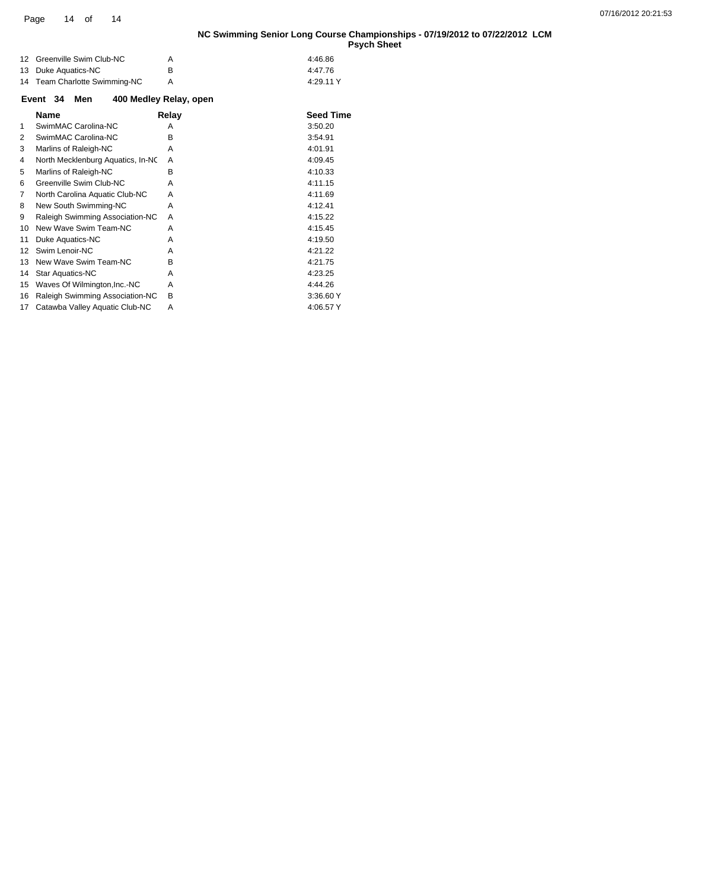**NC Swimming Senior Long Course Championships - 07/19/2012 to 07/22/2012 LCM**
**Psych Sheet**

| | | | |
|---|---|---|---|
| 12 | Greenville Swim Club-NC | A | 4:46.86 |
| 13 | Duke Aquatics-NC | B | 4:47.76 |
| 14 | Team Charlotte Swimming-NC | A | 4:29.11 Y |

**Event 34 Men 400 Medley Relay, open**

| | Name | Relay | Seed Time |
|---|---|---|---|
| 1 | SwimMAC Carolina-NC | A | 3:50.20 |
| 2 | SwimMAC Carolina-NC | B | 3:54.91 |
| 3 | Marlins of Raleigh-NC | A | 4:01.91 |
| 4 | North Mecklenburg Aquatics, In-NC | A | 4:09.45 |
| 5 | Marlins of Raleigh-NC | B | 4:10.33 |
| 6 | Greenville Swim Club-NC | A | 4:11.15 |
| 7 | North Carolina Aquatic Club-NC | A | 4:11.69 |
| 8 | New South Swimming-NC | A | 4:12.41 |
| 9 | Raleigh Swimming Association-NC | A | 4:15.22 |
| 10 | New Wave Swim Team-NC | A | 4:15.45 |
| 11 | Duke Aquatics-NC | A | 4:19.50 |
| 12 | Swim Lenoir-NC | A | 4:21.22 |
| 13 | New Wave Swim Team-NC | B | 4:21.75 |
| 14 | Star Aquatics-NC | A | 4:23.25 |
| 15 | Waves Of Wilmington,Inc.-NC | A | 4:44.26 |
| 16 | Raleigh Swimming Association-NC | B | 3:36.60 Y |
| 17 | Catawba Valley Aquatic Club-NC | A | 4:06.57 Y |